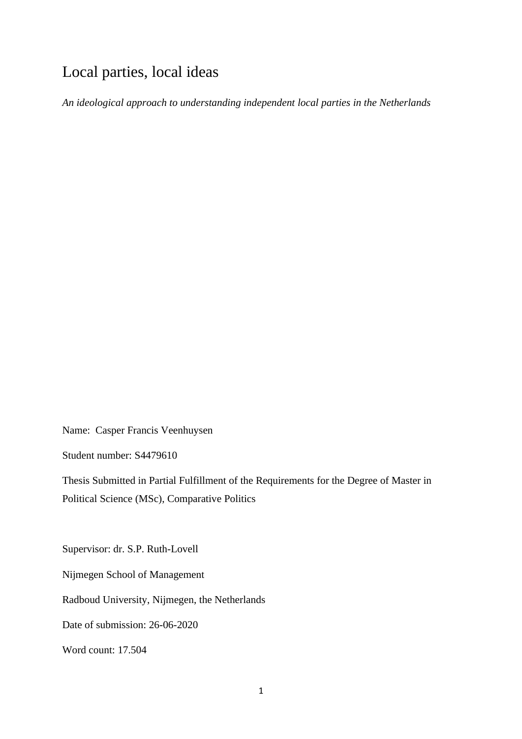# Local parties, local ideas

*An ideological approach to understanding independent local parties in the Netherlands*

Name: Casper Francis Veenhuysen

Student number: S4479610

Thesis Submitted in Partial Fulfillment of the Requirements for the Degree of Master in Political Science (MSc), Comparative Politics

Supervisor: dr. S.P. Ruth-Lovell

Nijmegen School of Management

Radboud University, Nijmegen, the Netherlands

Date of submission: 26-06-2020

Word count: 17.504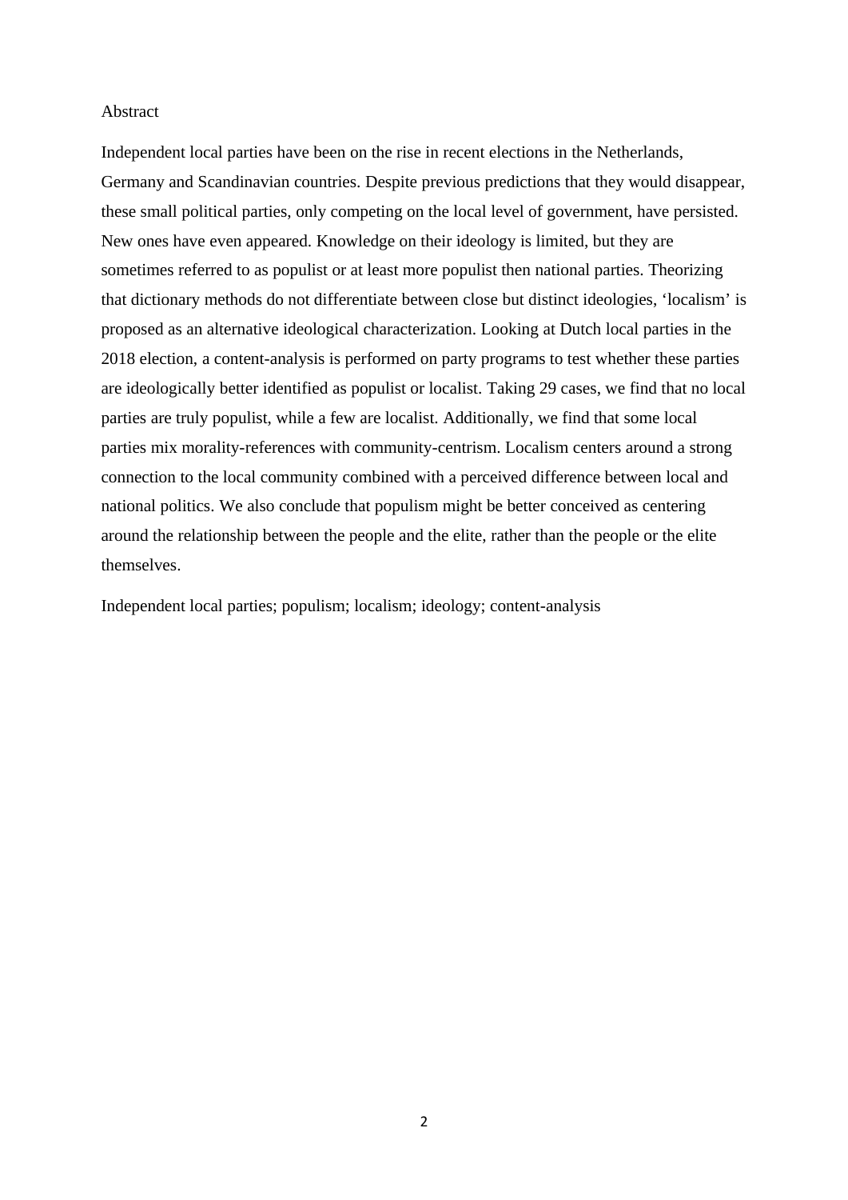## Abstract

Independent local parties have been on the rise in recent elections in the Netherlands, Germany and Scandinavian countries. Despite previous predictions that they would disappear, these small political parties, only competing on the local level of government, have persisted. New ones have even appeared. Knowledge on their ideology is limited, but they are sometimes referred to as populist or at least more populist then national parties. Theorizing that dictionary methods do not differentiate between close but distinct ideologies, 'localism' is proposed as an alternative ideological characterization. Looking at Dutch local parties in the 2018 election, a content-analysis is performed on party programs to test whether these parties are ideologically better identified as populist or localist. Taking 29 cases, we find that no local parties are truly populist, while a few are localist. Additionally, we find that some local parties mix morality-references with community-centrism. Localism centers around a strong connection to the local community combined with a perceived difference between local and national politics. We also conclude that populism might be better conceived as centering around the relationship between the people and the elite, rather than the people or the elite themselves.

Independent local parties; populism; localism; ideology; content-analysis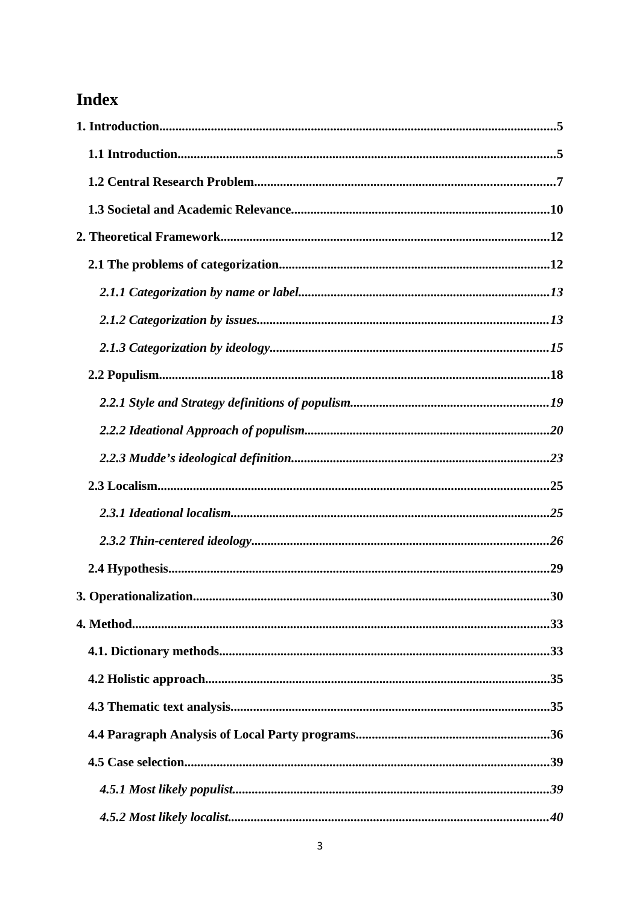# Index

**1. Introduction.........................................................................................................................5**

**1.1 Introduction....................................................................................................................5**

**1.2 Central Research Problem.............................................................................................7**

**1.3 Societal and Academic Relevance...............................................................................10**

**2. Theoretical Framework....................................................................................................12**

**2.1 The problems of categorization...................................................................................12**

***2.1.1 Categorization by name or label.............................................................................13***

***2.1.2 Categorization by issues..........................................................................................13***

***2.1.3 Categorization by ideology......................................................................................15***

**2.2 Populism........................................................................................................................18**

***2.2.1 Style and Strategy definitions of populism.............................................................19***

***2.2.2 Ideational Approach of populism...........................................................................20***

***2.2.3 Mudde's ideological definition...............................................................................23***

**2.3 Localism........................................................................................................................25**

***2.3.1 Ideational localism..................................................................................................25***

***2.3.2 Thin-centered ideology...........................................................................................26***

**2.4 Hypothesis.....................................................................................................................29**

**3. Operationalization.............................................................................................................30**

**4. Method................................................................................................................................33**

**4.1. Dictionary methods.....................................................................................................33**

**4.2 Holistic approach..........................................................................................................35**

**4.3 Thematic text analysis..................................................................................................35**

**4.4 Paragraph Analysis of Local Party programs............................................................36**

**4.5 Case selection................................................................................................................39**

***4.5.1 Most likely populist.................................................................................................39***

***4.5.2 Most likely localist..................................................................................................40***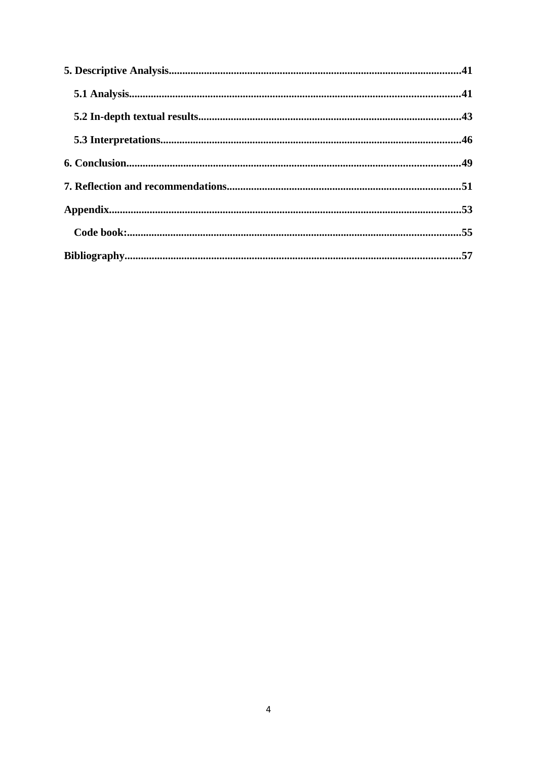**5. Descriptive Analysis**......................................................................................................**41**

**5.1 Analysis**......................................................................................................................**41**

**5.2 In-depth textual results**...............................................................................................**43**

**5.3 Interpretations**.............................................................................................................**46**

**6. Conclusion**......................................................................................................................**49**

**7. Reflection and recommendations**....................................................................................**51**

**Appendix**.............................................................................................................................**53**

**Code book:**.........................................................................................................................**55**

**Bibliography**.......................................................................................................................**57**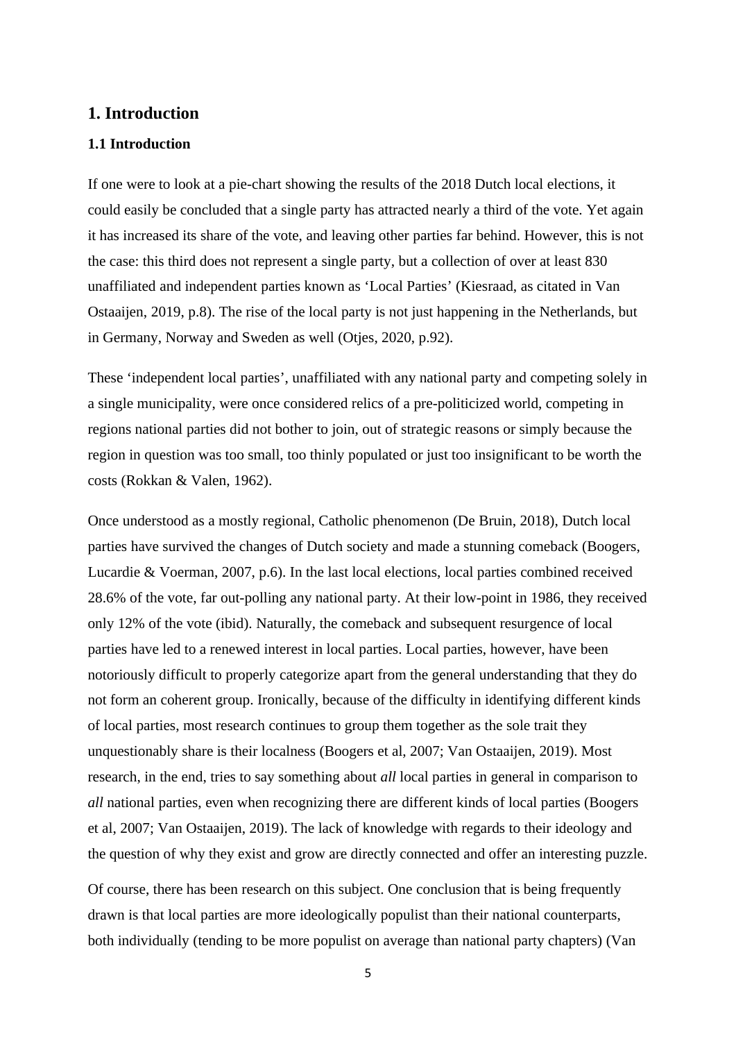# 1. Introduction

## 1.1 Introduction

If one were to look at a pie-chart showing the results of the 2018 Dutch local elections, it could easily be concluded that a single party has attracted nearly a third of the vote. Yet again it has increased its share of the vote, and leaving other parties far behind. However, this is not the case: this third does not represent a single party, but a collection of over at least 830 unaffiliated and independent parties known as 'Local Parties' (Kiesraad, as citated in Van Ostaaijen, 2019, p.8). The rise of the local party is not just happening in the Netherlands, but in Germany, Norway and Sweden as well (Otjes, 2020, p.92).

These 'independent local parties', unaffiliated with any national party and competing solely in a single municipality, were once considered relics of a pre-politicized world, competing in regions national parties did not bother to join, out of strategic reasons or simply because the region in question was too small, too thinly populated or just too insignificant to be worth the costs (Rokkan & Valen, 1962).

Once understood as a mostly regional, Catholic phenomenon (De Bruin, 2018), Dutch local parties have survived the changes of Dutch society and made a stunning comeback (Boogers, Lucardie & Voerman, 2007, p.6). In the last local elections, local parties combined received 28.6% of the vote, far out-polling any national party. At their low-point in 1986, they received only 12% of the vote (ibid). Naturally, the comeback and subsequent resurgence of local parties have led to a renewed interest in local parties. Local parties, however, have been notoriously difficult to properly categorize apart from the general understanding that they do not form an coherent group. Ironically, because of the difficulty in identifying different kinds of local parties, most research continues to group them together as the sole trait they unquestionably share is their localness (Boogers et al, 2007; Van Ostaaijen, 2019). Most research, in the end, tries to say something about *all* local parties in general in comparison to *all* national parties, even when recognizing there are different kinds of local parties (Boogers et al, 2007; Van Ostaaijen, 2019). The lack of knowledge with regards to their ideology and the question of why they exist and grow are directly connected and offer an interesting puzzle.

Of course, there has been research on this subject. One conclusion that is being frequently drawn is that local parties are more ideologically populist than their national counterparts, both individually (tending to be more populist on average than national party chapters) (Van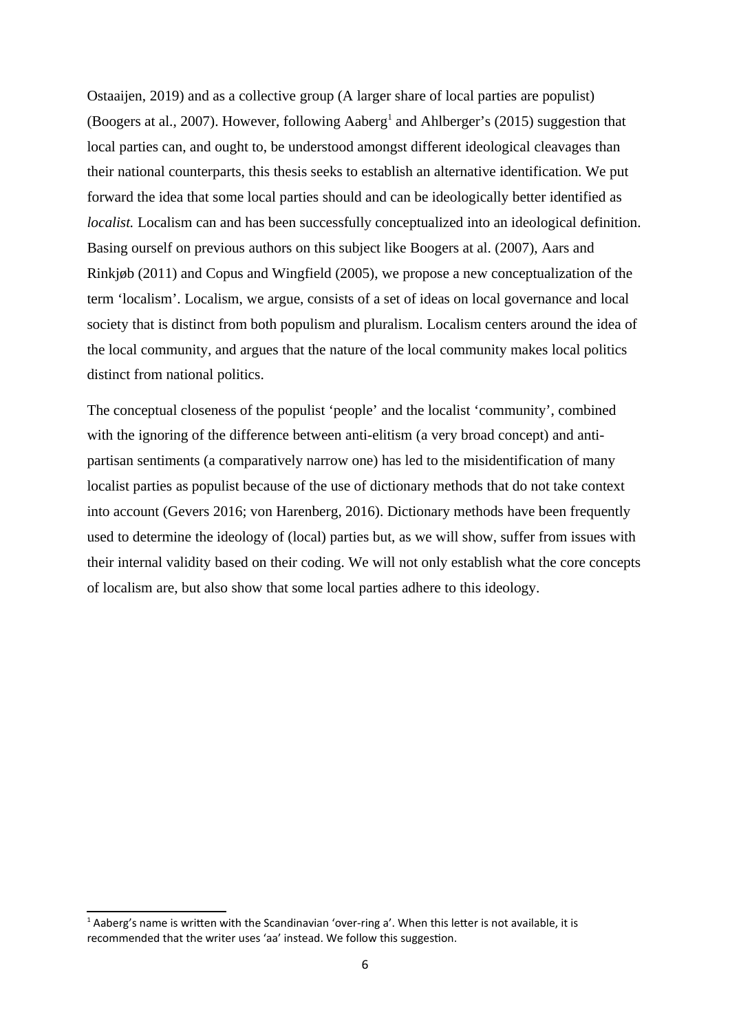Ostaaijen, 2019) and as a collective group (A larger share of local parties are populist) (Boogers at al., 2007). However, following Aaberg[1] and Ahlberger's (2015) suggestion that local parties can, and ought to, be understood amongst different ideological cleavages than their national counterparts, this thesis seeks to establish an alternative identification. We put forward the idea that some local parties should and can be ideologically better identified as *localist.* Localism can and has been successfully conceptualized into an ideological definition. Basing ourself on previous authors on this subject like Boogers at al. (2007), Aars and Rinkjøb (2011) and Copus and Wingfield (2005), we propose a new conceptualization of the term 'localism'. Localism, we argue, consists of a set of ideas on local governance and local society that is distinct from both populism and pluralism. Localism centers around the idea of the local community, and argues that the nature of the local community makes local politics distinct from national politics.

The conceptual closeness of the populist 'people' and the localist 'community', combined with the ignoring of the difference between anti-elitism (a very broad concept) and anti-partisan sentiments (a comparatively narrow one) has led to the misidentification of many localist parties as populist because of the use of dictionary methods that do not take context into account (Gevers 2016; von Harenberg, 2016). Dictionary methods have been frequently used to determine the ideology of (local) parties but, as we will show, suffer from issues with their internal validity based on their coding. We will not only establish what the core concepts of localism are, but also show that some local parties adhere to this ideology.

[1] Aaberg's name is written with the Scandinavian 'over-ring a'. When this letter is not available, it is recommended that the writer uses 'aa' instead. We follow this suggestion.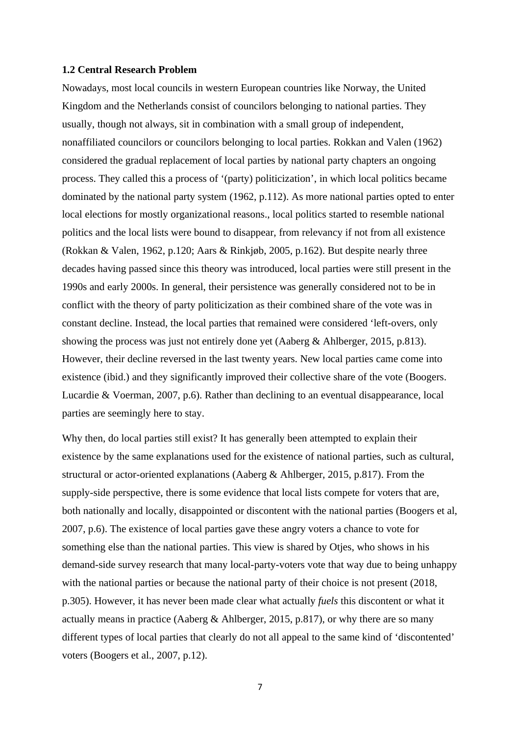**1.2 Central Research Problem**

Nowadays, most local councils in western European countries like Norway, the United Kingdom and the Netherlands consist of councilors belonging to national parties. They usually, though not always, sit in combination with a small group of independent, nonaffiliated councilors or councilors belonging to local parties. Rokkan and Valen (1962) considered the gradual replacement of local parties by national party chapters an ongoing process. They called this a process of '(party) politicization', in which local politics became dominated by the national party system (1962, p.112). As more national parties opted to enter local elections for mostly organizational reasons., local politics started to resemble national politics and the local lists were bound to disappear, from relevancy if not from all existence (Rokkan & Valen, 1962, p.120; Aars & Rinkjøb, 2005, p.162). But despite nearly three decades having passed since this theory was introduced, local parties were still present in the 1990s and early 2000s. In general, their persistence was generally considered not to be in conflict with the theory of party politicization as their combined share of the vote was in constant decline. Instead, the local parties that remained were considered 'left-overs, only showing the process was just not entirely done yet (Aaberg & Ahlberger, 2015, p.813). However, their decline reversed in the last twenty years. New local parties came come into existence (ibid.) and they significantly improved their collective share of the vote (Boogers. Lucardie & Voerman, 2007, p.6). Rather than declining to an eventual disappearance, local parties are seemingly here to stay.

Why then, do local parties still exist? It has generally been attempted to explain their existence by the same explanations used for the existence of national parties, such as cultural, structural or actor-oriented explanations (Aaberg & Ahlberger, 2015, p.817). From the supply-side perspective, there is some evidence that local lists compete for voters that are, both nationally and locally, disappointed or discontent with the national parties (Boogers et al, 2007, p.6). The existence of local parties gave these angry voters a chance to vote for something else than the national parties. This view is shared by Otjes, who shows in his demand-side survey research that many local-party-voters vote that way due to being unhappy with the national parties or because the national party of their choice is not present (2018, p.305). However, it has never been made clear what actually *fuels* this discontent or what it actually means in practice (Aaberg & Ahlberger, 2015, p.817), or why there are so many different types of local parties that clearly do not all appeal to the same kind of 'discontented' voters (Boogers et al., 2007, p.12).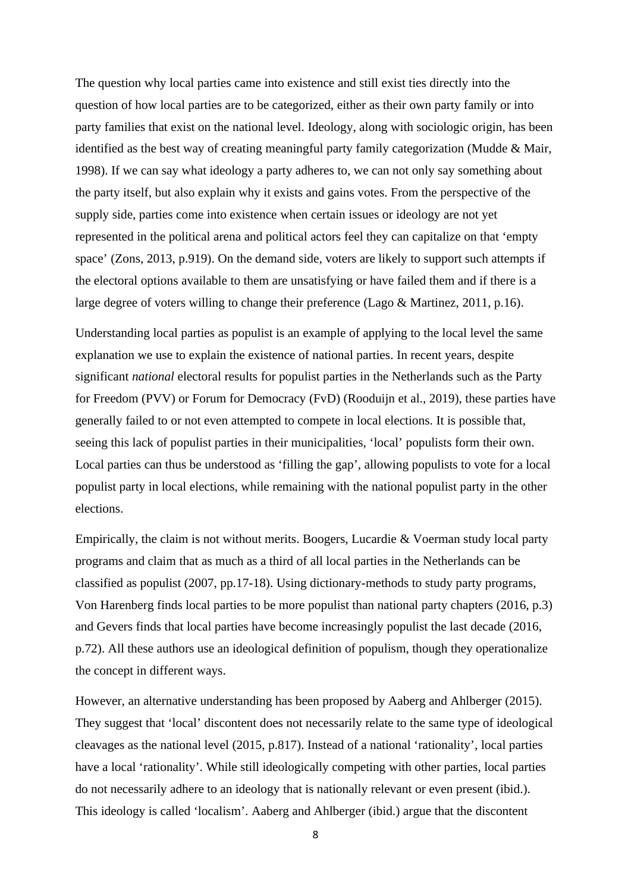The question why local parties came into existence and still exist ties directly into the question of how local parties are to be categorized, either as their own party family or into party families that exist on the national level. Ideology, along with sociologic origin, has been identified as the best way of creating meaningful party family categorization (Mudde & Mair, 1998). If we can say what ideology a party adheres to, we can not only say something about the party itself, but also explain why it exists and gains votes. From the perspective of the supply side, parties come into existence when certain issues or ideology are not yet represented in the political arena and political actors feel they can capitalize on that 'empty space' (Zons, 2013, p.919). On the demand side, voters are likely to support such attempts if the electoral options available to them are unsatisfying or have failed them and if there is a large degree of voters willing to change their preference (Lago & Martinez, 2011, p.16).

Understanding local parties as populist is an example of applying to the local level the same explanation we use to explain the existence of national parties. In recent years, despite significant *national* electoral results for populist parties in the Netherlands such as the Party for Freedom (PVV) or Forum for Democracy (FvD) (Rooduijn et al., 2019), these parties have generally failed to or not even attempted to compete in local elections. It is possible that, seeing this lack of populist parties in their municipalities, 'local' populists form their own. Local parties can thus be understood as 'filling the gap', allowing populists to vote for a local populist party in local elections, while remaining with the national populist party in the other elections.

Empirically, the claim is not without merits. Boogers, Lucardie & Voerman study local party programs and claim that as much as a third of all local parties in the Netherlands can be classified as populist (2007, pp.17-18). Using dictionary-methods to study party programs, Von Harenberg finds local parties to be more populist than national party chapters (2016, p.3) and Gevers finds that local parties have become increasingly populist the last decade (2016, p.72). All these authors use an ideological definition of populism, though they operationalize the concept in different ways.

However, an alternative understanding has been proposed by Aaberg and Ahlberger (2015). They suggest that 'local' discontent does not necessarily relate to the same type of ideological cleavages as the national level (2015, p.817). Instead of a national 'rationality', local parties have a local 'rationality'. While still ideologically competing with other parties, local parties do not necessarily adhere to an ideology that is nationally relevant or even present (ibid.). This ideology is called 'localism'. Aaberg and Ahlberger (ibid.) argue that the discontent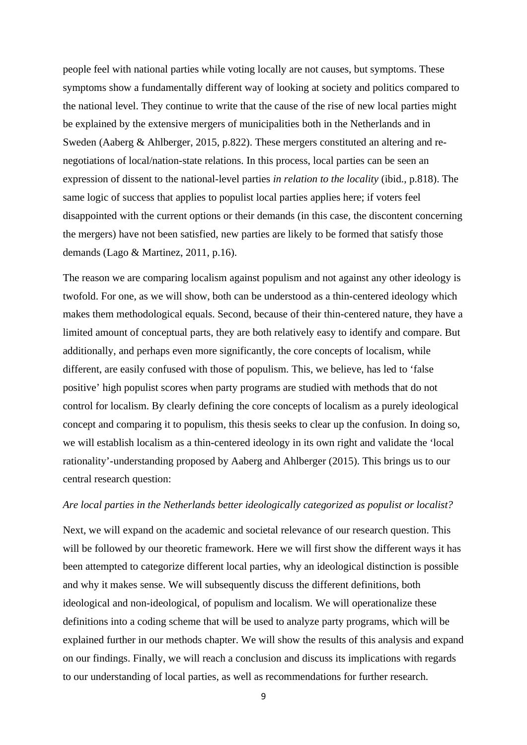people feel with national parties while voting locally are not causes, but symptoms. These symptoms show a fundamentally different way of looking at society and politics compared to the national level. They continue to write that the cause of the rise of new local parties might be explained by the extensive mergers of municipalities both in the Netherlands and in Sweden (Aaberg & Ahlberger, 2015, p.822). These mergers constituted an altering and re-negotiations of local/nation-state relations. In this process, local parties can be seen an expression of dissent to the national-level parties *in relation to the locality* (ibid., p.818). The same logic of success that applies to populist local parties applies here; if voters feel disappointed with the current options or their demands (in this case, the discontent concerning the mergers) have not been satisfied, new parties are likely to be formed that satisfy those demands (Lago & Martinez, 2011, p.16).

The reason we are comparing localism against populism and not against any other ideology is twofold. For one, as we will show, both can be understood as a thin-centered ideology which makes them methodological equals. Second, because of their thin-centered nature, they have a limited amount of conceptual parts, they are both relatively easy to identify and compare. But additionally, and perhaps even more significantly, the core concepts of localism, while different, are easily confused with those of populism. This, we believe, has led to 'false positive' high populist scores when party programs are studied with methods that do not control for localism. By clearly defining the core concepts of localism as a purely ideological concept and comparing it to populism, this thesis seeks to clear up the confusion. In doing so, we will establish localism as a thin-centered ideology in its own right and validate the 'local rationality'-understanding proposed by Aaberg and Ahlberger (2015). This brings us to our central research question:

*Are local parties in the Netherlands better ideologically categorized as populist or localist?*

Next, we will expand on the academic and societal relevance of our research question. This will be followed by our theoretic framework. Here we will first show the different ways it has been attempted to categorize different local parties, why an ideological distinction is possible and why it makes sense. We will subsequently discuss the different definitions, both ideological and non-ideological, of populism and localism. We will operationalize these definitions into a coding scheme that will be used to analyze party programs, which will be explained further in our methods chapter. We will show the results of this analysis and expand on our findings. Finally, we will reach a conclusion and discuss its implications with regards to our understanding of local parties, as well as recommendations for further research.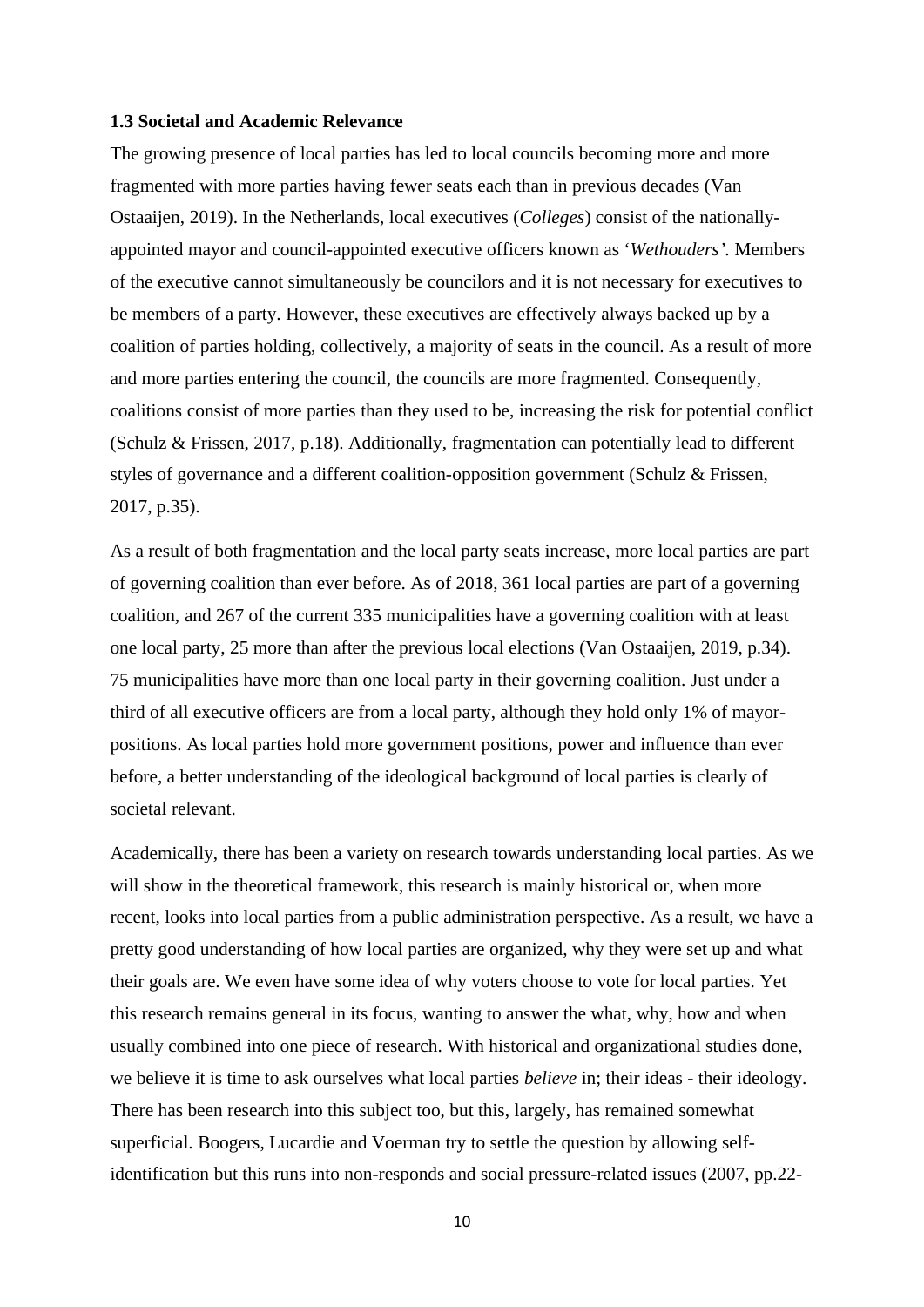### 1.3 Societal and Academic Relevance

The growing presence of local parties has led to local councils becoming more and more fragmented with more parties having fewer seats each than in previous decades (Van Ostaaijen, 2019). In the Netherlands, local executives (*Colleges*) consist of the nationally-appointed mayor and council-appointed executive officers known as '*Wethouders'*. Members of the executive cannot simultaneously be councilors and it is not necessary for executives to be members of a party. However, these executives are effectively always backed up by a coalition of parties holding, collectively, a majority of seats in the council. As a result of more and more parties entering the council, the councils are more fragmented. Consequently, coalitions consist of more parties than they used to be, increasing the risk for potential conflict (Schulz & Frissen, 2017, p.18). Additionally, fragmentation can potentially lead to different styles of governance and a different coalition-opposition government (Schulz & Frissen, 2017, p.35).

As a result of both fragmentation and the local party seats increase, more local parties are part of governing coalition than ever before. As of 2018, 361 local parties are part of a governing coalition, and 267 of the current 335 municipalities have a governing coalition with at least one local party, 25 more than after the previous local elections (Van Ostaaijen, 2019, p.34). 75 municipalities have more than one local party in their governing coalition. Just under a third of all executive officers are from a local party, although they hold only 1% of mayor-positions. As local parties hold more government positions, power and influence than ever before, a better understanding of the ideological background of local parties is clearly of societal relevant.

Academically, there has been a variety on research towards understanding local parties. As we will show in the theoretical framework, this research is mainly historical or, when more recent, looks into local parties from a public administration perspective. As a result, we have a pretty good understanding of how local parties are organized, why they were set up and what their goals are. We even have some idea of why voters choose to vote for local parties. Yet this research remains general in its focus, wanting to answer the what, why, how and when usually combined into one piece of research. With historical and organizational studies done, we believe it is time to ask ourselves what local parties *believe* in; their ideas - their ideology. There has been research into this subject too, but this, largely, has remained somewhat superficial. Boogers, Lucardie and Voerman try to settle the question by allowing self-identification but this runs into non-responds and social pressure-related issues (2007, pp.22-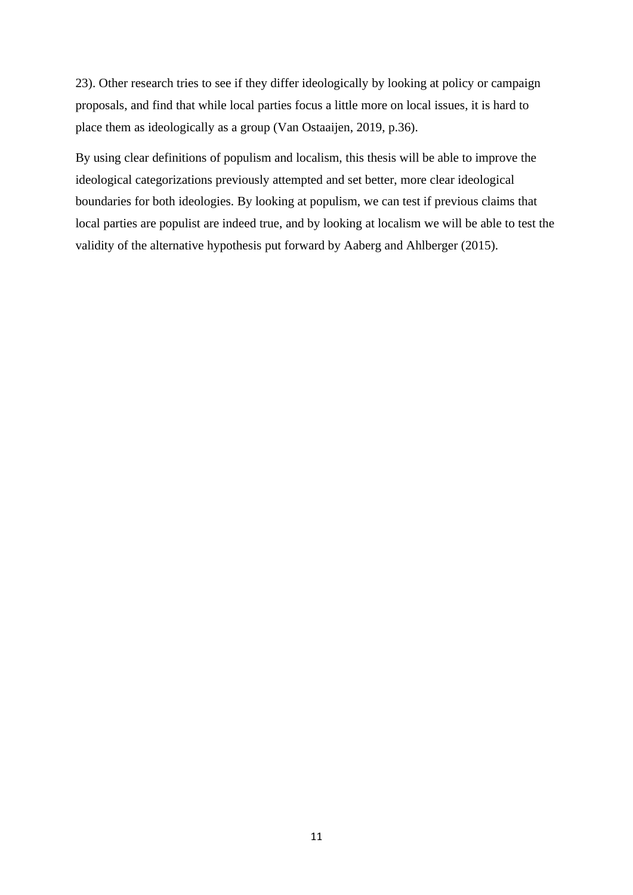23). Other research tries to see if they differ ideologically by looking at policy or campaign proposals, and find that while local parties focus a little more on local issues, it is hard to place them as ideologically as a group (Van Ostaaijen, 2019, p.36).

By using clear definitions of populism and localism, this thesis will be able to improve the ideological categorizations previously attempted and set better, more clear ideological boundaries for both ideologies. By looking at populism, we can test if previous claims that local parties are populist are indeed true, and by looking at localism we will be able to test the validity of the alternative hypothesis put forward by Aaberg and Ahlberger (2015).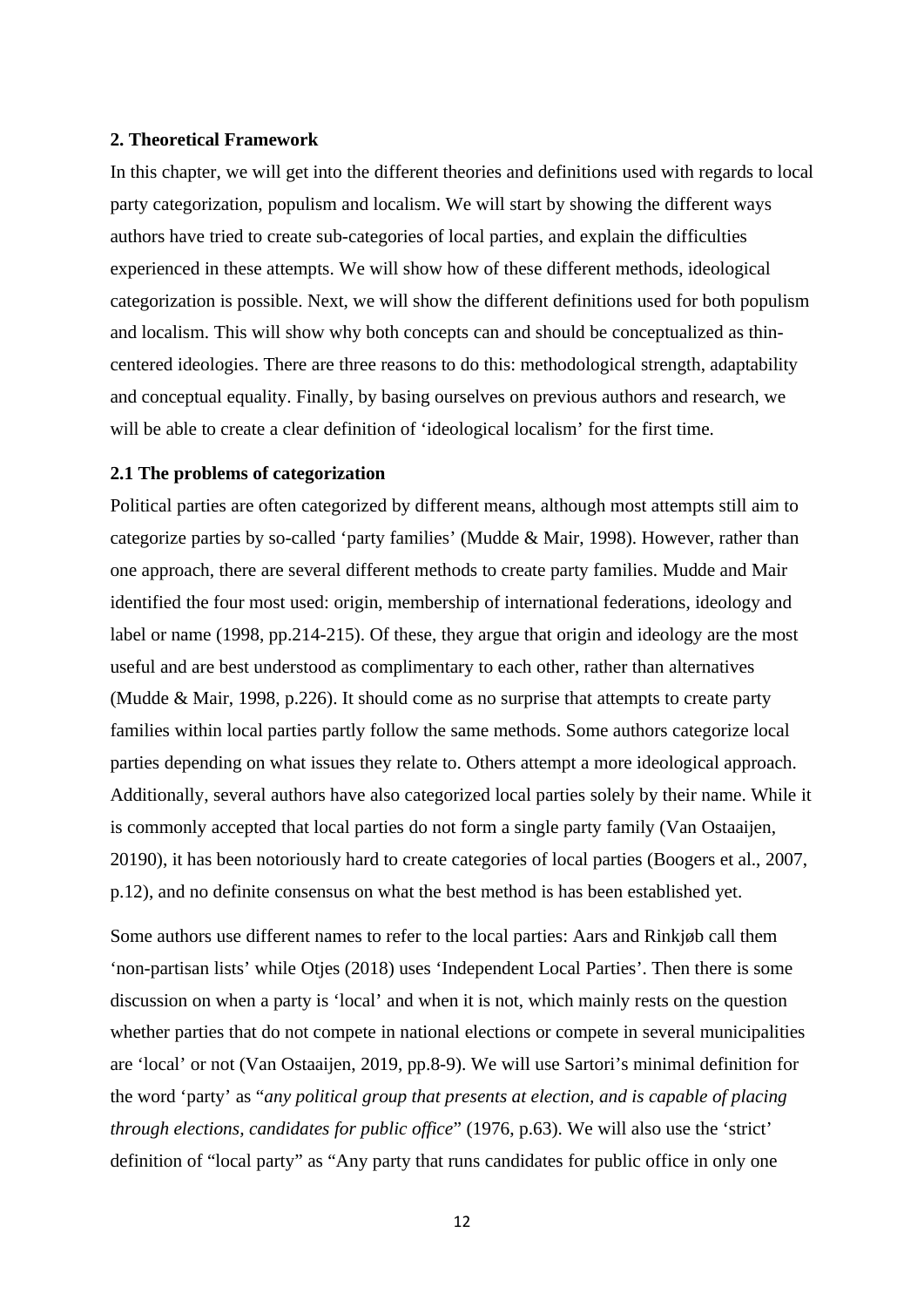## 2. Theoretical Framework

In this chapter, we will get into the different theories and definitions used with regards to local party categorization, populism and localism. We will start by showing the different ways authors have tried to create sub-categories of local parties, and explain the difficulties experienced in these attempts. We will show how of these different methods, ideological categorization is possible. Next, we will show the different definitions used for both populism and localism. This will show why both concepts can and should be conceptualized as thin-centered ideologies. There are three reasons to do this: methodological strength, adaptability and conceptual equality. Finally, by basing ourselves on previous authors and research, we will be able to create a clear definition of 'ideological localism' for the first time.

### 2.1 The problems of categorization

Political parties are often categorized by different means, although most attempts still aim to categorize parties by so-called 'party families' (Mudde & Mair, 1998). However, rather than one approach, there are several different methods to create party families. Mudde and Mair identified the four most used: origin, membership of international federations, ideology and label or name (1998, pp.214-215). Of these, they argue that origin and ideology are the most useful and are best understood as complimentary to each other, rather than alternatives (Mudde & Mair, 1998, p.226). It should come as no surprise that attempts to create party families within local parties partly follow the same methods. Some authors categorize local parties depending on what issues they relate to. Others attempt a more ideological approach. Additionally, several authors have also categorized local parties solely by their name. While it is commonly accepted that local parties do not form a single party family (Van Ostaaijen, 20190), it has been notoriously hard to create categories of local parties (Boogers et al., 2007, p.12), and no definite consensus on what the best method is has been established yet.

Some authors use different names to refer to the local parties: Aars and Rinkjøb call them 'non-partisan lists' while Otjes (2018) uses 'Independent Local Parties'. Then there is some discussion on when a party is 'local' and when it is not, which mainly rests on the question whether parties that do not compete in national elections or compete in several municipalities are 'local' or not (Van Ostaaijen, 2019, pp.8-9). We will use Sartori's minimal definition for the word 'party' as "*any political group that presents at election, and is capable of placing through elections, candidates for public office*" (1976, p.63). We will also use the 'strict' definition of "local party" as "Any party that runs candidates for public office in only one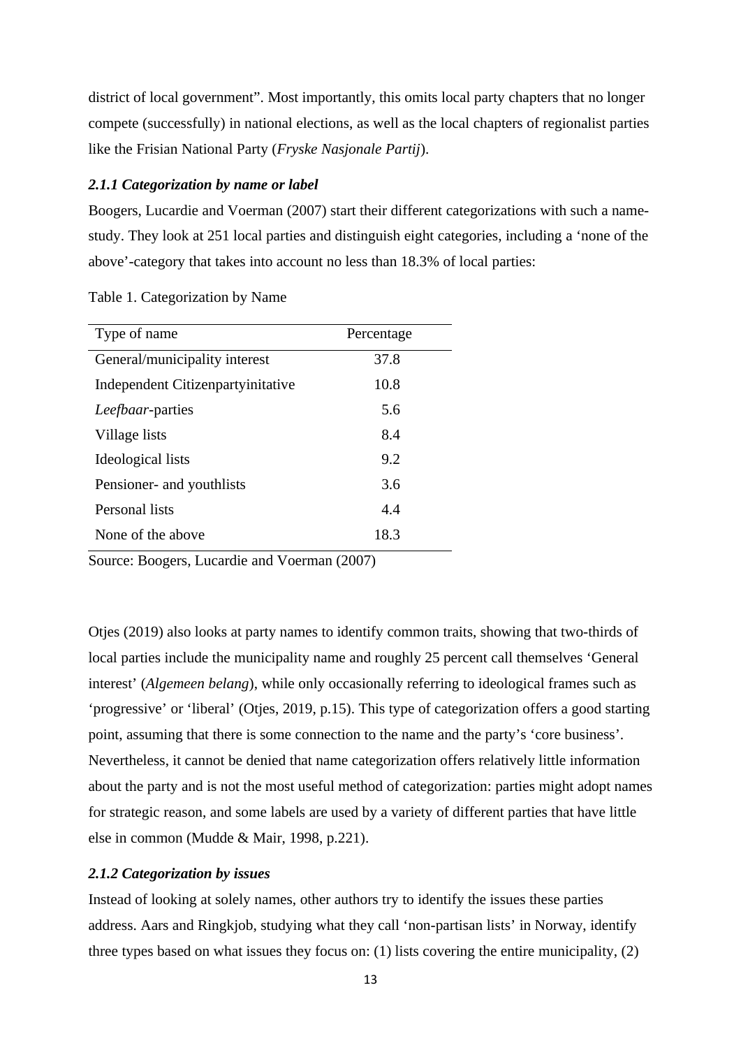district of local government". Most importantly, this omits local party chapters that no longer compete (successfully) in national elections, as well as the local chapters of regionalist parties like the Frisian National Party (*Fryske Nasjonale Partij*).

### *2.1.1 Categorization by name or label*

Boogers, Lucardie and Voerman (2007) start their different categorizations with such a name-study. They look at 251 local parties and distinguish eight categories, including a 'none of the above'-category that takes into account no less than 18.3% of local parties:

Table 1. Categorization by Name

| Type of name | Percentage |
|---|---|
| General/municipality interest | 37.8 |
| Independent Citizenpartyinitative | 10.8 |
| *Leefbaar*-parties | 5.6 |
| Village lists | 8.4 |
| Ideological lists | 9.2 |
| Pensioner- and youthlists | 3.6 |
| Personal lists | 4.4 |
| None of the above | 18.3 |

Source: Boogers, Lucardie and Voerman (2007)

Otjes (2019) also looks at party names to identify common traits, showing that two-thirds of local parties include the municipality name and roughly 25 percent call themselves 'General interest' (*Algemeen belang*), while only occasionally referring to ideological frames such as 'progressive' or 'liberal' (Otjes, 2019, p.15). This type of categorization offers a good starting point, assuming that there is some connection to the name and the party's 'core business'. Nevertheless, it cannot be denied that name categorization offers relatively little information about the party and is not the most useful method of categorization: parties might adopt names for strategic reason, and some labels are used by a variety of different parties that have little else in common (Mudde & Mair, 1998, p.221).

### *2.1.2 Categorization by issues*

Instead of looking at solely names, other authors try to identify the issues these parties address. Aars and Ringkjob, studying what they call 'non-partisan lists' in Norway, identify three types based on what issues they focus on: (1) lists covering the entire municipality, (2)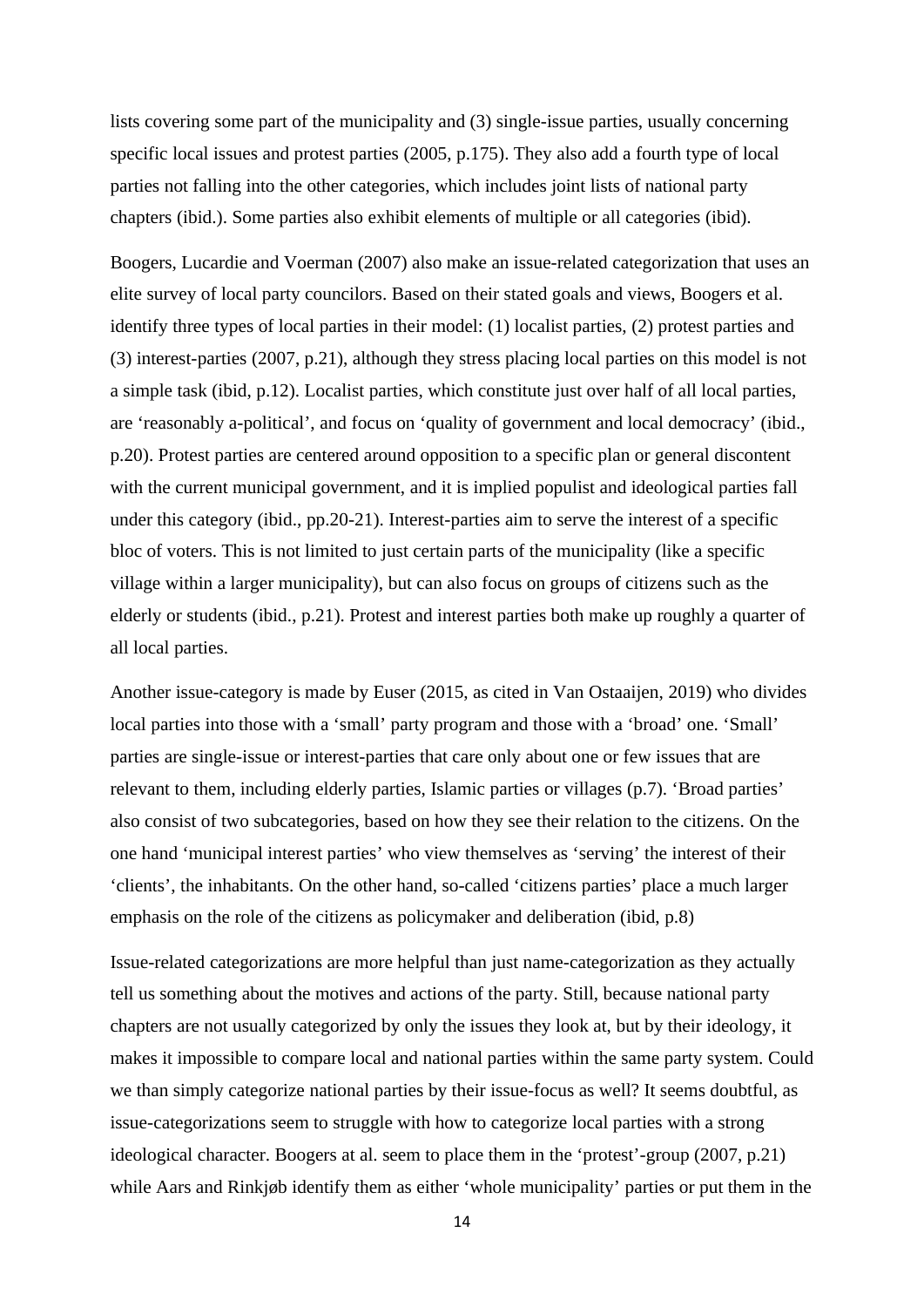lists covering some part of the municipality and (3) single-issue parties, usually concerning specific local issues and protest parties (2005, p.175). They also add a fourth type of local parties not falling into the other categories, which includes joint lists of national party chapters (ibid.). Some parties also exhibit elements of multiple or all categories (ibid).

Boogers, Lucardie and Voerman (2007) also make an issue-related categorization that uses an elite survey of local party councilors. Based on their stated goals and views, Boogers et al. identify three types of local parties in their model: (1) localist parties, (2) protest parties and (3) interest-parties (2007, p.21), although they stress placing local parties on this model is not a simple task (ibid, p.12). Localist parties, which constitute just over half of all local parties, are 'reasonably a-political', and focus on 'quality of government and local democracy' (ibid., p.20). Protest parties are centered around opposition to a specific plan or general discontent with the current municipal government, and it is implied populist and ideological parties fall under this category (ibid., pp.20-21). Interest-parties aim to serve the interest of a specific bloc of voters. This is not limited to just certain parts of the municipality (like a specific village within a larger municipality), but can also focus on groups of citizens such as the elderly or students (ibid., p.21). Protest and interest parties both make up roughly a quarter of all local parties.

Another issue-category is made by Euser (2015, as cited in Van Ostaaijen, 2019) who divides local parties into those with a 'small' party program and those with a 'broad' one. 'Small' parties are single-issue or interest-parties that care only about one or few issues that are relevant to them, including elderly parties, Islamic parties or villages (p.7). 'Broad parties' also consist of two subcategories, based on how they see their relation to the citizens. On the one hand 'municipal interest parties' who view themselves as 'serving' the interest of their 'clients', the inhabitants. On the other hand, so-called 'citizens parties' place a much larger emphasis on the role of the citizens as policymaker and deliberation (ibid, p.8)

Issue-related categorizations are more helpful than just name-categorization as they actually tell us something about the motives and actions of the party. Still, because national party chapters are not usually categorized by only the issues they look at, but by their ideology, it makes it impossible to compare local and national parties within the same party system. Could we than simply categorize national parties by their issue-focus as well? It seems doubtful, as issue-categorizations seem to struggle with how to categorize local parties with a strong ideological character. Boogers at al. seem to place them in the 'protest'-group (2007, p.21) while Aars and Rinkjøb identify them as either 'whole municipality' parties or put them in the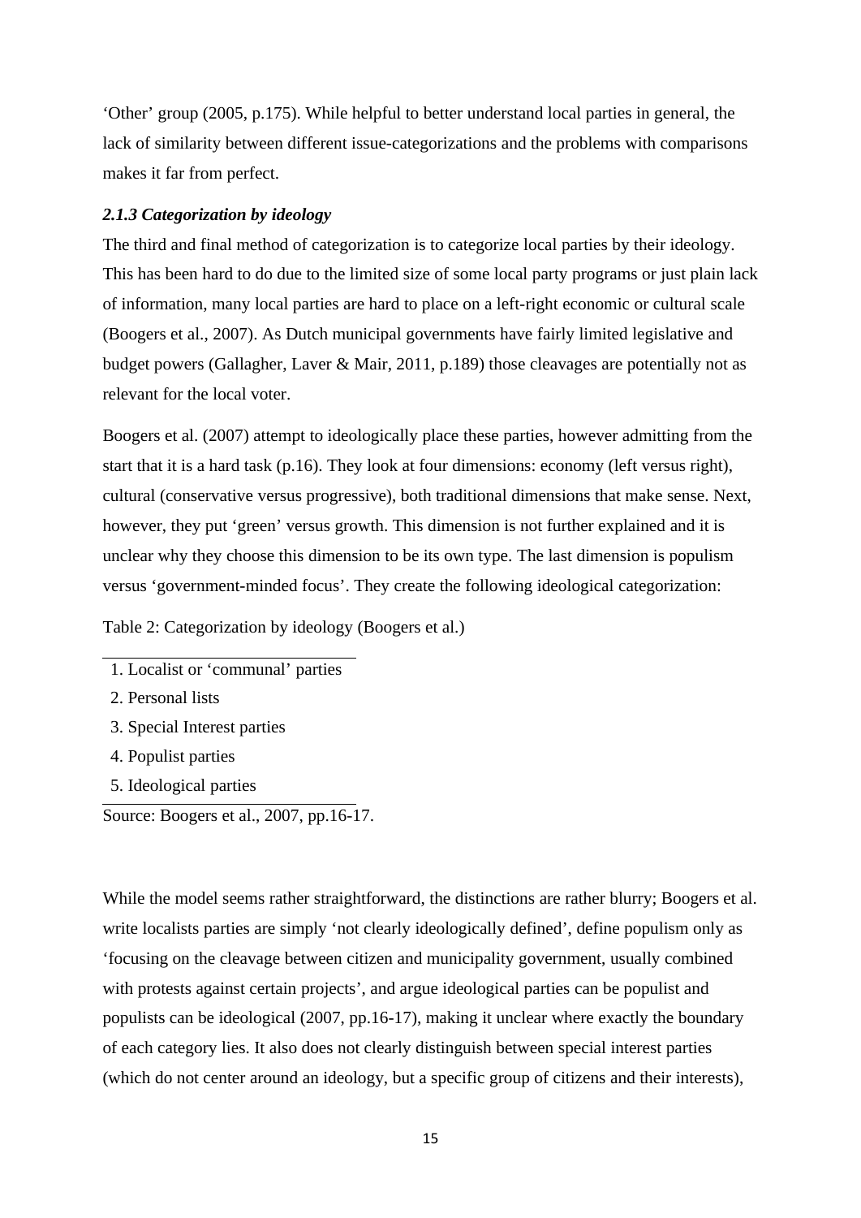'Other' group (2005, p.175). While helpful to better understand local parties in general, the lack of similarity between different issue-categorizations and the problems with comparisons makes it far from perfect.

### *2.1.3 Categorization by ideology*

The third and final method of categorization is to categorize local parties by their ideology. This has been hard to do due to the limited size of some local party programs or just plain lack of information, many local parties are hard to place on a left-right economic or cultural scale (Boogers et al., 2007). As Dutch municipal governments have fairly limited legislative and budget powers (Gallagher, Laver & Mair, 2011, p.189) those cleavages are potentially not as relevant for the local voter.

Boogers et al. (2007) attempt to ideologically place these parties, however admitting from the start that it is a hard task (p.16). They look at four dimensions: economy (left versus right), cultural (conservative versus progressive), both traditional dimensions that make sense. Next, however, they put 'green' versus growth. This dimension is not further explained and it is unclear why they choose this dimension to be its own type. The last dimension is populism versus 'government-minded focus'. They create the following ideological categorization:

Table 2: Categorization by ideology (Boogers et al.)

| |
|---|
| 1. Localist or 'communal' parties |
| 2. Personal lists |
| 3. Special Interest parties |
| 4. Populist parties |
| 5. Ideological parties |

Source: Boogers et al., 2007, pp.16-17.

While the model seems rather straightforward, the distinctions are rather blurry; Boogers et al. write localists parties are simply 'not clearly ideologically defined', define populism only as 'focusing on the cleavage between citizen and municipality government, usually combined with protests against certain projects', and argue ideological parties can be populist and populists can be ideological (2007, pp.16-17), making it unclear where exactly the boundary of each category lies. It also does not clearly distinguish between special interest parties (which do not center around an ideology, but a specific group of citizens and their interests),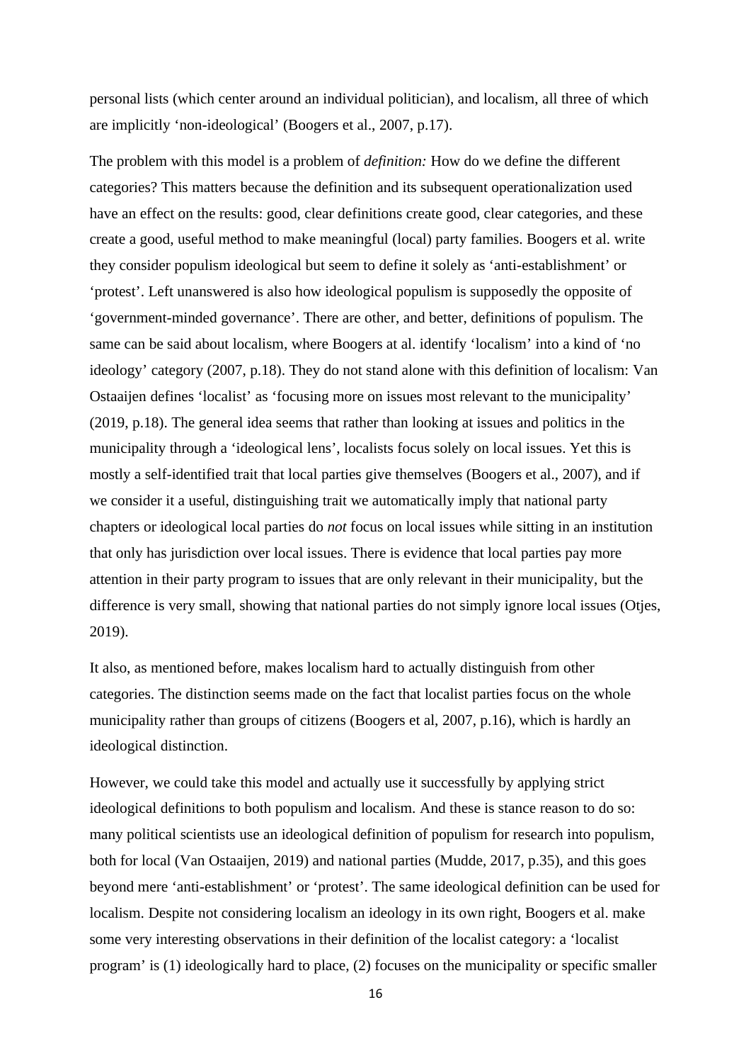personal lists (which center around an individual politician), and localism, all three of which are implicitly 'non-ideological' (Boogers et al., 2007, p.17).

The problem with this model is a problem of *definition:* How do we define the different categories? This matters because the definition and its subsequent operationalization used have an effect on the results: good, clear definitions create good, clear categories, and these create a good, useful method to make meaningful (local) party families. Boogers et al. write they consider populism ideological but seem to define it solely as 'anti-establishment' or 'protest'. Left unanswered is also how ideological populism is supposedly the opposite of 'government-minded governance'. There are other, and better, definitions of populism. The same can be said about localism, where Boogers at al. identify 'localism' into a kind of 'no ideology' category (2007, p.18). They do not stand alone with this definition of localism: Van Ostaaijen defines 'localist' as 'focusing more on issues most relevant to the municipality' (2019, p.18). The general idea seems that rather than looking at issues and politics in the municipality through a 'ideological lens', localists focus solely on local issues. Yet this is mostly a self-identified trait that local parties give themselves (Boogers et al., 2007), and if we consider it a useful, distinguishing trait we automatically imply that national party chapters or ideological local parties do *not* focus on local issues while sitting in an institution that only has jurisdiction over local issues. There is evidence that local parties pay more attention in their party program to issues that are only relevant in their municipality, but the difference is very small, showing that national parties do not simply ignore local issues (Otjes, 2019).

It also, as mentioned before, makes localism hard to actually distinguish from other categories. The distinction seems made on the fact that localist parties focus on the whole municipality rather than groups of citizens (Boogers et al, 2007, p.16), which is hardly an ideological distinction.

However, we could take this model and actually use it successfully by applying strict ideological definitions to both populism and localism. And these is stance reason to do so: many political scientists use an ideological definition of populism for research into populism, both for local (Van Ostaaijen, 2019) and national parties (Mudde, 2017, p.35), and this goes beyond mere 'anti-establishment' or 'protest'. The same ideological definition can be used for localism. Despite not considering localism an ideology in its own right, Boogers et al. make some very interesting observations in their definition of the localist category: a 'localist program' is (1) ideologically hard to place, (2) focuses on the municipality or specific smaller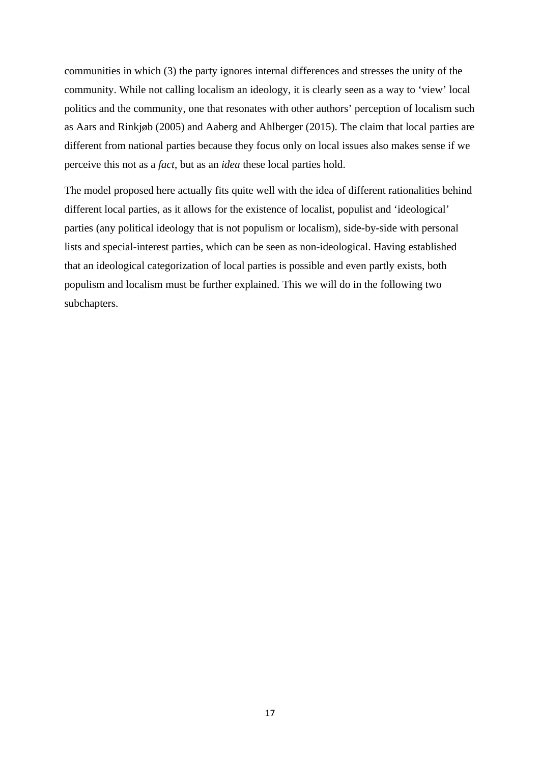communities in which (3) the party ignores internal differences and stresses the unity of the community. While not calling localism an ideology, it is clearly seen as a way to 'view' local politics and the community, one that resonates with other authors' perception of localism such as Aars and Rinkjøb (2005) and Aaberg and Ahlberger (2015). The claim that local parties are different from national parties because they focus only on local issues also makes sense if we perceive this not as a *fact*, but as an *idea* these local parties hold.

The model proposed here actually fits quite well with the idea of different rationalities behind different local parties, as it allows for the existence of localist, populist and 'ideological' parties (any political ideology that is not populism or localism), side-by-side with personal lists and special-interest parties, which can be seen as non-ideological. Having established that an ideological categorization of local parties is possible and even partly exists, both populism and localism must be further explained. This we will do in the following two subchapters.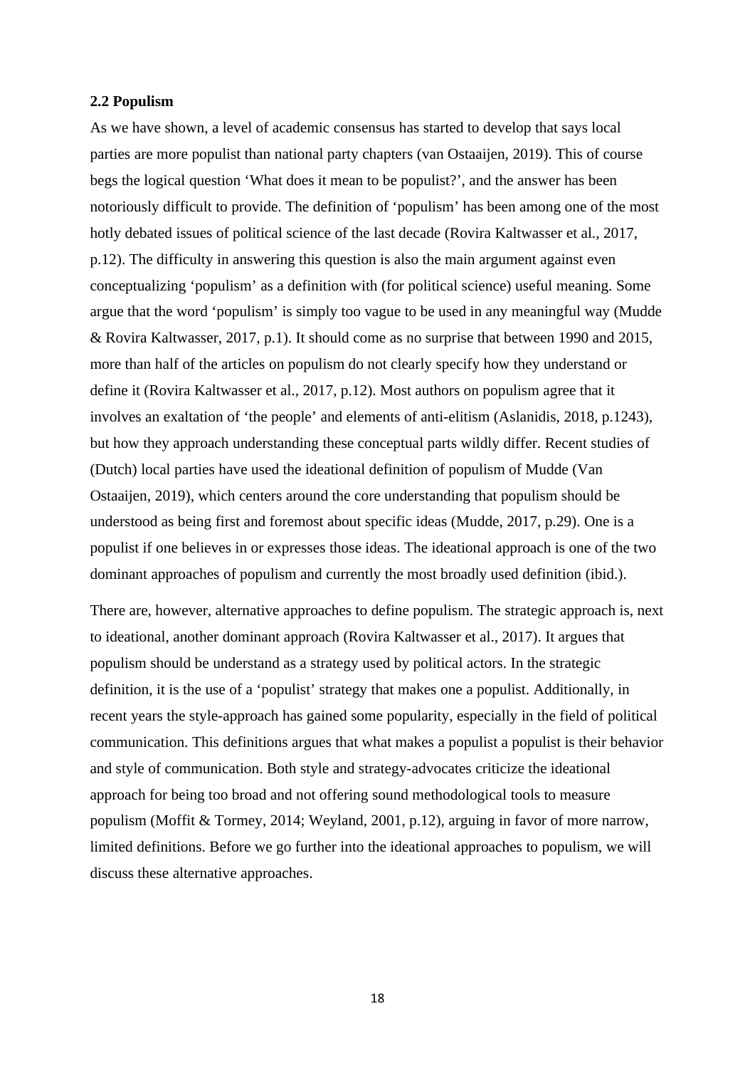### 2.2 Populism

As we have shown, a level of academic consensus has started to develop that says local parties are more populist than national party chapters (van Ostaaijen, 2019). This of course begs the logical question 'What does it mean to be populist?', and the answer has been notoriously difficult to provide. The definition of 'populism' has been among one of the most hotly debated issues of political science of the last decade (Rovira Kaltwasser et al., 2017, p.12). The difficulty in answering this question is also the main argument against even conceptualizing 'populism' as a definition with (for political science) useful meaning. Some argue that the word 'populism' is simply too vague to be used in any meaningful way (Mudde & Rovira Kaltwasser, 2017, p.1). It should come as no surprise that between 1990 and 2015, more than half of the articles on populism do not clearly specify how they understand or define it (Rovira Kaltwasser et al., 2017, p.12). Most authors on populism agree that it involves an exaltation of 'the people' and elements of anti-elitism (Aslanidis, 2018, p.1243), but how they approach understanding these conceptual parts wildly differ. Recent studies of (Dutch) local parties have used the ideational definition of populism of Mudde (Van Ostaaijen, 2019), which centers around the core understanding that populism should be understood as being first and foremost about specific ideas (Mudde, 2017, p.29). One is a populist if one believes in or expresses those ideas. The ideational approach is one of the two dominant approaches of populism and currently the most broadly used definition (ibid.).

There are, however, alternative approaches to define populism. The strategic approach is, next to ideational, another dominant approach (Rovira Kaltwasser et al., 2017). It argues that populism should be understand as a strategy used by political actors. In the strategic definition, it is the use of a 'populist' strategy that makes one a populist. Additionally, in recent years the style-approach has gained some popularity, especially in the field of political communication. This definitions argues that what makes a populist a populist is their behavior and style of communication. Both style and strategy-advocates criticize the ideational approach for being too broad and not offering sound methodological tools to measure populism (Moffit & Tormey, 2014; Weyland, 2001, p.12), arguing in favor of more narrow, limited definitions. Before we go further into the ideational approaches to populism, we will discuss these alternative approaches.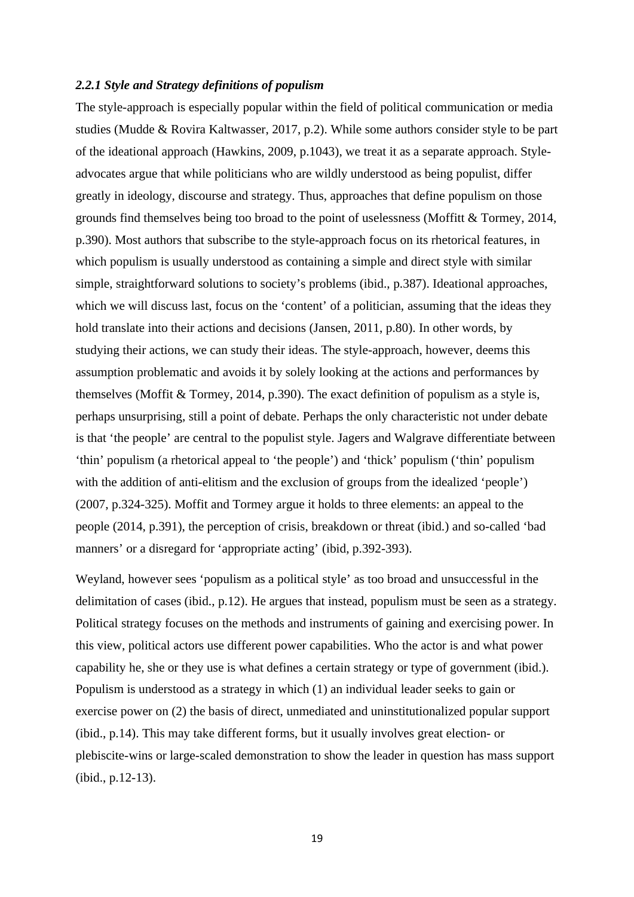### *2.2.1 Style and Strategy definitions of populism*

The style-approach is especially popular within the field of political communication or media studies (Mudde & Rovira Kaltwasser, 2017, p.2). While some authors consider style to be part of the ideational approach (Hawkins, 2009, p.1043), we treat it as a separate approach. Style-advocates argue that while politicians who are wildly understood as being populist, differ greatly in ideology, discourse and strategy. Thus, approaches that define populism on those grounds find themselves being too broad to the point of uselessness (Moffitt & Tormey, 2014, p.390). Most authors that subscribe to the style-approach focus on its rhetorical features, in which populism is usually understood as containing a simple and direct style with similar simple, straightforward solutions to society's problems (ibid., p.387). Ideational approaches, which we will discuss last, focus on the 'content' of a politician, assuming that the ideas they hold translate into their actions and decisions (Jansen, 2011, p.80). In other words, by studying their actions, we can study their ideas. The style-approach, however, deems this assumption problematic and avoids it by solely looking at the actions and performances by themselves (Moffit & Tormey, 2014, p.390). The exact definition of populism as a style is, perhaps unsurprising, still a point of debate. Perhaps the only characteristic not under debate is that 'the people' are central to the populist style. Jagers and Walgrave differentiate between 'thin' populism (a rhetorical appeal to 'the people') and 'thick' populism ('thin' populism with the addition of anti-elitism and the exclusion of groups from the idealized 'people') (2007, p.324-325). Moffit and Tormey argue it holds to three elements: an appeal to the people (2014, p.391), the perception of crisis, breakdown or threat (ibid.) and so-called 'bad manners' or a disregard for 'appropriate acting' (ibid, p.392-393).

Weyland, however sees 'populism as a political style' as too broad and unsuccessful in the delimitation of cases (ibid., p.12). He argues that instead, populism must be seen as a strategy. Political strategy focuses on the methods and instruments of gaining and exercising power. In this view, political actors use different power capabilities. Who the actor is and what power capability he, she or they use is what defines a certain strategy or type of government (ibid.). Populism is understood as a strategy in which (1) an individual leader seeks to gain or exercise power on (2) the basis of direct, unmediated and uninstitutionalized popular support (ibid., p.14). This may take different forms, but it usually involves great election- or plebiscite-wins or large-scaled demonstration to show the leader in question has mass support (ibid., p.12-13).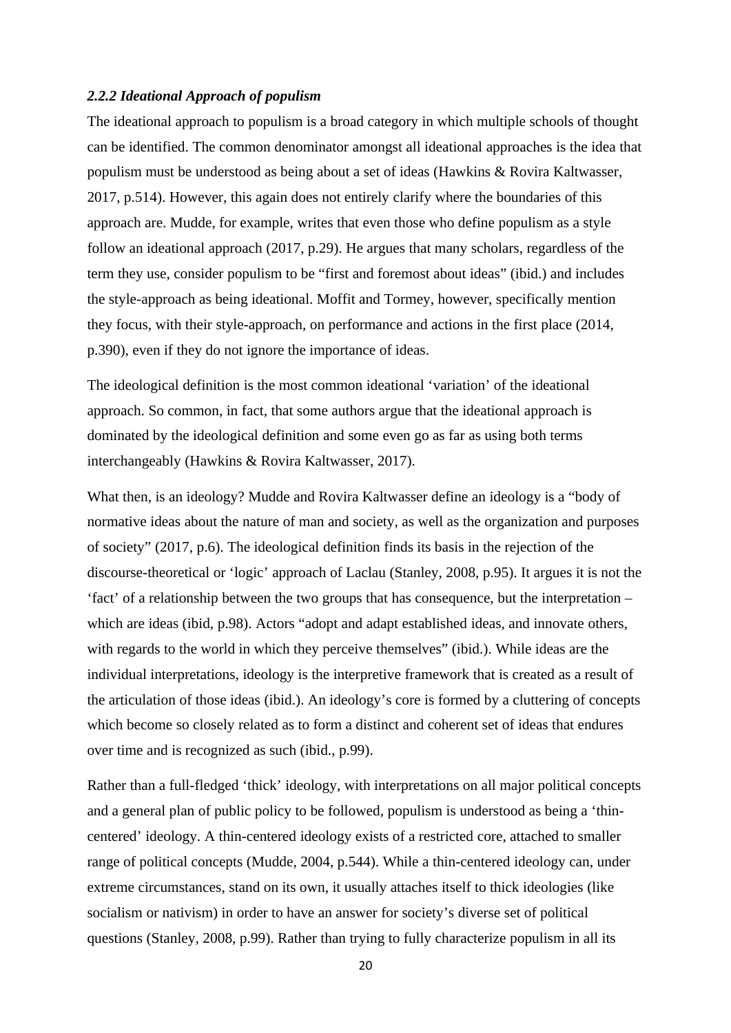### *2.2.2 Ideational Approach of populism*

The ideational approach to populism is a broad category in which multiple schools of thought can be identified. The common denominator amongst all ideational approaches is the idea that populism must be understood as being about a set of ideas (Hawkins & Rovira Kaltwasser, 2017, p.514). However, this again does not entirely clarify where the boundaries of this approach are. Mudde, for example, writes that even those who define populism as a style follow an ideational approach (2017, p.29). He argues that many scholars, regardless of the term they use, consider populism to be "first and foremost about ideas" (ibid.) and includes the style-approach as being ideational. Moffit and Tormey, however, specifically mention they focus, with their style-approach, on performance and actions in the first place (2014, p.390), even if they do not ignore the importance of ideas.

The ideological definition is the most common ideational 'variation' of the ideational approach. So common, in fact, that some authors argue that the ideational approach is dominated by the ideological definition and some even go as far as using both terms interchangeably (Hawkins & Rovira Kaltwasser, 2017).

What then, is an ideology? Mudde and Rovira Kaltwasser define an ideology is a "body of normative ideas about the nature of man and society, as well as the organization and purposes of society" (2017, p.6). The ideological definition finds its basis in the rejection of the discourse-theoretical or 'logic' approach of Laclau (Stanley, 2008, p.95). It argues it is not the 'fact' of a relationship between the two groups that has consequence, but the interpretation – which are ideas (ibid, p.98). Actors "adopt and adapt established ideas, and innovate others, with regards to the world in which they perceive themselves" (ibid.). While ideas are the individual interpretations, ideology is the interpretive framework that is created as a result of the articulation of those ideas (ibid.). An ideology's core is formed by a cluttering of concepts which become so closely related as to form a distinct and coherent set of ideas that endures over time and is recognized as such (ibid., p.99).

Rather than a full-fledged 'thick' ideology, with interpretations on all major political concepts and a general plan of public policy to be followed, populism is understood as being a 'thin-centered' ideology. A thin-centered ideology exists of a restricted core, attached to smaller range of political concepts (Mudde, 2004, p.544). While a thin-centered ideology can, under extreme circumstances, stand on its own, it usually attaches itself to thick ideologies (like socialism or nativism) in order to have an answer for society's diverse set of political questions (Stanley, 2008, p.99). Rather than trying to fully characterize populism in all its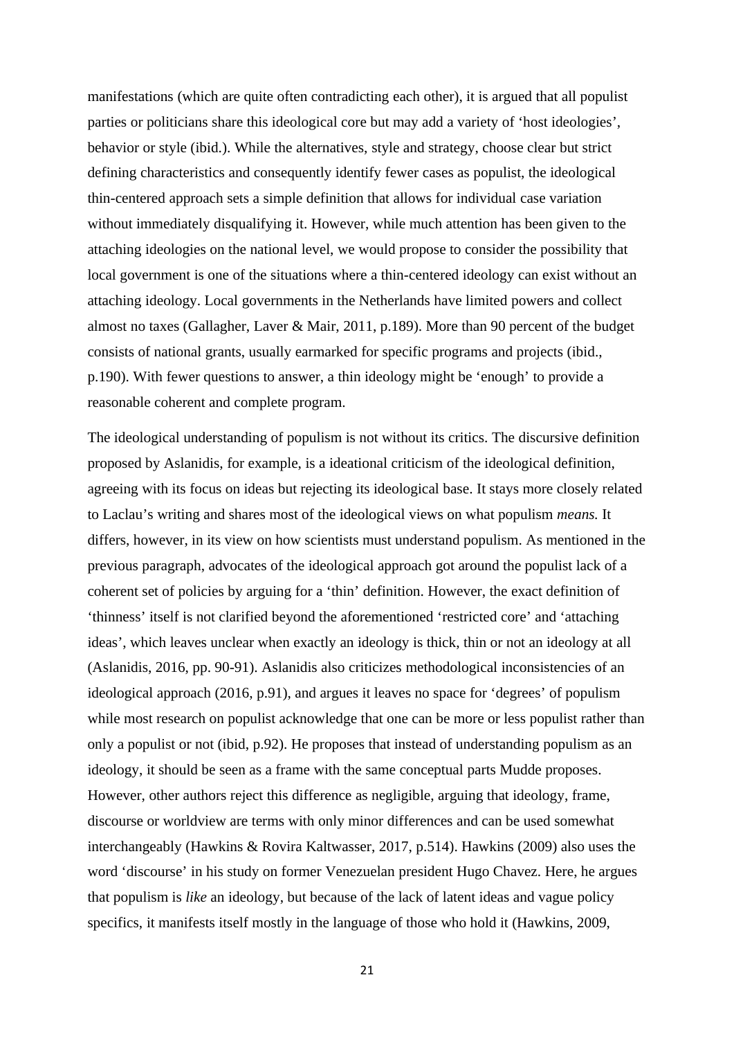manifestations (which are quite often contradicting each other), it is argued that all populist parties or politicians share this ideological core but may add a variety of 'host ideologies', behavior or style (ibid.). While the alternatives, style and strategy, choose clear but strict defining characteristics and consequently identify fewer cases as populist, the ideological thin-centered approach sets a simple definition that allows for individual case variation without immediately disqualifying it. However, while much attention has been given to the attaching ideologies on the national level, we would propose to consider the possibility that local government is one of the situations where a thin-centered ideology can exist without an attaching ideology. Local governments in the Netherlands have limited powers and collect almost no taxes (Gallagher, Laver & Mair, 2011, p.189). More than 90 percent of the budget consists of national grants, usually earmarked for specific programs and projects (ibid., p.190). With fewer questions to answer, a thin ideology might be 'enough' to provide a reasonable coherent and complete program.

The ideological understanding of populism is not without its critics. The discursive definition proposed by Aslanidis, for example, is a ideational criticism of the ideological definition, agreeing with its focus on ideas but rejecting its ideological base. It stays more closely related to Laclau's writing and shares most of the ideological views on what populism *means.* It differs, however, in its view on how scientists must understand populism. As mentioned in the previous paragraph, advocates of the ideological approach got around the populist lack of a coherent set of policies by arguing for a 'thin' definition. However, the exact definition of 'thinness' itself is not clarified beyond the aforementioned 'restricted core' and 'attaching ideas', which leaves unclear when exactly an ideology is thick, thin or not an ideology at all (Aslanidis, 2016, pp. 90-91). Aslanidis also criticizes methodological inconsistencies of an ideological approach (2016, p.91), and argues it leaves no space for 'degrees' of populism while most research on populist acknowledge that one can be more or less populist rather than only a populist or not (ibid, p.92). He proposes that instead of understanding populism as an ideology, it should be seen as a frame with the same conceptual parts Mudde proposes. However, other authors reject this difference as negligible, arguing that ideology, frame, discourse or worldview are terms with only minor differences and can be used somewhat interchangeably (Hawkins & Rovira Kaltwasser, 2017, p.514). Hawkins (2009) also uses the word 'discourse' in his study on former Venezuelan president Hugo Chavez. Here, he argues that populism is *like* an ideology, but because of the lack of latent ideas and vague policy specifics, it manifests itself mostly in the language of those who hold it (Hawkins, 2009,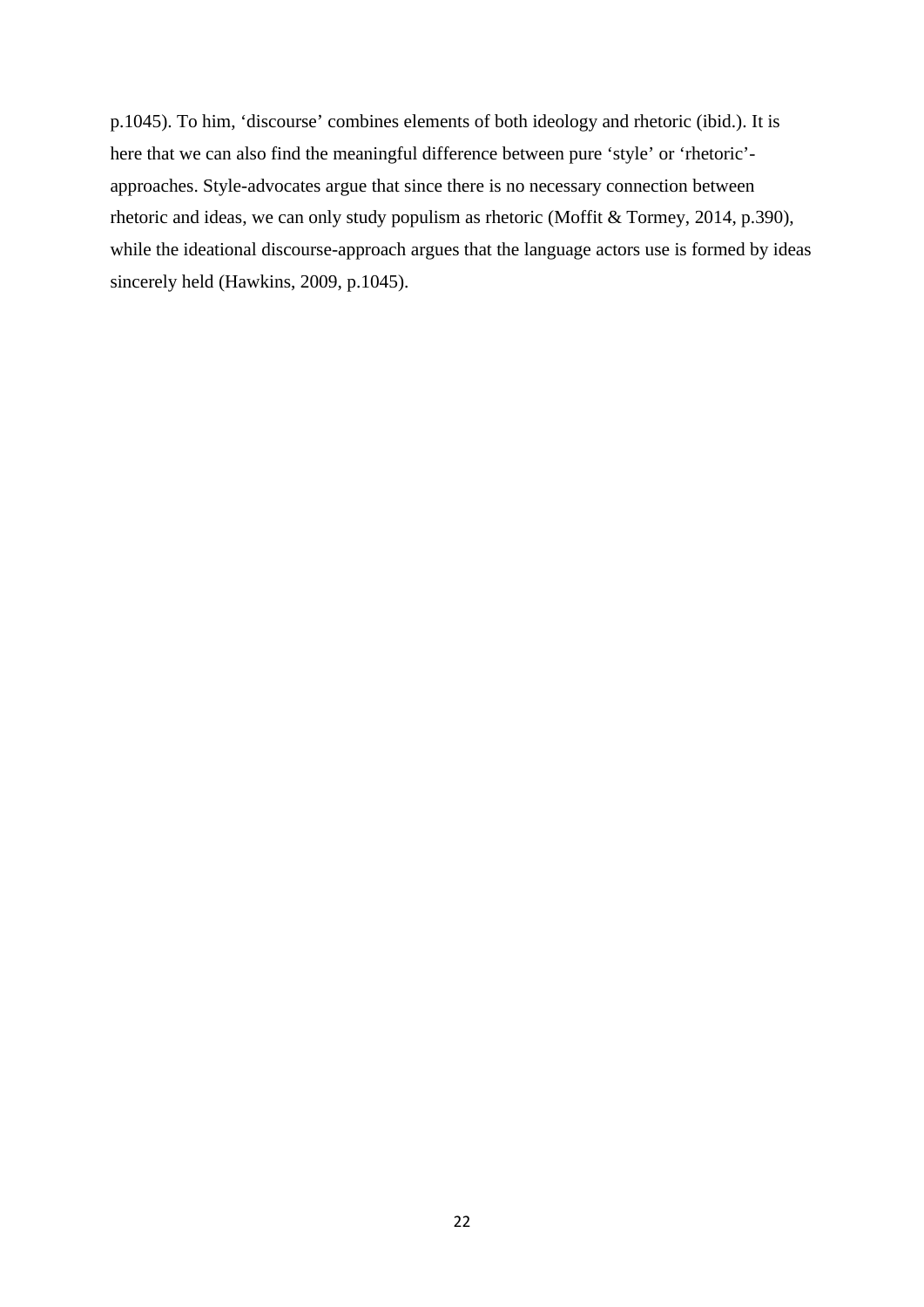p.1045). To him, ‘discourse’ combines elements of both ideology and rhetoric (ibid.). It is here that we can also find the meaningful difference between pure ‘style’ or ‘rhetoric’-approaches. Style-advocates argue that since there is no necessary connection between rhetoric and ideas, we can only study populism as rhetoric (Moffit & Tormey, 2014, p.390), while the ideational discourse-approach argues that the language actors use is formed by ideas sincerely held (Hawkins, 2009, p.1045).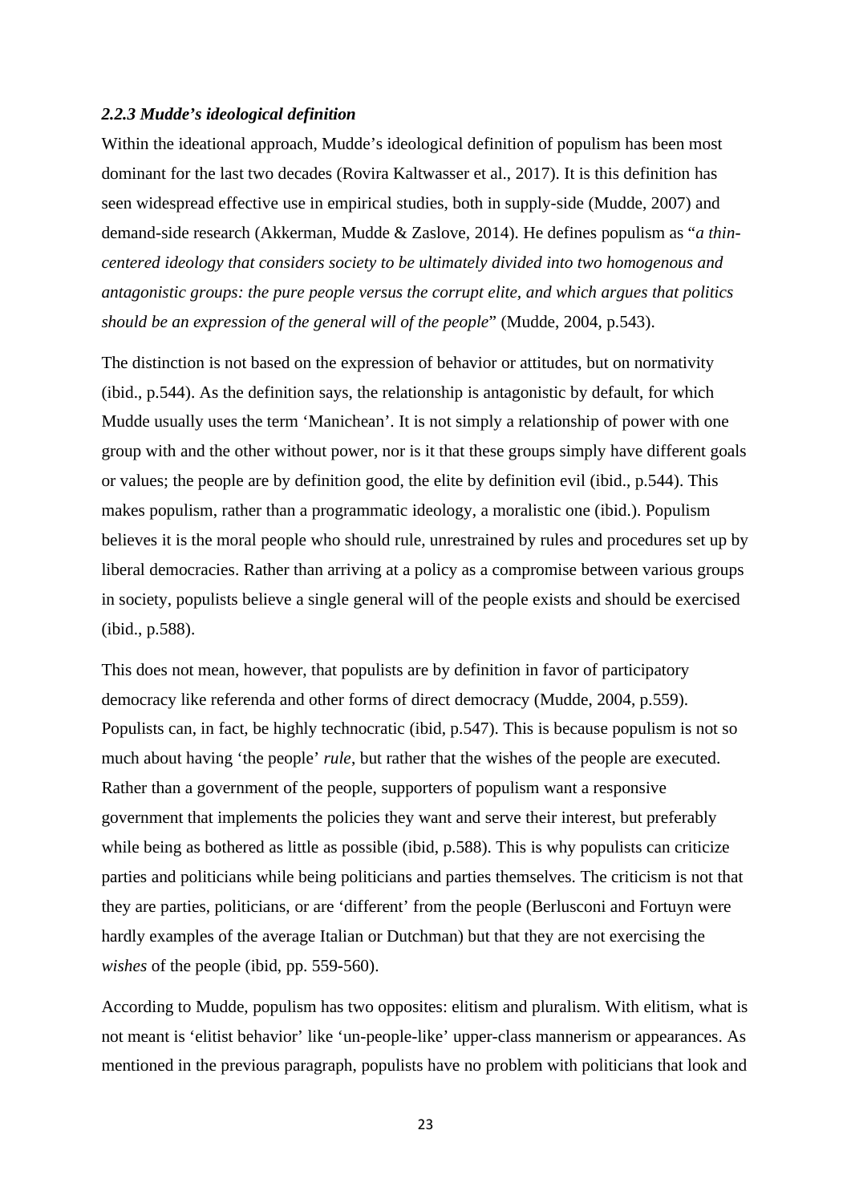### *2.2.3 Mudde's ideological definition*

Within the ideational approach, Mudde's ideological definition of populism has been most dominant for the last two decades (Rovira Kaltwasser et al., 2017). It is this definition has seen widespread effective use in empirical studies, both in supply-side (Mudde, 2007) and demand-side research (Akkerman, Mudde & Zaslove, 2014). He defines populism as "*a thin-centered ideology that considers society to be ultimately divided into two homogenous and antagonistic groups: the pure people versus the corrupt elite, and which argues that politics should be an expression of the general will of the people*" (Mudde, 2004, p.543).

The distinction is not based on the expression of behavior or attitudes, but on normativity (ibid., p.544). As the definition says, the relationship is antagonistic by default, for which Mudde usually uses the term 'Manichean'. It is not simply a relationship of power with one group with and the other without power, nor is it that these groups simply have different goals or values; the people are by definition good, the elite by definition evil (ibid., p.544). This makes populism, rather than a programmatic ideology, a moralistic one (ibid.). Populism believes it is the moral people who should rule, unrestrained by rules and procedures set up by liberal democracies. Rather than arriving at a policy as a compromise between various groups in society, populists believe a single general will of the people exists and should be exercised (ibid., p.588).

This does not mean, however, that populists are by definition in favor of participatory democracy like referenda and other forms of direct democracy (Mudde, 2004, p.559). Populists can, in fact, be highly technocratic (ibid, p.547). This is because populism is not so much about having 'the people' *rule*, but rather that the wishes of the people are executed. Rather than a government of the people, supporters of populism want a responsive government that implements the policies they want and serve their interest, but preferably while being as bothered as little as possible (ibid, p.588). This is why populists can criticize parties and politicians while being politicians and parties themselves. The criticism is not that they are parties, politicians, or are 'different' from the people (Berlusconi and Fortuyn were hardly examples of the average Italian or Dutchman) but that they are not exercising the *wishes* of the people (ibid, pp. 559-560).

According to Mudde, populism has two opposites: elitism and pluralism. With elitism, what is not meant is 'elitist behavior' like 'un-people-like' upper-class mannerism or appearances. As mentioned in the previous paragraph, populists have no problem with politicians that look and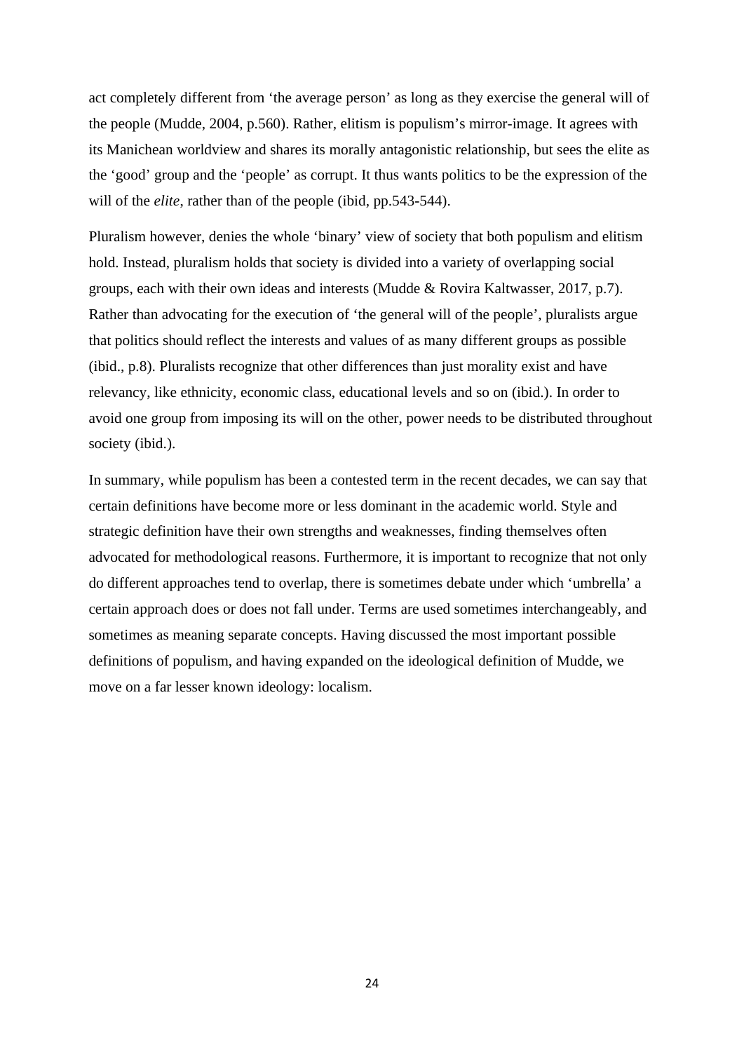act completely different from 'the average person' as long as they exercise the general will of the people (Mudde, 2004, p.560). Rather, elitism is populism's mirror-image. It agrees with its Manichean worldview and shares its morally antagonistic relationship, but sees the elite as the 'good' group and the 'people' as corrupt. It thus wants politics to be the expression of the will of the *elite*, rather than of the people (ibid, pp.543-544).

Pluralism however, denies the whole 'binary' view of society that both populism and elitism hold. Instead, pluralism holds that society is divided into a variety of overlapping social groups, each with their own ideas and interests (Mudde & Rovira Kaltwasser, 2017, p.7). Rather than advocating for the execution of 'the general will of the people', pluralists argue that politics should reflect the interests and values of as many different groups as possible (ibid., p.8). Pluralists recognize that other differences than just morality exist and have relevancy, like ethnicity, economic class, educational levels and so on (ibid.). In order to avoid one group from imposing its will on the other, power needs to be distributed throughout society (ibid.).

In summary, while populism has been a contested term in the recent decades, we can say that certain definitions have become more or less dominant in the academic world. Style and strategic definition have their own strengths and weaknesses, finding themselves often advocated for methodological reasons. Furthermore, it is important to recognize that not only do different approaches tend to overlap, there is sometimes debate under which 'umbrella' a certain approach does or does not fall under. Terms are used sometimes interchangeably, and sometimes as meaning separate concepts. Having discussed the most important possible definitions of populism, and having expanded on the ideological definition of Mudde, we move on a far lesser known ideology: localism.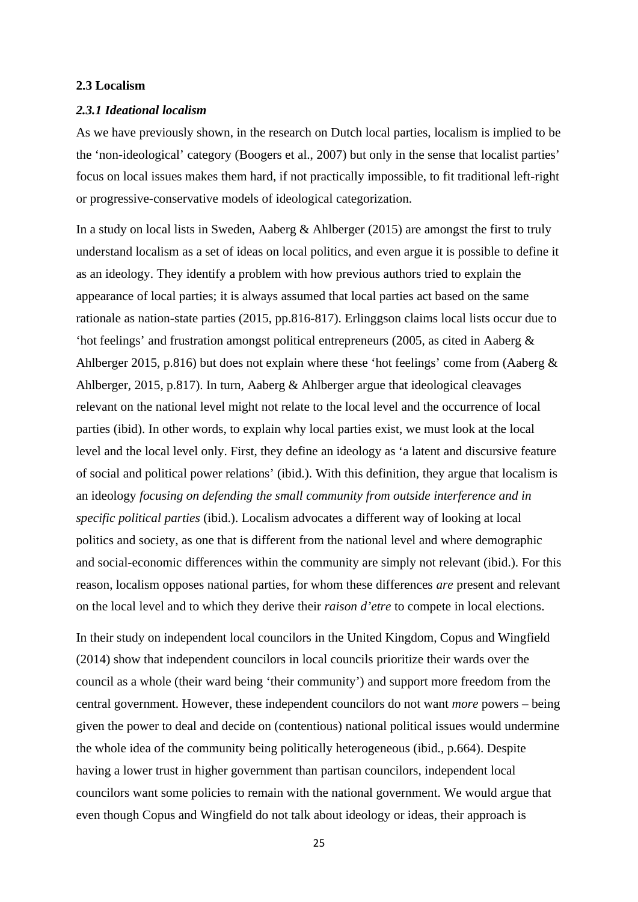## 2.3 Localism

### *2.3.1 Ideational localism*

As we have previously shown, in the research on Dutch local parties, localism is implied to be the 'non-ideological' category (Boogers et al., 2007) but only in the sense that localist parties' focus on local issues makes them hard, if not practically impossible, to fit traditional left-right or progressive-conservative models of ideological categorization.

In a study on local lists in Sweden, Aaberg & Ahlberger (2015) are amongst the first to truly understand localism as a set of ideas on local politics, and even argue it is possible to define it as an ideology. They identify a problem with how previous authors tried to explain the appearance of local parties; it is always assumed that local parties act based on the same rationale as nation-state parties (2015, pp.816-817). Erlinggson claims local lists occur due to 'hot feelings' and frustration amongst political entrepreneurs (2005, as cited in Aaberg & Ahlberger 2015, p.816) but does not explain where these 'hot feelings' come from (Aaberg & Ahlberger, 2015, p.817). In turn, Aaberg & Ahlberger argue that ideological cleavages relevant on the national level might not relate to the local level and the occurrence of local parties (ibid). In other words, to explain why local parties exist, we must look at the local level and the local level only. First, they define an ideology as 'a latent and discursive feature of social and political power relations' (ibid.). With this definition, they argue that localism is an ideology *focusing on defending the small community from outside interference and in specific political parties* (ibid.). Localism advocates a different way of looking at local politics and society, as one that is different from the national level and where demographic and social-economic differences within the community are simply not relevant (ibid.). For this reason, localism opposes national parties, for whom these differences *are* present and relevant on the local level and to which they derive their *raison d'etre* to compete in local elections.

In their study on independent local councilors in the United Kingdom, Copus and Wingfield (2014) show that independent councilors in local councils prioritize their wards over the council as a whole (their ward being 'their community') and support more freedom from the central government. However, these independent councilors do not want *more* powers – being given the power to deal and decide on (contentious) national political issues would undermine the whole idea of the community being politically heterogeneous (ibid., p.664). Despite having a lower trust in higher government than partisan councilors, independent local councilors want some policies to remain with the national government. We would argue that even though Copus and Wingfield do not talk about ideology or ideas, their approach is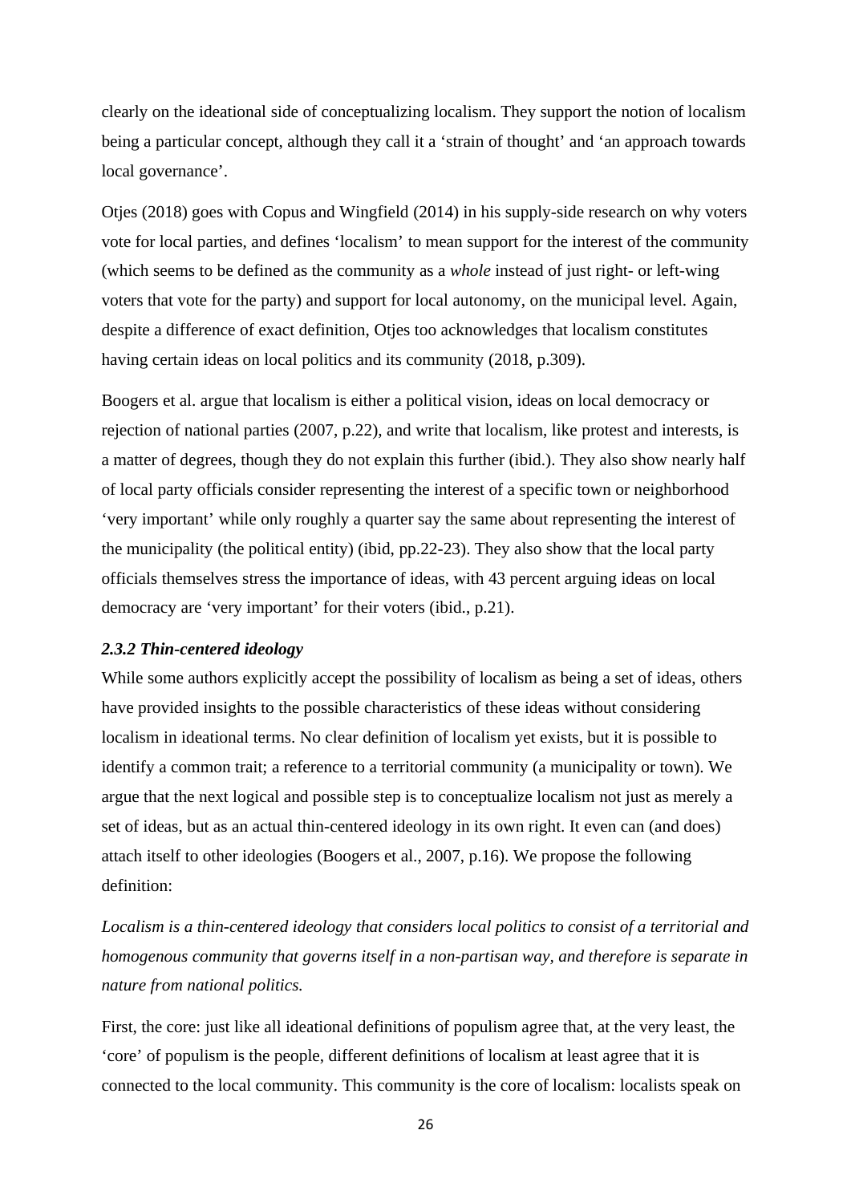clearly on the ideational side of conceptualizing localism. They support the notion of localism being a particular concept, although they call it a 'strain of thought' and 'an approach towards local governance'.

Otjes (2018) goes with Copus and Wingfield (2014) in his supply-side research on why voters vote for local parties, and defines 'localism' to mean support for the interest of the community (which seems to be defined as the community as a *whole* instead of just right- or left-wing voters that vote for the party) and support for local autonomy, on the municipal level. Again, despite a difference of exact definition, Otjes too acknowledges that localism constitutes having certain ideas on local politics and its community (2018, p.309).

Boogers et al. argue that localism is either a political vision, ideas on local democracy or rejection of national parties (2007, p.22), and write that localism, like protest and interests, is a matter of degrees, though they do not explain this further (ibid.). They also show nearly half of local party officials consider representing the interest of a specific town or neighborhood 'very important' while only roughly a quarter say the same about representing the interest of the municipality (the political entity) (ibid, pp.22-23). They also show that the local party officials themselves stress the importance of ideas, with 43 percent arguing ideas on local democracy are 'very important' for their voters (ibid., p.21).

### *2.3.2 Thin-centered ideology*

While some authors explicitly accept the possibility of localism as being a set of ideas, others have provided insights to the possible characteristics of these ideas without considering localism in ideational terms. No clear definition of localism yet exists, but it is possible to identify a common trait; a reference to a territorial community (a municipality or town). We argue that the next logical and possible step is to conceptualize localism not just as merely a set of ideas, but as an actual thin-centered ideology in its own right. It even can (and does) attach itself to other ideologies (Boogers et al., 2007, p.16). We propose the following definition:

*Localism is a thin-centered ideology that considers local politics to consist of a territorial and homogenous community that governs itself in a non-partisan way, and therefore is separate in nature from national politics.*

First, the core: just like all ideational definitions of populism agree that, at the very least, the 'core' of populism is the people, different definitions of localism at least agree that it is connected to the local community. This community is the core of localism: localists speak on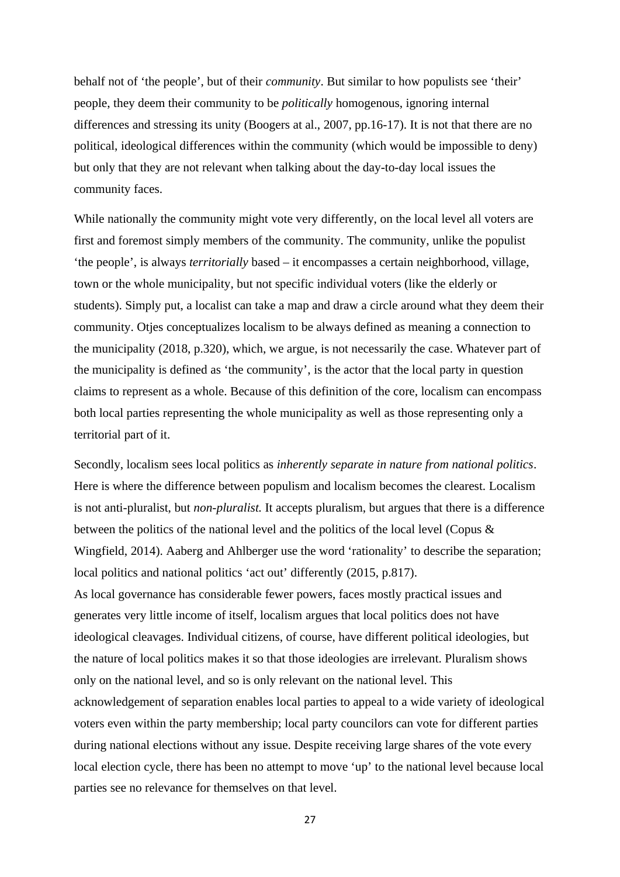behalf not of 'the people', but of their *community*. But similar to how populists see 'their' people, they deem their community to be *politically* homogenous, ignoring internal differences and stressing its unity (Boogers at al., 2007, pp.16-17). It is not that there are no political, ideological differences within the community (which would be impossible to deny) but only that they are not relevant when talking about the day-to-day local issues the community faces.

While nationally the community might vote very differently, on the local level all voters are first and foremost simply members of the community. The community, unlike the populist 'the people', is always *territorially* based – it encompasses a certain neighborhood, village, town or the whole municipality, but not specific individual voters (like the elderly or students). Simply put, a localist can take a map and draw a circle around what they deem their community. Otjes conceptualizes localism to be always defined as meaning a connection to the municipality (2018, p.320), which, we argue, is not necessarily the case. Whatever part of the municipality is defined as 'the community', is the actor that the local party in question claims to represent as a whole. Because of this definition of the core, localism can encompass both local parties representing the whole municipality as well as those representing only a territorial part of it.

Secondly, localism sees local politics as *inherently separate in nature from national politics*. Here is where the difference between populism and localism becomes the clearest. Localism is not anti-pluralist, but *non-pluralist.* It accepts pluralism, but argues that there is a difference between the politics of the national level and the politics of the local level (Copus & Wingfield, 2014). Aaberg and Ahlberger use the word 'rationality' to describe the separation; local politics and national politics 'act out' differently (2015, p.817).

As local governance has considerable fewer powers, faces mostly practical issues and generates very little income of itself, localism argues that local politics does not have ideological cleavages. Individual citizens, of course, have different political ideologies, but the nature of local politics makes it so that those ideologies are irrelevant. Pluralism shows only on the national level, and so is only relevant on the national level. This acknowledgement of separation enables local parties to appeal to a wide variety of ideological voters even within the party membership; local party councilors can vote for different parties during national elections without any issue. Despite receiving large shares of the vote every local election cycle, there has been no attempt to move 'up' to the national level because local parties see no relevance for themselves on that level.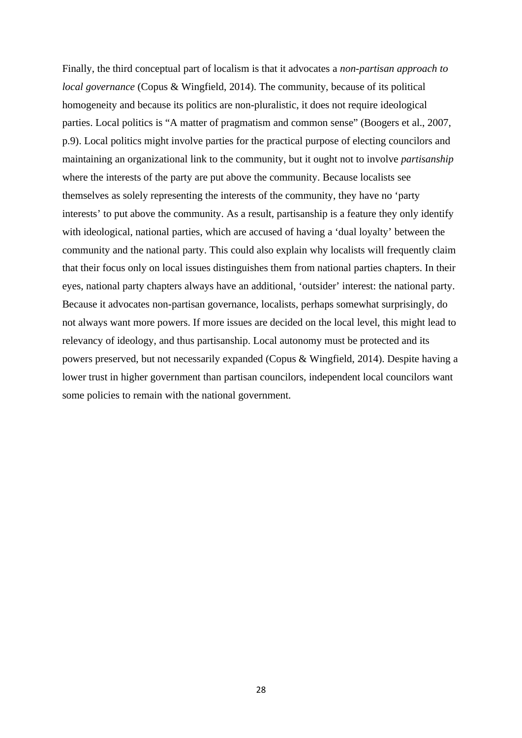Finally, the third conceptual part of localism is that it advocates a *non-partisan approach to local governance* (Copus & Wingfield, 2014). The community, because of its political homogeneity and because its politics are non-pluralistic, it does not require ideological parties. Local politics is “A matter of pragmatism and common sense” (Boogers et al., 2007, p.9). Local politics might involve parties for the practical purpose of electing councilors and maintaining an organizational link to the community, but it ought not to involve *partisanship* where the interests of the party are put above the community. Because localists see themselves as solely representing the interests of the community, they have no ‘party interests’ to put above the community. As a result, partisanship is a feature they only identify with ideological, national parties, which are accused of having a ‘dual loyalty’ between the community and the national party. This could also explain why localists will frequently claim that their focus only on local issues distinguishes them from national parties chapters. In their eyes, national party chapters always have an additional, ‘outsider’ interest: the national party. Because it advocates non-partisan governance, localists, perhaps somewhat surprisingly, do not always want more powers. If more issues are decided on the local level, this might lead to relevancy of ideology, and thus partisanship. Local autonomy must be protected and its powers preserved, but not necessarily expanded (Copus & Wingfield, 2014). Despite having a lower trust in higher government than partisan councilors, independent local councilors want some policies to remain with the national government.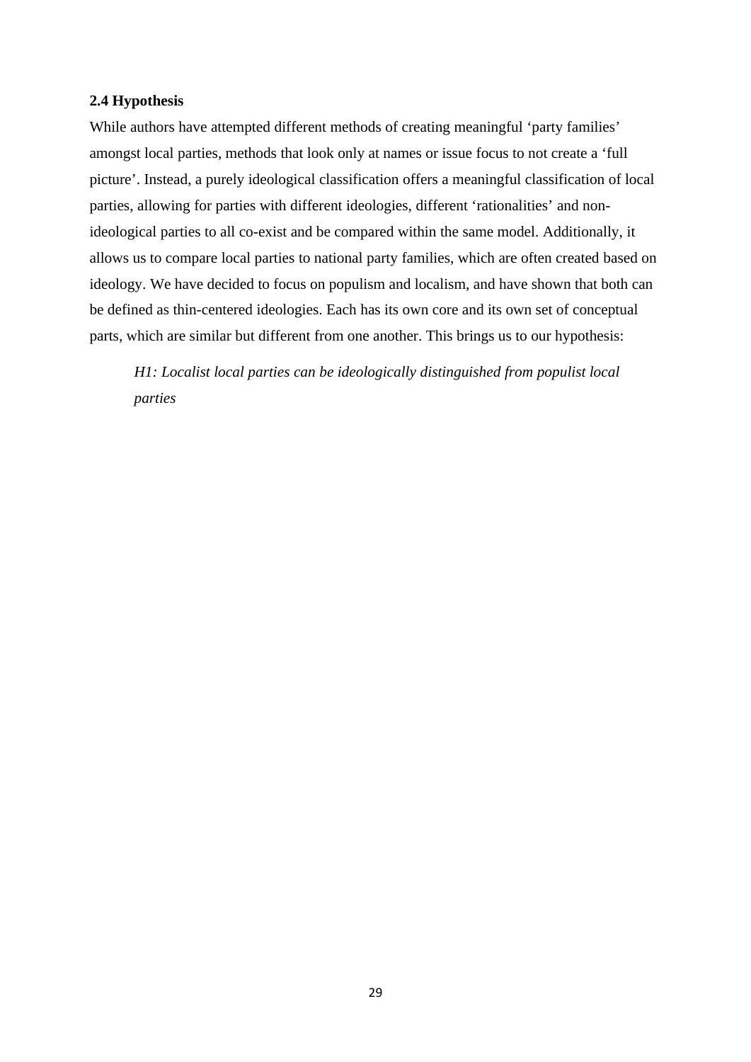### 2.4 Hypothesis

While authors have attempted different methods of creating meaningful ‘party families’ amongst local parties, methods that look only at names or issue focus to not create a ‘full picture’. Instead, a purely ideological classification offers a meaningful classification of local parties, allowing for parties with different ideologies, different ‘rationalities’ and non-ideological parties to all co-exist and be compared within the same model. Additionally, it allows us to compare local parties to national party families, which are often created based on ideology. We have decided to focus on populism and localism, and have shown that both can be defined as thin-centered ideologies. Each has its own core and its own set of conceptual parts, which are similar but different from one another. This brings us to our hypothesis:

> *H1: Localist local parties can be ideologically distinguished from populist local parties*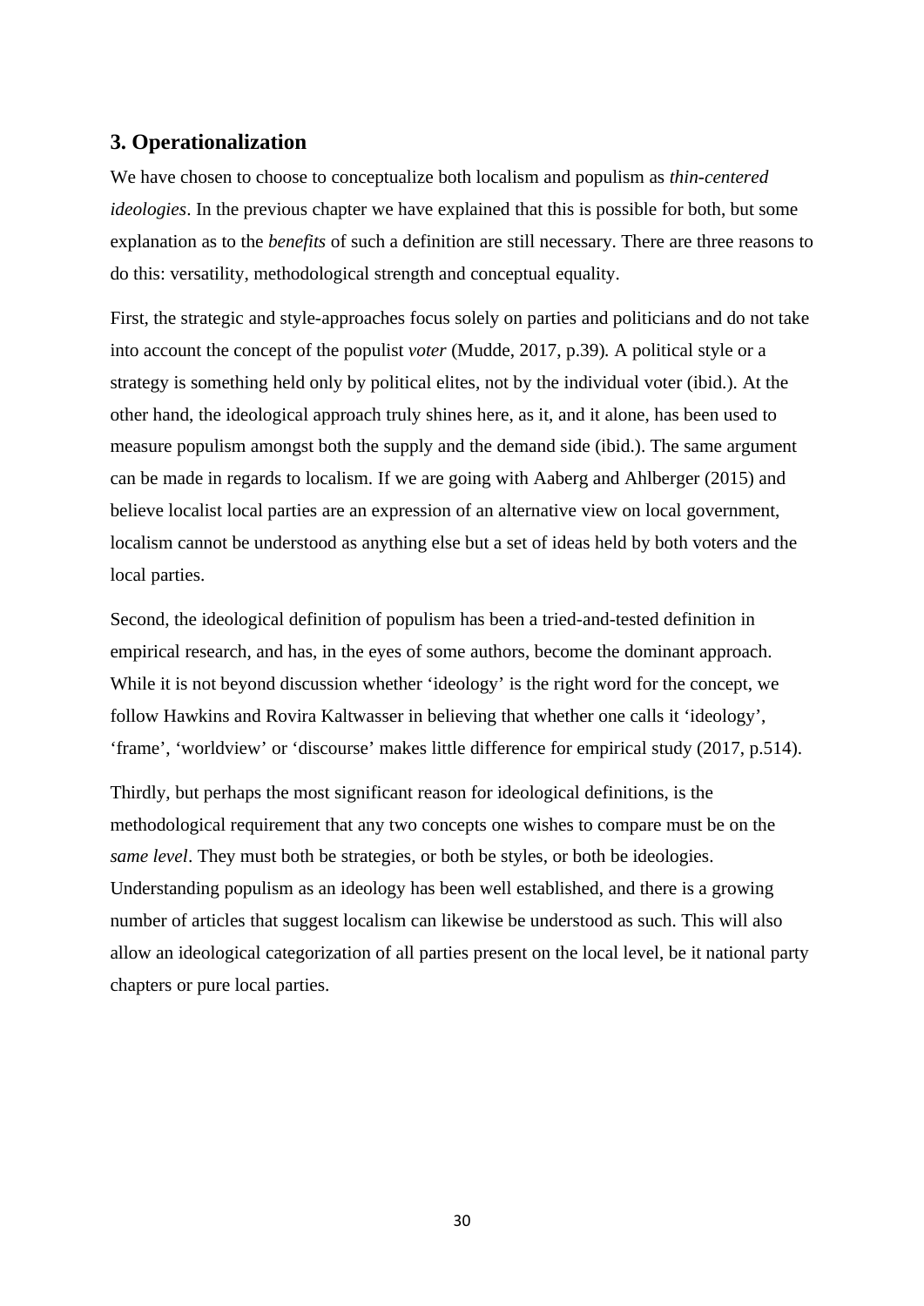## 3. Operationalization

We have chosen to choose to conceptualize both localism and populism as *thin-centered ideologies*. In the previous chapter we have explained that this is possible for both, but some explanation as to the *benefits* of such a definition are still necessary. There are three reasons to do this: versatility, methodological strength and conceptual equality.

First, the strategic and style-approaches focus solely on parties and politicians and do not take into account the concept of the populist *voter* (Mudde, 2017, p.39). A political style or a strategy is something held only by political elites, not by the individual voter (ibid.). At the other hand, the ideological approach truly shines here, as it, and it alone, has been used to measure populism amongst both the supply and the demand side (ibid.). The same argument can be made in regards to localism. If we are going with Aaberg and Ahlberger (2015) and believe localist local parties are an expression of an alternative view on local government, localism cannot be understood as anything else but a set of ideas held by both voters and the local parties.

Second, the ideological definition of populism has been a tried-and-tested definition in empirical research, and has, in the eyes of some authors, become the dominant approach. While it is not beyond discussion whether 'ideology' is the right word for the concept, we follow Hawkins and Rovira Kaltwasser in believing that whether one calls it 'ideology', 'frame', 'worldview' or 'discourse' makes little difference for empirical study (2017, p.514).

Thirdly, but perhaps the most significant reason for ideological definitions, is the methodological requirement that any two concepts one wishes to compare must be on the *same level*. They must both be strategies, or both be styles, or both be ideologies. Understanding populism as an ideology has been well established, and there is a growing number of articles that suggest localism can likewise be understood as such. This will also allow an ideological categorization of all parties present on the local level, be it national party chapters or pure local parties.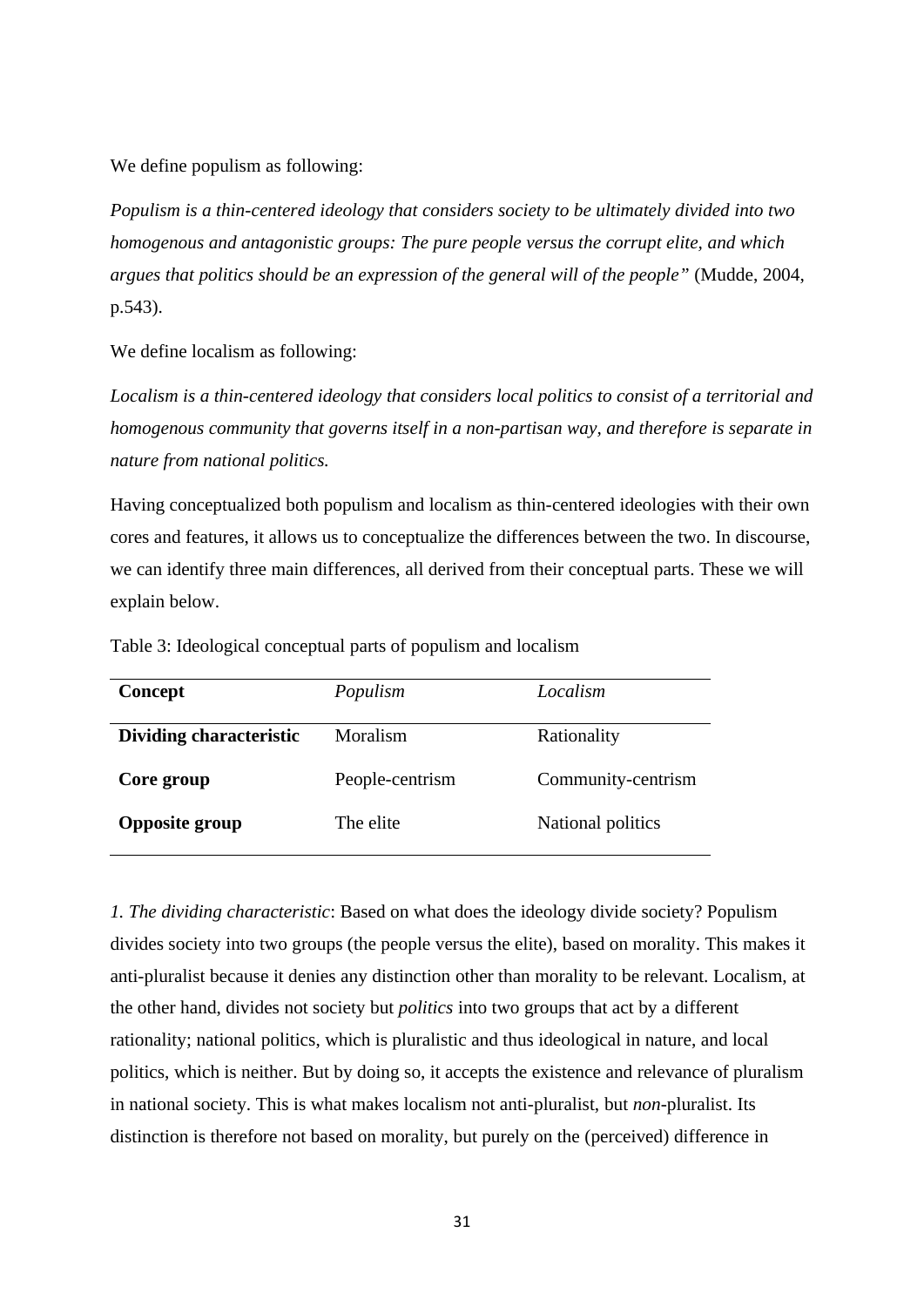We define populism as following:

*Populism is a thin-centered ideology that considers society to be ultimately divided into two homogenous and antagonistic groups: The pure people versus the corrupt elite, and which argues that politics should be an expression of the general will of the people"* (Mudde, 2004, p.543).

We define localism as following:

*Localism is a thin-centered ideology that considers local politics to consist of a territorial and homogenous community that governs itself in a non-partisan way, and therefore is separate in nature from national politics.*

Having conceptualized both populism and localism as thin-centered ideologies with their own cores and features, it allows us to conceptualize the differences between the two. In discourse, we can identify three main differences, all derived from their conceptual parts. These we will explain below.

Table 3: Ideological conceptual parts of populism and localism

| **Concept** | *Populism* | *Localism* |
|---|---|---|
| **Dividing characteristic** | Moralism | Rationality |
| **Core group** | People-centrism | Community-centrism |
| **Opposite group** | The elite | National politics |

*1. The dividing characteristic*: Based on what does the ideology divide society? Populism divides society into two groups (the people versus the elite), based on morality. This makes it anti-pluralist because it denies any distinction other than morality to be relevant. Localism, at the other hand, divides not society but *politics* into two groups that act by a different rationality; national politics, which is pluralistic and thus ideological in nature, and local politics, which is neither. But by doing so, it accepts the existence and relevance of pluralism in national society. This is what makes localism not anti-pluralist, but *non*-pluralist. Its distinction is therefore not based on morality, but purely on the (perceived) difference in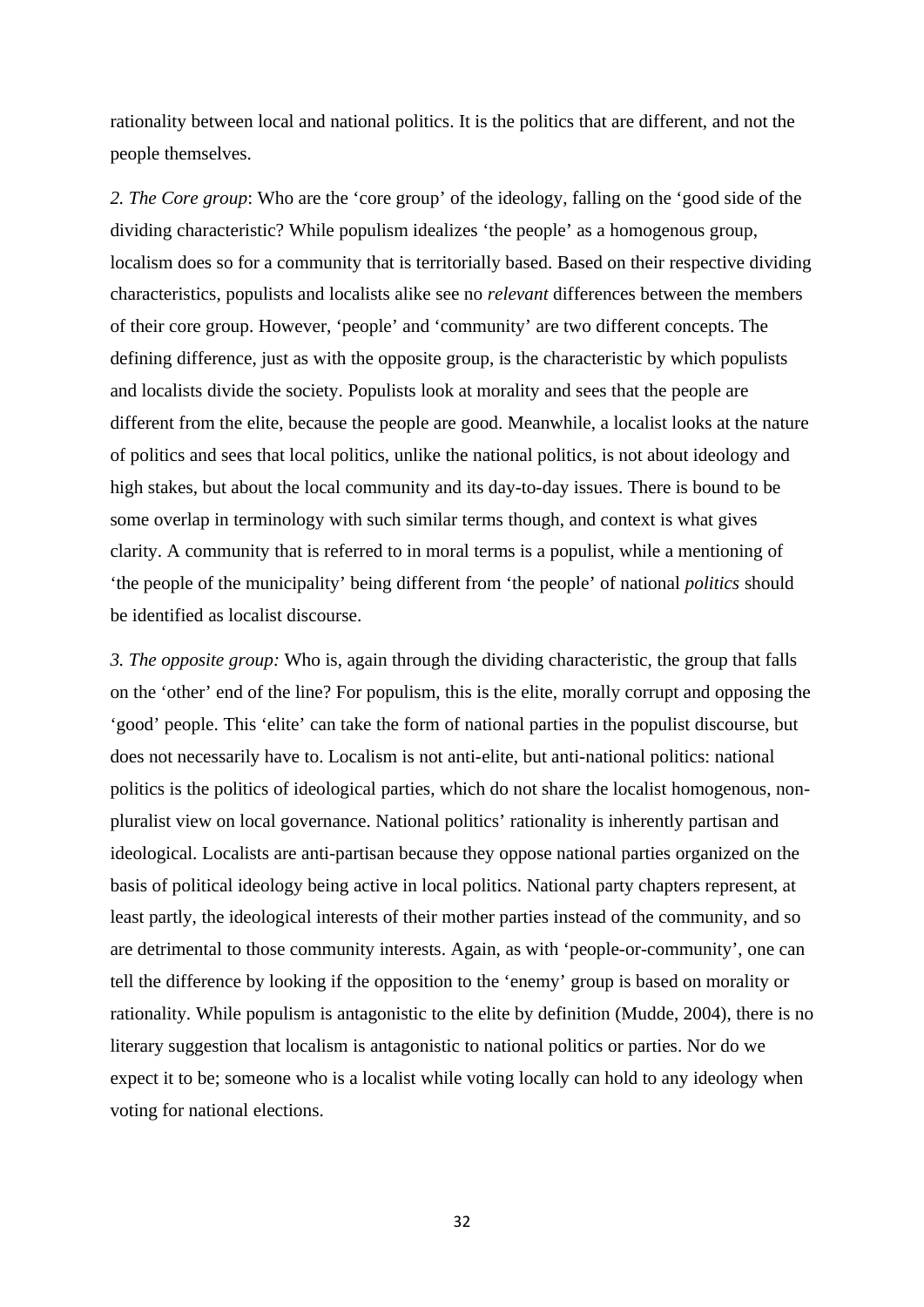rationality between local and national politics. It is the politics that are different, and not the people themselves.

*2. The Core group*: Who are the 'core group' of the ideology, falling on the 'good side of the dividing characteristic? While populism idealizes 'the people' as a homogenous group, localism does so for a community that is territorially based. Based on their respective dividing characteristics, populists and localists alike see no *relevant* differences between the members of their core group. However, 'people' and 'community' are two different concepts. The defining difference, just as with the opposite group, is the characteristic by which populists and localists divide the society. Populists look at morality and sees that the people are different from the elite, because the people are good. Meanwhile, a localist looks at the nature of politics and sees that local politics, unlike the national politics, is not about ideology and high stakes, but about the local community and its day-to-day issues. There is bound to be some overlap in terminology with such similar terms though, and context is what gives clarity. A community that is referred to in moral terms is a populist, while a mentioning of 'the people of the municipality' being different from 'the people' of national *politics* should be identified as localist discourse.

*3. The opposite group:* Who is, again through the dividing characteristic, the group that falls on the 'other' end of the line? For populism, this is the elite, morally corrupt and opposing the 'good' people. This 'elite' can take the form of national parties in the populist discourse, but does not necessarily have to. Localism is not anti-elite, but anti-national politics: national politics is the politics of ideological parties, which do not share the localist homogenous, non-pluralist view on local governance. National politics' rationality is inherently partisan and ideological. Localists are anti-partisan because they oppose national parties organized on the basis of political ideology being active in local politics. National party chapters represent, at least partly, the ideological interests of their mother parties instead of the community, and so are detrimental to those community interests. Again, as with 'people-or-community', one can tell the difference by looking if the opposition to the 'enemy' group is based on morality or rationality. While populism is antagonistic to the elite by definition (Mudde, 2004), there is no literary suggestion that localism is antagonistic to national politics or parties. Nor do we expect it to be; someone who is a localist while voting locally can hold to any ideology when voting for national elections.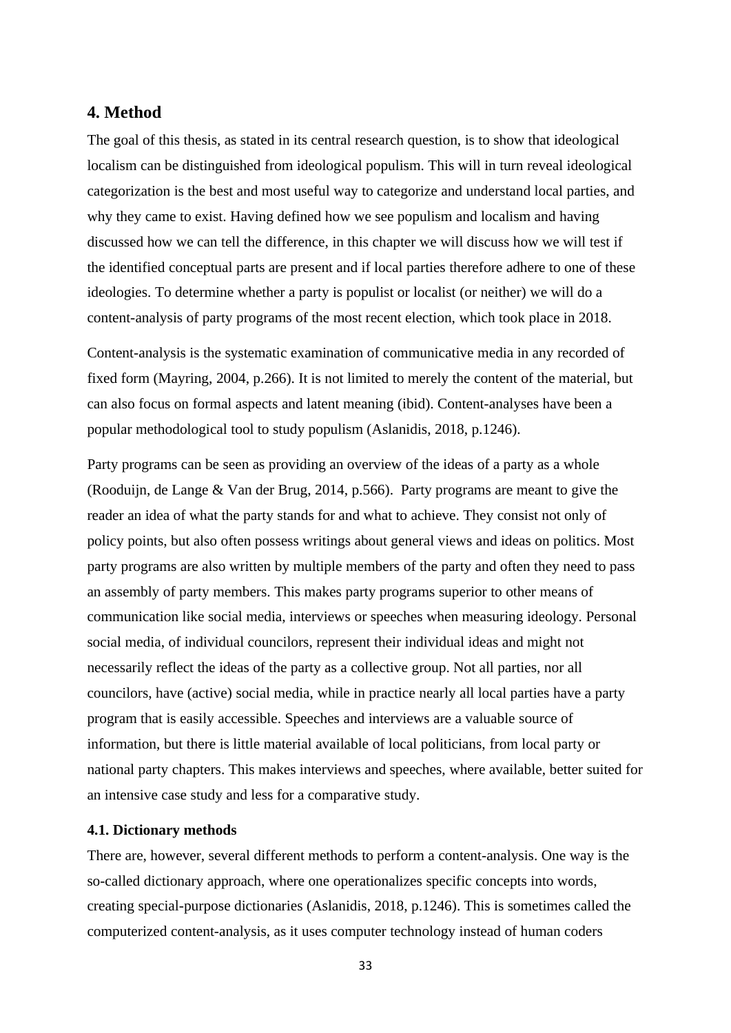## 4. Method

The goal of this thesis, as stated in its central research question, is to show that ideological localism can be distinguished from ideological populism. This will in turn reveal ideological categorization is the best and most useful way to categorize and understand local parties, and why they came to exist. Having defined how we see populism and localism and having discussed how we can tell the difference, in this chapter we will discuss how we will test if the identified conceptual parts are present and if local parties therefore adhere to one of these ideologies. To determine whether a party is populist or localist (or neither) we will do a content-analysis of party programs of the most recent election, which took place in 2018.

Content-analysis is the systematic examination of communicative media in any recorded of fixed form (Mayring, 2004, p.266). It is not limited to merely the content of the material, but can also focus on formal aspects and latent meaning (ibid). Content-analyses have been a popular methodological tool to study populism (Aslanidis, 2018, p.1246).

Party programs can be seen as providing an overview of the ideas of a party as a whole (Rooduijn, de Lange & Van der Brug, 2014, p.566). Party programs are meant to give the reader an idea of what the party stands for and what to achieve. They consist not only of policy points, but also often possess writings about general views and ideas on politics. Most party programs are also written by multiple members of the party and often they need to pass an assembly of party members. This makes party programs superior to other means of communication like social media, interviews or speeches when measuring ideology. Personal social media, of individual councilors, represent their individual ideas and might not necessarily reflect the ideas of the party as a collective group. Not all parties, nor all councilors, have (active) social media, while in practice nearly all local parties have a party program that is easily accessible. Speeches and interviews are a valuable source of information, but there is little material available of local politicians, from local party or national party chapters. This makes interviews and speeches, where available, better suited for an intensive case study and less for a comparative study.

### 4.1. Dictionary methods

There are, however, several different methods to perform a content-analysis. One way is the so-called dictionary approach, where one operationalizes specific concepts into words, creating special-purpose dictionaries (Aslanidis, 2018, p.1246). This is sometimes called the computerized content-analysis, as it uses computer technology instead of human coders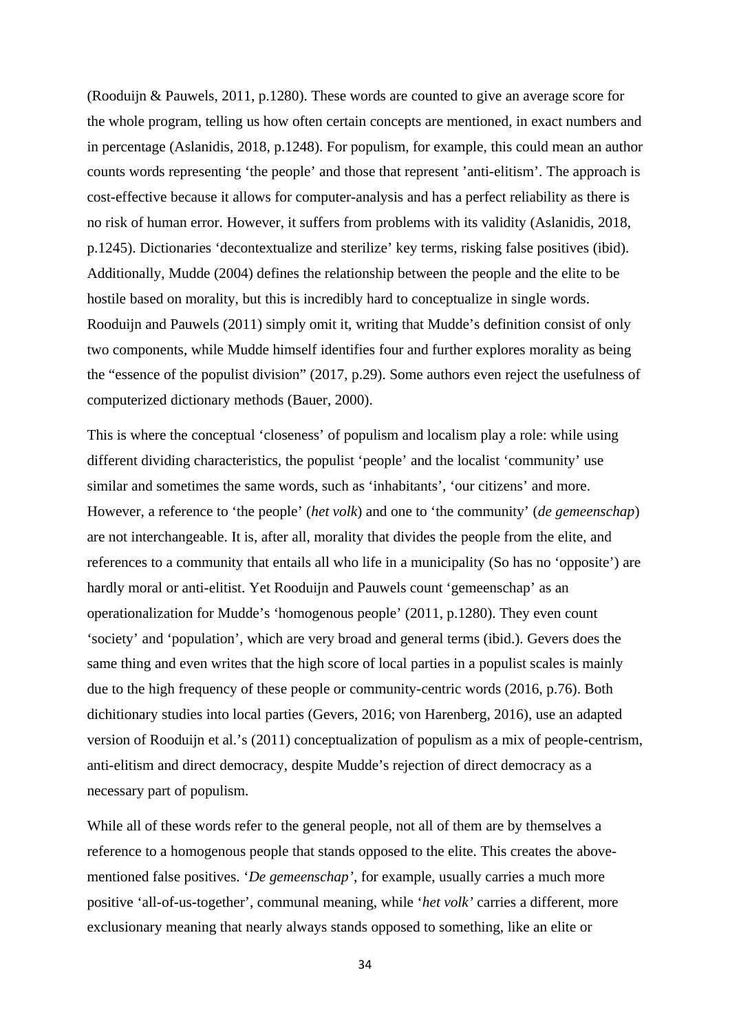(Rooduijn & Pauwels, 2011, p.1280). These words are counted to give an average score for the whole program, telling us how often certain concepts are mentioned, in exact numbers and in percentage (Aslanidis, 2018, p.1248). For populism, for example, this could mean an author counts words representing 'the people' and those that represent 'anti-elitism'. The approach is cost-effective because it allows for computer-analysis and has a perfect reliability as there is no risk of human error. However, it suffers from problems with its validity (Aslanidis, 2018, p.1245). Dictionaries 'decontextualize and sterilize' key terms, risking false positives (ibid). Additionally, Mudde (2004) defines the relationship between the people and the elite to be hostile based on morality, but this is incredibly hard to conceptualize in single words. Rooduijn and Pauwels (2011) simply omit it, writing that Mudde's definition consist of only two components, while Mudde himself identifies four and further explores morality as being the "essence of the populist division" (2017, p.29). Some authors even reject the usefulness of computerized dictionary methods (Bauer, 2000).

This is where the conceptual 'closeness' of populism and localism play a role: while using different dividing characteristics, the populist 'people' and the localist 'community' use similar and sometimes the same words, such as 'inhabitants', 'our citizens' and more. However, a reference to 'the people' (*het volk*) and one to 'the community' (*de gemeenschap*) are not interchangeable. It is, after all, morality that divides the people from the elite, and references to a community that entails all who life in a municipality (So has no 'opposite') are hardly moral or anti-elitist. Yet Rooduijn and Pauwels count 'gemeenschap' as an operationalization for Mudde's 'homogenous people' (2011, p.1280). They even count 'society' and 'population', which are very broad and general terms (ibid.). Gevers does the same thing and even writes that the high score of local parties in a populist scales is mainly due to the high frequency of these people or community-centric words (2016, p.76). Both dichitionary studies into local parties (Gevers, 2016; von Harenberg, 2016), use an adapted version of Rooduijn et al.'s (2011) conceptualization of populism as a mix of people-centrism, anti-elitism and direct democracy, despite Mudde's rejection of direct democracy as a necessary part of populism.

While all of these words refer to the general people, not all of them are by themselves a reference to a homogenous people that stands opposed to the elite. This creates the above-mentioned false positives. '*De gemeenschap'*, for example, usually carries a much more positive 'all-of-us-together', communal meaning, while '*het volk'* carries a different, more exclusionary meaning that nearly always stands opposed to something, like an elite or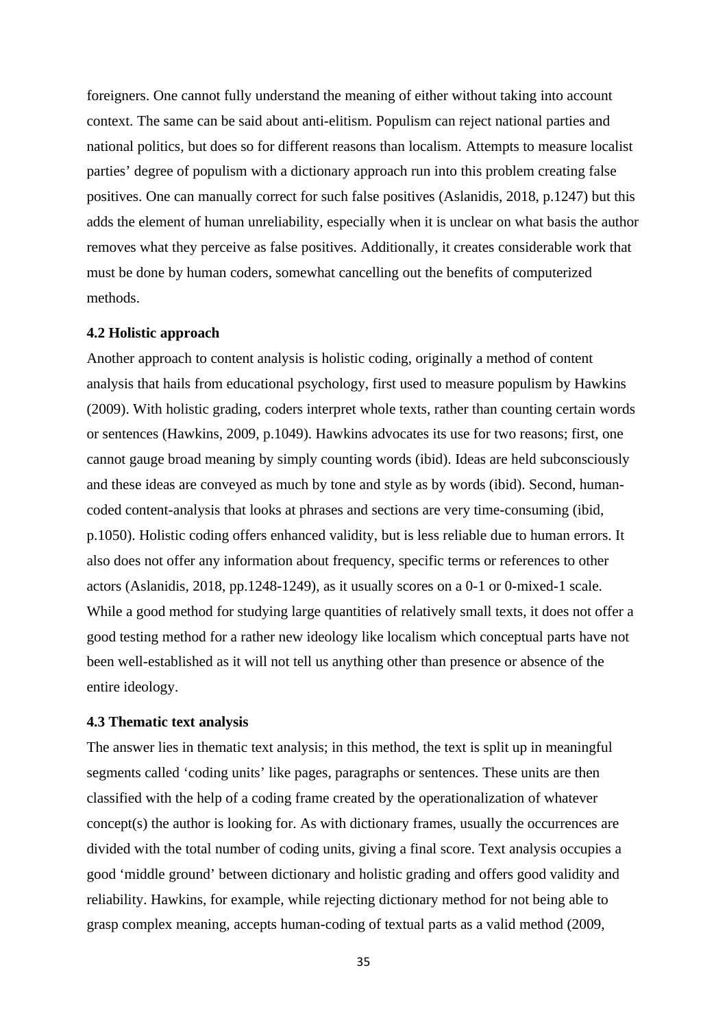foreigners. One cannot fully understand the meaning of either without taking into account context. The same can be said about anti-elitism. Populism can reject national parties and national politics, but does so for different reasons than localism. Attempts to measure localist parties' degree of populism with a dictionary approach run into this problem creating false positives. One can manually correct for such false positives (Aslanidis, 2018, p.1247) but this adds the element of human unreliability, especially when it is unclear on what basis the author removes what they perceive as false positives. Additionally, it creates considerable work that must be done by human coders, somewhat cancelling out the benefits of computerized methods.

### 4.2 Holistic approach

Another approach to content analysis is holistic coding, originally a method of content analysis that hails from educational psychology, first used to measure populism by Hawkins (2009). With holistic grading, coders interpret whole texts, rather than counting certain words or sentences (Hawkins, 2009, p.1049). Hawkins advocates its use for two reasons; first, one cannot gauge broad meaning by simply counting words (ibid). Ideas are held subconsciously and these ideas are conveyed as much by tone and style as by words (ibid). Second, human-coded content-analysis that looks at phrases and sections are very time-consuming (ibid, p.1050). Holistic coding offers enhanced validity, but is less reliable due to human errors. It also does not offer any information about frequency, specific terms or references to other actors (Aslanidis, 2018, pp.1248-1249), as it usually scores on a 0-1 or 0-mixed-1 scale. While a good method for studying large quantities of relatively small texts, it does not offer a good testing method for a rather new ideology like localism which conceptual parts have not been well-established as it will not tell us anything other than presence or absence of the entire ideology.

### 4.3 Thematic text analysis

The answer lies in thematic text analysis; in this method, the text is split up in meaningful segments called 'coding units' like pages, paragraphs or sentences. These units are then classified with the help of a coding frame created by the operationalization of whatever concept(s) the author is looking for. As with dictionary frames, usually the occurrences are divided with the total number of coding units, giving a final score. Text analysis occupies a good 'middle ground' between dictionary and holistic grading and offers good validity and reliability. Hawkins, for example, while rejecting dictionary method for not being able to grasp complex meaning, accepts human-coding of textual parts as a valid method (2009,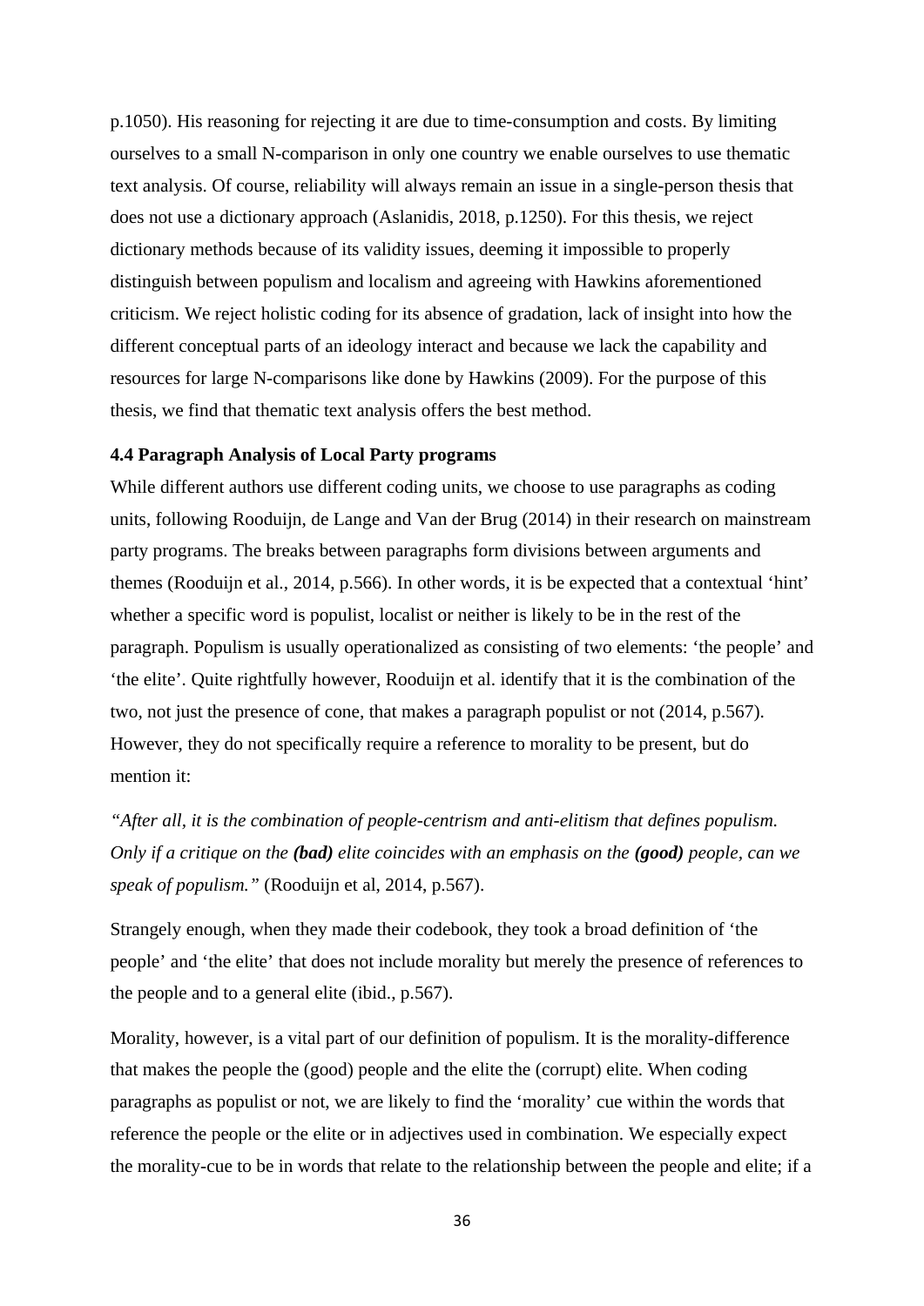p.1050). His reasoning for rejecting it are due to time-consumption and costs. By limiting ourselves to a small N-comparison in only one country we enable ourselves to use thematic text analysis. Of course, reliability will always remain an issue in a single-person thesis that does not use a dictionary approach (Aslanidis, 2018, p.1250). For this thesis, we reject dictionary methods because of its validity issues, deeming it impossible to properly distinguish between populism and localism and agreeing with Hawkins aforementioned criticism. We reject holistic coding for its absence of gradation, lack of insight into how the different conceptual parts of an ideology interact and because we lack the capability and resources for large N-comparisons like done by Hawkins (2009). For the purpose of this thesis, we find that thematic text analysis offers the best method.

### 4.4 Paragraph Analysis of Local Party programs

While different authors use different coding units, we choose to use paragraphs as coding units, following Rooduijn, de Lange and Van der Brug (2014) in their research on mainstream party programs. The breaks between paragraphs form divisions between arguments and themes (Rooduijn et al., 2014, p.566). In other words, it is be expected that a contextual 'hint' whether a specific word is populist, localist or neither is likely to be in the rest of the paragraph. Populism is usually operationalized as consisting of two elements: 'the people' and 'the elite'. Quite rightfully however, Rooduijn et al. identify that it is the combination of the two, not just the presence of cone, that makes a paragraph populist or not (2014, p.567). However, they do not specifically require a reference to morality to be present, but do mention it:

*"After all, it is the combination of people-centrism and anti-elitism that defines populism. Only if a critique on the* ***(bad)*** *elite coincides with an emphasis on the* ***(good)*** *people, can we speak of populism."* (Rooduijn et al, 2014, p.567).

Strangely enough, when they made their codebook, they took a broad definition of 'the people' and 'the elite' that does not include morality but merely the presence of references to the people and to a general elite (ibid., p.567).

Morality, however, is a vital part of our definition of populism. It is the morality-difference that makes the people the (good) people and the elite the (corrupt) elite. When coding paragraphs as populist or not, we are likely to find the 'morality' cue within the words that reference the people or the elite or in adjectives used in combination. We especially expect the morality-cue to be in words that relate to the relationship between the people and elite; if a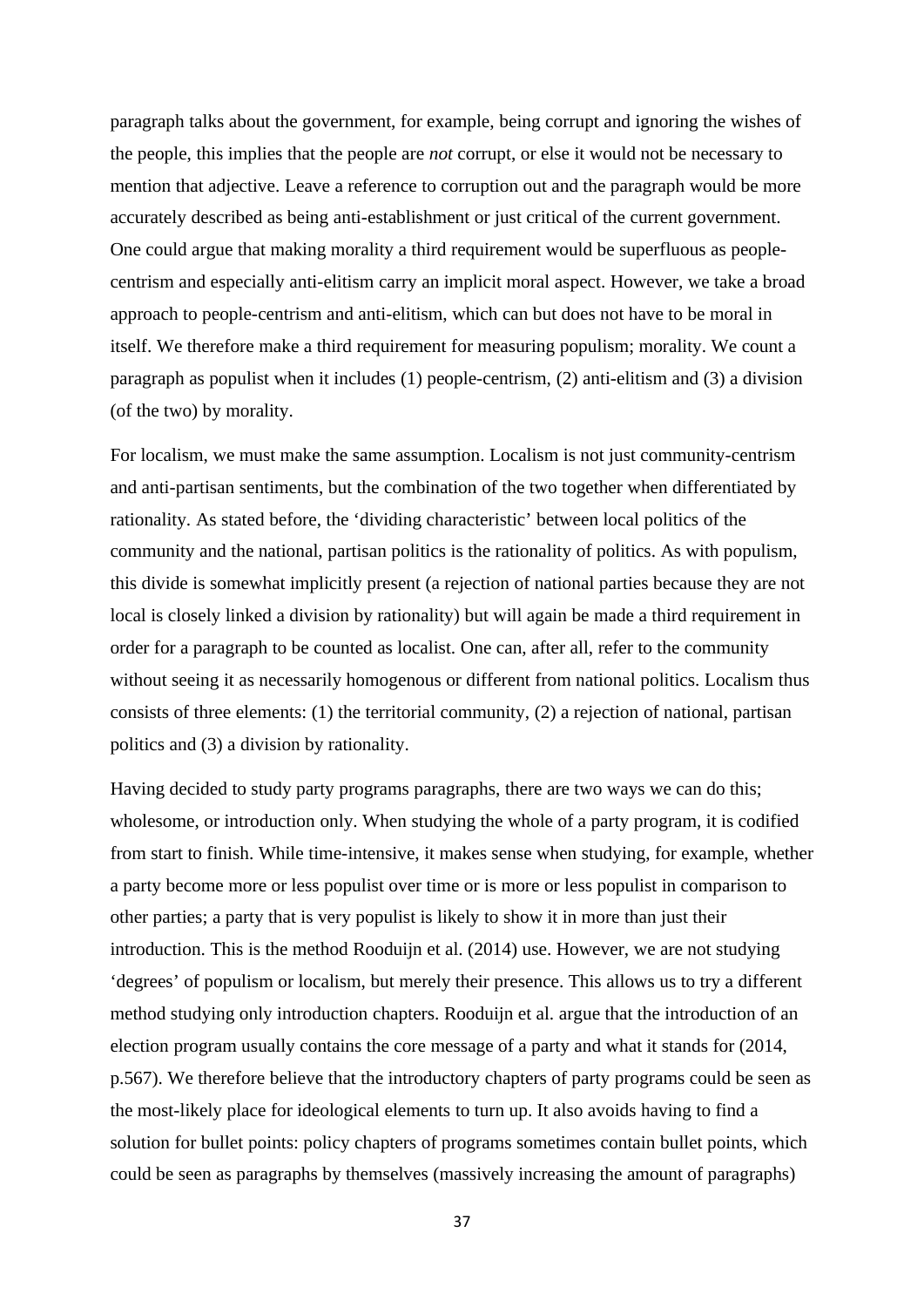paragraph talks about the government, for example, being corrupt and ignoring the wishes of the people, this implies that the people are *not* corrupt, or else it would not be necessary to mention that adjective. Leave a reference to corruption out and the paragraph would be more accurately described as being anti-establishment or just critical of the current government. One could argue that making morality a third requirement would be superfluous as people-centrism and especially anti-elitism carry an implicit moral aspect. However, we take a broad approach to people-centrism and anti-elitism, which can but does not have to be moral in itself. We therefore make a third requirement for measuring populism; morality. We count a paragraph as populist when it includes (1) people-centrism, (2) anti-elitism and (3) a division (of the two) by morality.

For localism, we must make the same assumption. Localism is not just community-centrism and anti-partisan sentiments, but the combination of the two together when differentiated by rationality. As stated before, the 'dividing characteristic' between local politics of the community and the national, partisan politics is the rationality of politics. As with populism, this divide is somewhat implicitly present (a rejection of national parties because they are not local is closely linked a division by rationality) but will again be made a third requirement in order for a paragraph to be counted as localist. One can, after all, refer to the community without seeing it as necessarily homogenous or different from national politics. Localism thus consists of three elements: (1) the territorial community, (2) a rejection of national, partisan politics and (3) a division by rationality.

Having decided to study party programs paragraphs, there are two ways we can do this; wholesome, or introduction only. When studying the whole of a party program, it is codified from start to finish. While time-intensive, it makes sense when studying, for example, whether a party become more or less populist over time or is more or less populist in comparison to other parties; a party that is very populist is likely to show it in more than just their introduction. This is the method Rooduijn et al. (2014) use. However, we are not studying 'degrees' of populism or localism, but merely their presence. This allows us to try a different method studying only introduction chapters. Rooduijn et al. argue that the introduction of an election program usually contains the core message of a party and what it stands for (2014, p.567). We therefore believe that the introductory chapters of party programs could be seen as the most-likely place for ideological elements to turn up. It also avoids having to find a solution for bullet points: policy chapters of programs sometimes contain bullet points, which could be seen as paragraphs by themselves (massively increasing the amount of paragraphs)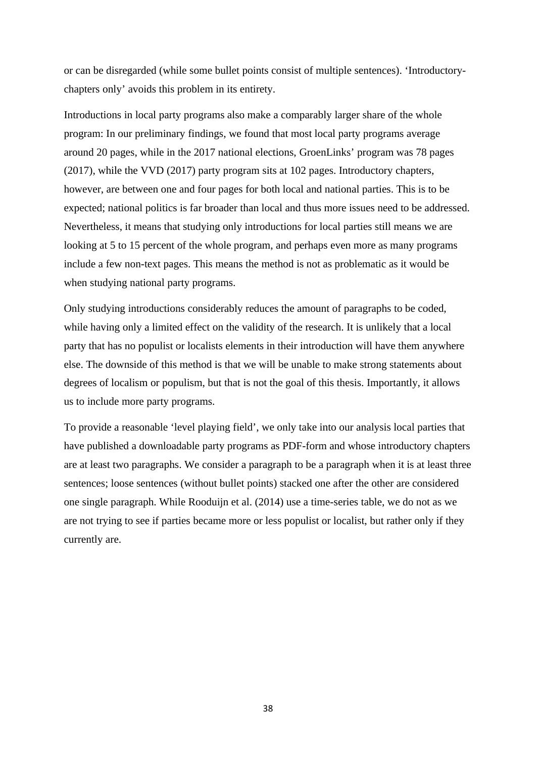or can be disregarded (while some bullet points consist of multiple sentences). 'Introductory-chapters only' avoids this problem in its entirety.

Introductions in local party programs also make a comparably larger share of the whole program: In our preliminary findings, we found that most local party programs average around 20 pages, while in the 2017 national elections, GroenLinks' program was 78 pages (2017), while the VVD (2017) party program sits at 102 pages. Introductory chapters, however, are between one and four pages for both local and national parties. This is to be expected; national politics is far broader than local and thus more issues need to be addressed. Nevertheless, it means that studying only introductions for local parties still means we are looking at 5 to 15 percent of the whole program, and perhaps even more as many programs include a few non-text pages. This means the method is not as problematic as it would be when studying national party programs.

Only studying introductions considerably reduces the amount of paragraphs to be coded, while having only a limited effect on the validity of the research. It is unlikely that a local party that has no populist or localists elements in their introduction will have them anywhere else. The downside of this method is that we will be unable to make strong statements about degrees of localism or populism, but that is not the goal of this thesis. Importantly, it allows us to include more party programs.

To provide a reasonable 'level playing field', we only take into our analysis local parties that have published a downloadable party programs as PDF-form and whose introductory chapters are at least two paragraphs. We consider a paragraph to be a paragraph when it is at least three sentences; loose sentences (without bullet points) stacked one after the other are considered one single paragraph. While Rooduijn et al. (2014) use a time-series table, we do not as we are not trying to see if parties became more or less populist or localist, but rather only if they currently are.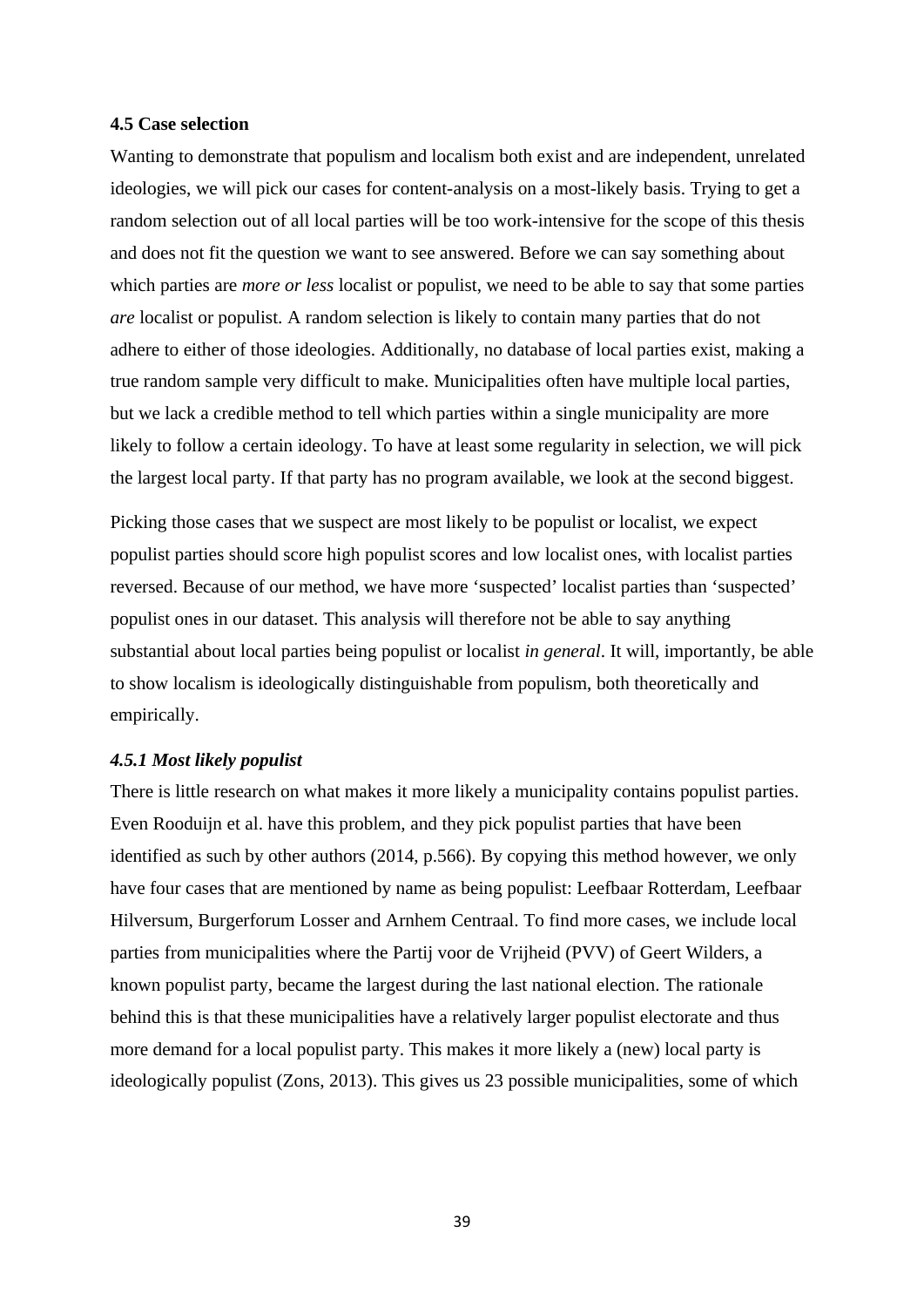### 4.5 Case selection

Wanting to demonstrate that populism and localism both exist and are independent, unrelated ideologies, we will pick our cases for content-analysis on a most-likely basis. Trying to get a random selection out of all local parties will be too work-intensive for the scope of this thesis and does not fit the question we want to see answered. Before we can say something about which parties are *more or less* localist or populist, we need to be able to say that some parties *are* localist or populist. A random selection is likely to contain many parties that do not adhere to either of those ideologies. Additionally, no database of local parties exist, making a true random sample very difficult to make. Municipalities often have multiple local parties, but we lack a credible method to tell which parties within a single municipality are more likely to follow a certain ideology. To have at least some regularity in selection, we will pick the largest local party. If that party has no program available, we look at the second biggest.

Picking those cases that we suspect are most likely to be populist or localist, we expect populist parties should score high populist scores and low localist ones, with localist parties reversed. Because of our method, we have more 'suspected' localist parties than 'suspected' populist ones in our dataset. This analysis will therefore not be able to say anything substantial about local parties being populist or localist *in general*. It will, importantly, be able to show localism is ideologically distinguishable from populism, both theoretically and empirically.

#### *4.5.1 Most likely populist*

There is little research on what makes it more likely a municipality contains populist parties. Even Rooduijn et al. have this problem, and they pick populist parties that have been identified as such by other authors (2014, p.566). By copying this method however, we only have four cases that are mentioned by name as being populist: Leefbaar Rotterdam, Leefbaar Hilversum, Burgerforum Losser and Arnhem Centraal. To find more cases, we include local parties from municipalities where the Partij voor de Vrijheid (PVV) of Geert Wilders, a known populist party, became the largest during the last national election. The rationale behind this is that these municipalities have a relatively larger populist electorate and thus more demand for a local populist party. This makes it more likely a (new) local party is ideologically populist (Zons, 2013). This gives us 23 possible municipalities, some of which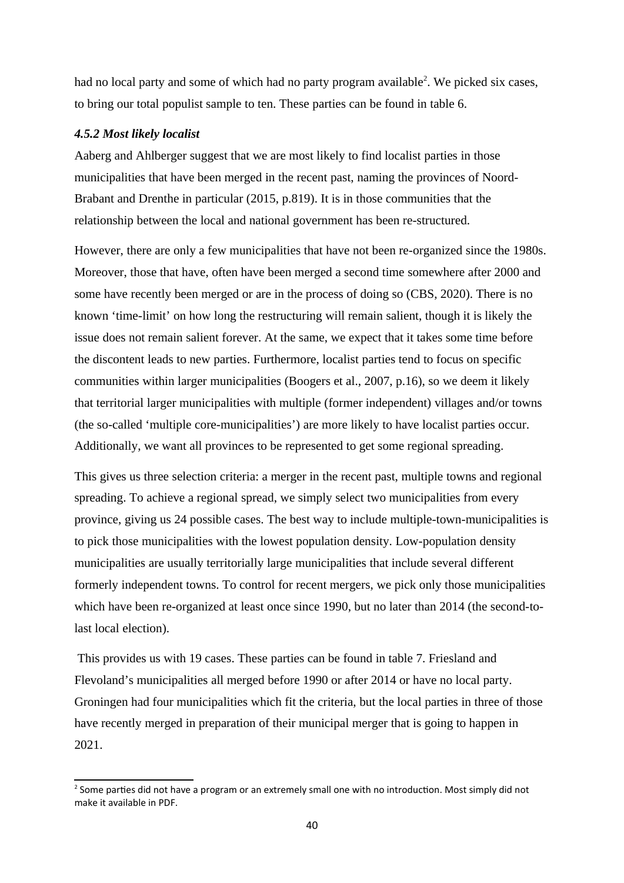had no local party and some of which had no party program available[2]. We picked six cases, to bring our total populist sample to ten. These parties can be found in table 6.

#### *4.5.2 Most likely localist*

Aaberg and Ahlberger suggest that we are most likely to find localist parties in those municipalities that have been merged in the recent past, naming the provinces of Noord-Brabant and Drenthe in particular (2015, p.819). It is in those communities that the relationship between the local and national government has been re-structured.

However, there are only a few municipalities that have not been re-organized since the 1980s. Moreover, those that have, often have been merged a second time somewhere after 2000 and some have recently been merged or are in the process of doing so (CBS, 2020). There is no known 'time-limit' on how long the restructuring will remain salient, though it is likely the issue does not remain salient forever. At the same, we expect that it takes some time before the discontent leads to new parties. Furthermore, localist parties tend to focus on specific communities within larger municipalities (Boogers et al., 2007, p.16), so we deem it likely that territorial larger municipalities with multiple (former independent) villages and/or towns (the so-called 'multiple core-municipalities') are more likely to have localist parties occur. Additionally, we want all provinces to be represented to get some regional spreading.

This gives us three selection criteria: a merger in the recent past, multiple towns and regional spreading. To achieve a regional spread, we simply select two municipalities from every province, giving us 24 possible cases. The best way to include multiple-town-municipalities is to pick those municipalities with the lowest population density. Low-population density municipalities are usually territorially large municipalities that include several different formerly independent towns. To control for recent mergers, we pick only those municipalities which have been re-organized at least once since 1990, but no later than 2014 (the second-to-last local election).

This provides us with 19 cases. These parties can be found in table 7. Friesland and Flevoland's municipalities all merged before 1990 or after 2014 or have no local party. Groningen had four municipalities which fit the criteria, but the local parties in three of those have recently merged in preparation of their municipal merger that is going to happen in 2021.

---

[2] Some parties did not have a program or an extremely small one with no introduction. Most simply did not make it available in PDF.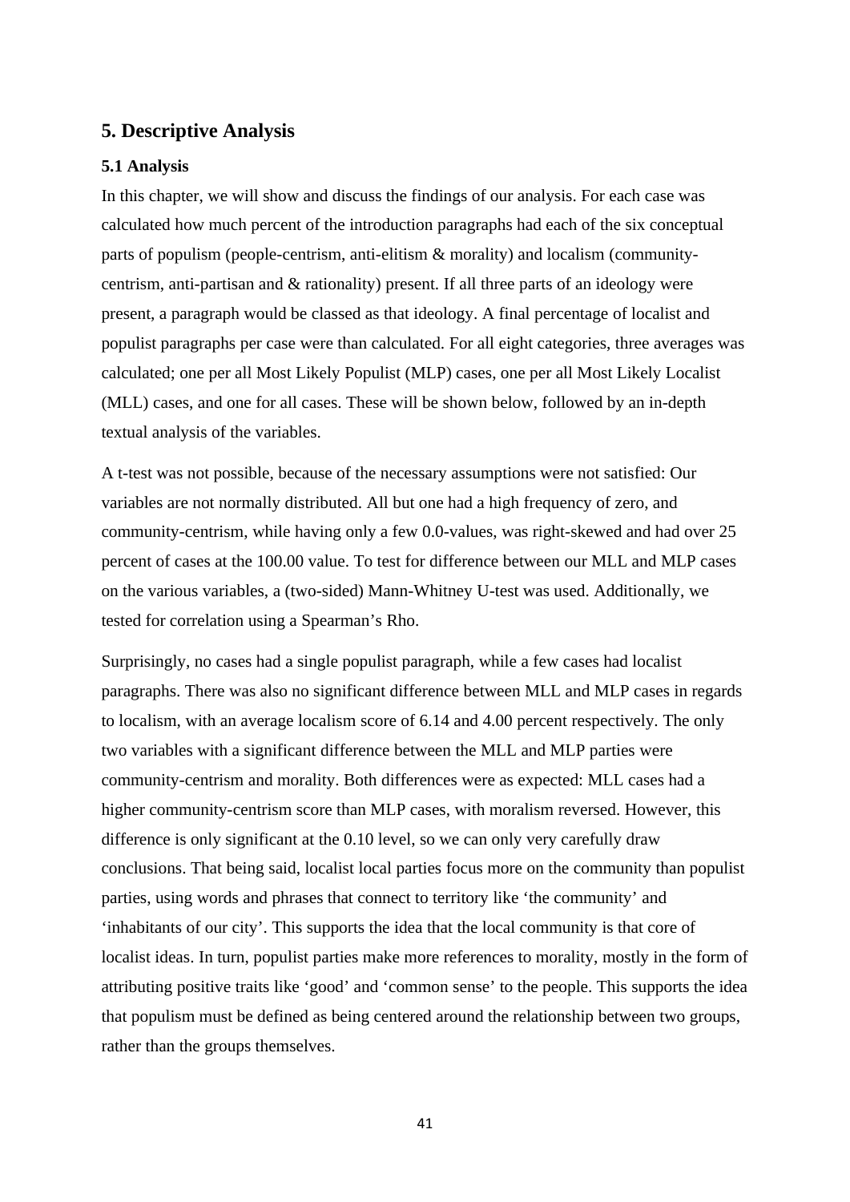## 5. Descriptive Analysis

### 5.1 Analysis

In this chapter, we will show and discuss the findings of our analysis. For each case was calculated how much percent of the introduction paragraphs had each of the six conceptual parts of populism (people-centrism, anti-elitism & morality) and localism (community-centrism, anti-partisan and & rationality) present. If all three parts of an ideology were present, a paragraph would be classed as that ideology. A final percentage of localist and populist paragraphs per case were than calculated. For all eight categories, three averages was calculated; one per all Most Likely Populist (MLP) cases, one per all Most Likely Localist (MLL) cases, and one for all cases. These will be shown below, followed by an in-depth textual analysis of the variables.

A t-test was not possible, because of the necessary assumptions were not satisfied: Our variables are not normally distributed. All but one had a high frequency of zero, and community-centrism, while having only a few 0.0-values, was right-skewed and had over 25 percent of cases at the 100.00 value. To test for difference between our MLL and MLP cases on the various variables, a (two-sided) Mann-Whitney U-test was used. Additionally, we tested for correlation using a Spearman's Rho.

Surprisingly, no cases had a single populist paragraph, while a few cases had localist paragraphs. There was also no significant difference between MLL and MLP cases in regards to localism, with an average localism score of 6.14 and 4.00 percent respectively. The only two variables with a significant difference between the MLL and MLP parties were community-centrism and morality. Both differences were as expected: MLL cases had a higher community-centrism score than MLP cases, with moralism reversed. However, this difference is only significant at the 0.10 level, so we can only very carefully draw conclusions. That being said, localist local parties focus more on the community than populist parties, using words and phrases that connect to territory like 'the community' and 'inhabitants of our city'. This supports the idea that the local community is that core of localist ideas. In turn, populist parties make more references to morality, mostly in the form of attributing positive traits like 'good' and 'common sense' to the people. This supports the idea that populism must be defined as being centered around the relationship between two groups, rather than the groups themselves.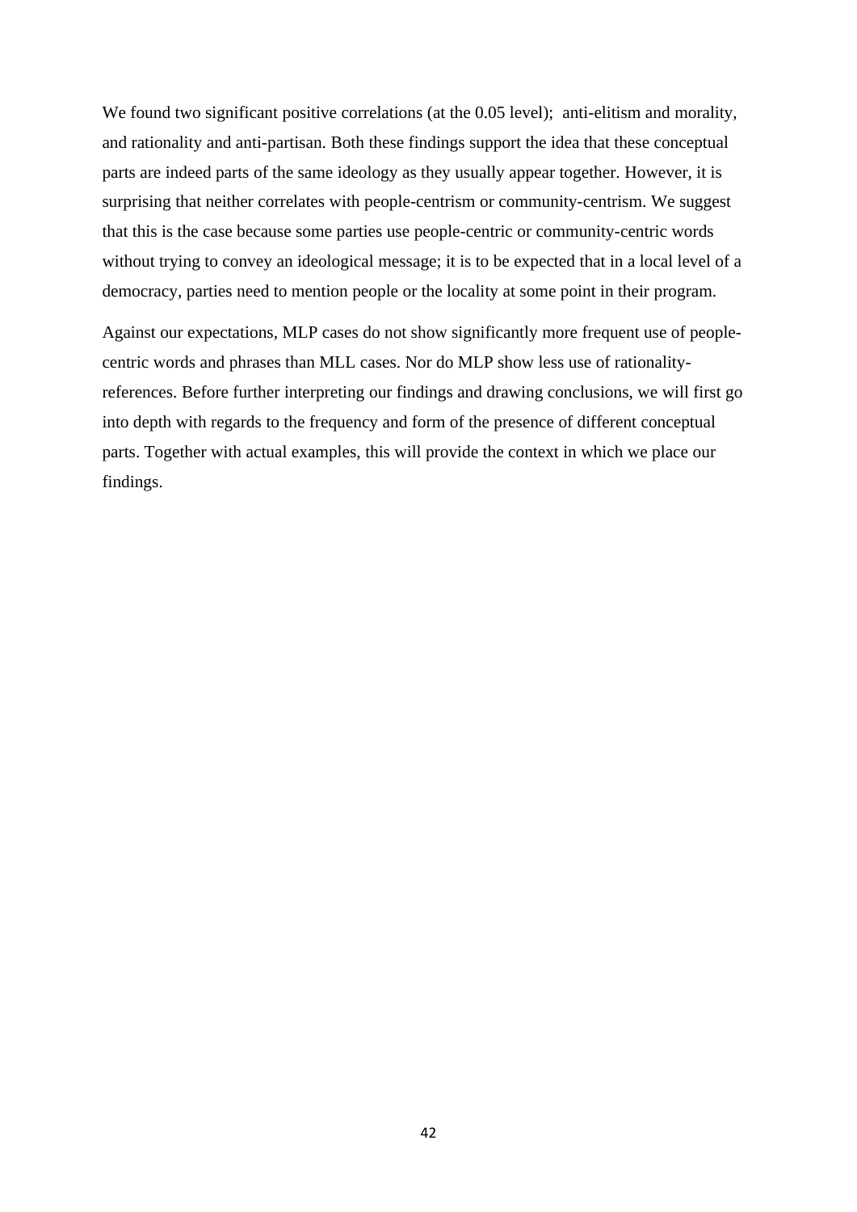We found two significant positive correlations (at the 0.05 level); anti-elitism and morality, and rationality and anti-partisan. Both these findings support the idea that these conceptual parts are indeed parts of the same ideology as they usually appear together. However, it is surprising that neither correlates with people-centrism or community-centrism. We suggest that this is the case because some parties use people-centric or community-centric words without trying to convey an ideological message; it is to be expected that in a local level of a democracy, parties need to mention people or the locality at some point in their program.

Against our expectations, MLP cases do not show significantly more frequent use of people-centric words and phrases than MLL cases. Nor do MLP show less use of rationality-references. Before further interpreting our findings and drawing conclusions, we will first go into depth with regards to the frequency and form of the presence of different conceptual parts. Together with actual examples, this will provide the context in which we place our findings.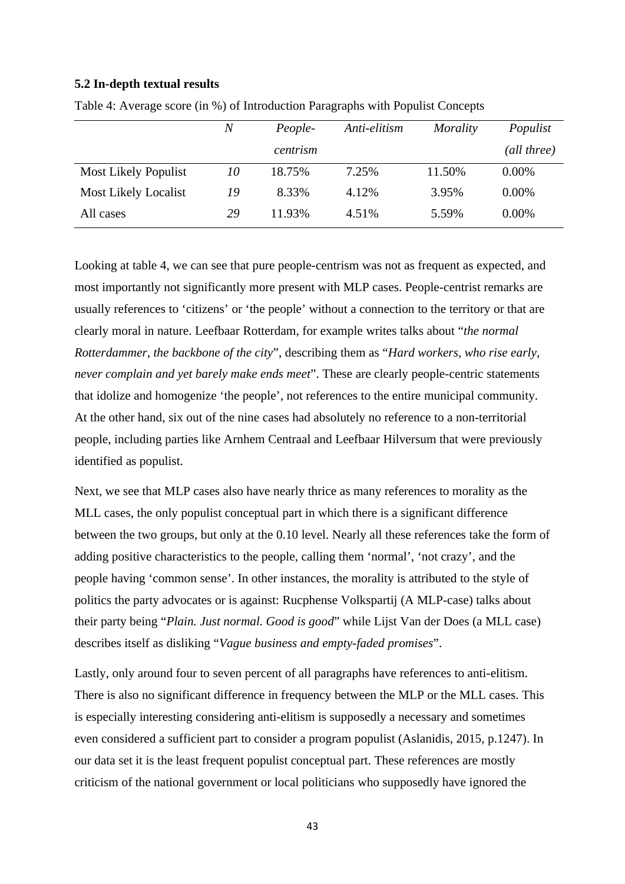### 5.2 In-depth textual results

Table 4: Average score (in %) of Introduction Paragraphs with Populist Concepts

| | *N* | *People-centrism* | *Anti-elitism* | *Morality* | *Populist (all three)* |
|---|---|---|---|---|---|
| Most Likely Populist | *10* | 18.75% | 7.25% | 11.50% | 0.00% |
| Most Likely Localist | *19* | 8.33% | 4.12% | 3.95% | 0.00% |
| All cases | *29* | 11.93% | 4.51% | 5.59% | 0.00% |

Looking at table 4, we can see that pure people-centrism was not as frequent as expected, and most importantly not significantly more present with MLP cases. People-centrist remarks are usually references to 'citizens' or 'the people' without a connection to the territory or that are clearly moral in nature. Leefbaar Rotterdam, for example writes talks about "*the normal Rotterdammer, the backbone of the city*", describing them as "*Hard workers, who rise early, never complain and yet barely make ends meet*". These are clearly people-centric statements that idolize and homogenize 'the people', not references to the entire municipal community. At the other hand, six out of the nine cases had absolutely no reference to a non-territorial people, including parties like Arnhem Centraal and Leefbaar Hilversum that were previously identified as populist.

Next, we see that MLP cases also have nearly thrice as many references to morality as the MLL cases, the only populist conceptual part in which there is a significant difference between the two groups, but only at the 0.10 level. Nearly all these references take the form of adding positive characteristics to the people, calling them 'normal', 'not crazy', and the people having 'common sense'. In other instances, the morality is attributed to the style of politics the party advocates or is against: Rucphense Volkspartij (A MLP-case) talks about their party being "*Plain. Just normal. Good is good*" while Lijst Van der Does (a MLL case) describes itself as disliking "*Vague business and empty-faded promises*".

Lastly, only around four to seven percent of all paragraphs have references to anti-elitism. There is also no significant difference in frequency between the MLP or the MLL cases. This is especially interesting considering anti-elitism is supposedly a necessary and sometimes even considered a sufficient part to consider a program populist (Aslanidis, 2015, p.1247). In our data set it is the least frequent populist conceptual part. These references are mostly criticism of the national government or local politicians who supposedly have ignored the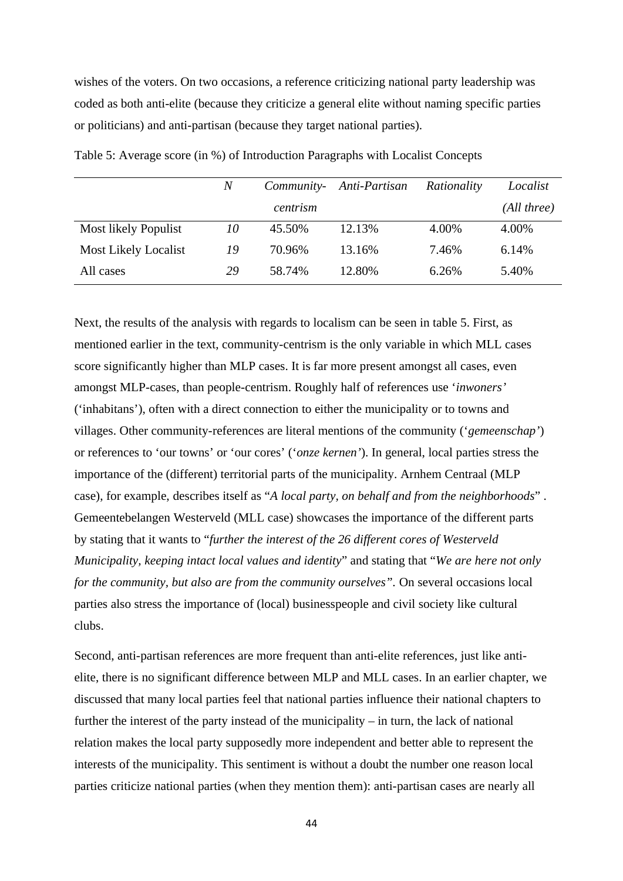wishes of the voters. On two occasions, a reference criticizing national party leadership was coded as both anti-elite (because they criticize a general elite without naming specific parties or politicians) and anti-partisan (because they target national parties).

Table 5: Average score (in %) of Introduction Paragraphs with Localist Concepts

| | *N* | *Community-centrism* | *Anti-Partisan* | *Rationality* | *Localist (All three)* |
|---|---|---|---|---|---|
| Most likely Populist | *10* | 45.50% | 12.13% | 4.00% | 4.00% |
| Most Likely Localist | *19* | 70.96% | 13.16% | 7.46% | 6.14% |
| All cases | *29* | 58.74% | 12.80% | 6.26% | 5.40% |

Next, the results of the analysis with regards to localism can be seen in table 5. First, as mentioned earlier in the text, community-centrism is the only variable in which MLL cases score significantly higher than MLP cases. It is far more present amongst all cases, even amongst MLP-cases, than people-centrism. Roughly half of references use '*inwoners'* ('inhabitans'), often with a direct connection to either the municipality or to towns and villages. Other community-references are literal mentions of the community ('*gemeenschap'*) or references to 'our towns' or 'our cores' ('*onze kernen'*). In general, local parties stress the importance of the (different) territorial parts of the municipality. Arnhem Centraal (MLP case), for example, describes itself as "*A local party, on behalf and from the neighborhoods*" . Gemeentebelangen Westerveld (MLL case) showcases the importance of the different parts by stating that it wants to "*further the interest of the 26 different cores of Westerveld Municipality, keeping intact local values and identity*" and stating that "*We are here not only for the community, but also are from the community ourselves".* On several occasions local parties also stress the importance of (local) businesspeople and civil society like cultural clubs.

Second, anti-partisan references are more frequent than anti-elite references, just like anti-elite, there is no significant difference between MLP and MLL cases. In an earlier chapter, we discussed that many local parties feel that national parties influence their national chapters to further the interest of the party instead of the municipality – in turn, the lack of national relation makes the local party supposedly more independent and better able to represent the interests of the municipality. This sentiment is without a doubt the number one reason local parties criticize national parties (when they mention them): anti-partisan cases are nearly all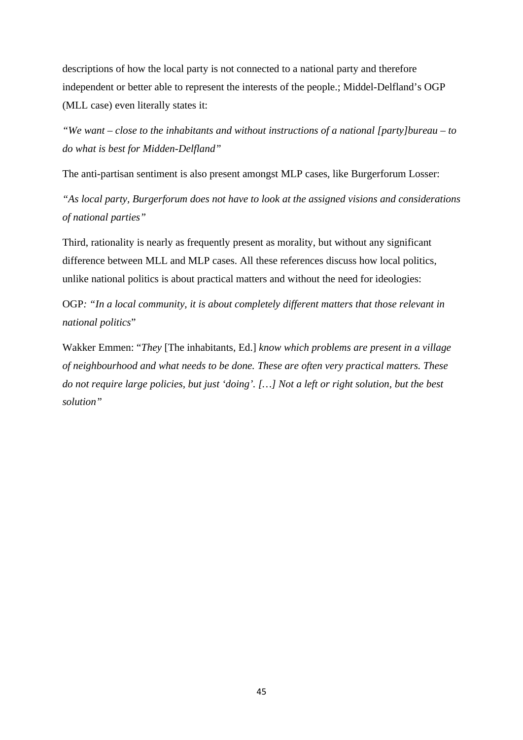descriptions of how the local party is not connected to a national party and therefore independent or better able to represent the interests of the people.; Middel-Delfland's OGP (MLL case) even literally states it:

*"We want – close to the inhabitants and without instructions of a national [party]bureau – to do what is best for Midden-Delfland"*

The anti-partisan sentiment is also present amongst MLP cases, like Burgerforum Losser:

*"As local party, Burgerforum does not have to look at the assigned visions and considerations of national parties"*

Third, rationality is nearly as frequently present as morality, but without any significant difference between MLL and MLP cases. All these references discuss how local politics, unlike national politics is about practical matters and without the need for ideologies:

OGP*: "In a local community, it is about completely different matters that those relevant in national politics*"

Wakker Emmen: "*They* [The inhabitants, Ed.] *know which problems are present in a village of neighbourhood and what needs to be done. These are often very practical matters. These do not require large policies, but just 'doing'. […] Not a left or right solution, but the best solution"*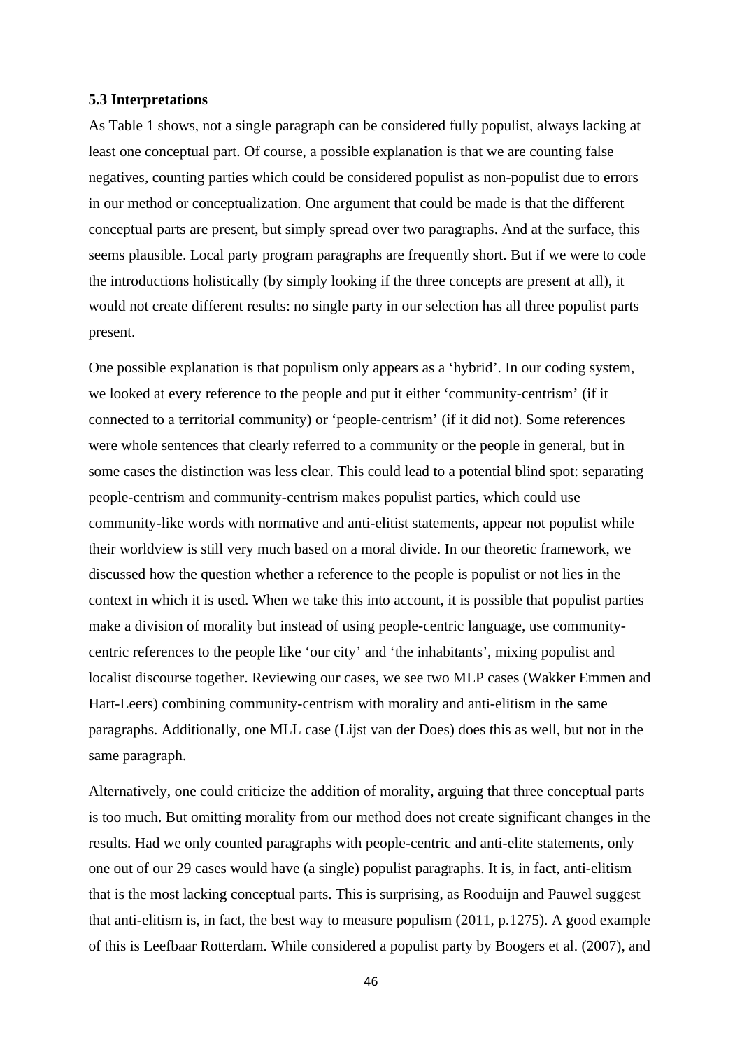### 5.3 Interpretations

As Table 1 shows, not a single paragraph can be considered fully populist, always lacking at least one conceptual part. Of course, a possible explanation is that we are counting false negatives, counting parties which could be considered populist as non-populist due to errors in our method or conceptualization. One argument that could be made is that the different conceptual parts are present, but simply spread over two paragraphs. And at the surface, this seems plausible. Local party program paragraphs are frequently short. But if we were to code the introductions holistically (by simply looking if the three concepts are present at all), it would not create different results: no single party in our selection has all three populist parts present.

One possible explanation is that populism only appears as a 'hybrid'. In our coding system, we looked at every reference to the people and put it either 'community-centrism' (if it connected to a territorial community) or 'people-centrism' (if it did not). Some references were whole sentences that clearly referred to a community or the people in general, but in some cases the distinction was less clear. This could lead to a potential blind spot: separating people-centrism and community-centrism makes populist parties, which could use community-like words with normative and anti-elitist statements, appear not populist while their worldview is still very much based on a moral divide. In our theoretic framework, we discussed how the question whether a reference to the people is populist or not lies in the context in which it is used. When we take this into account, it is possible that populist parties make a division of morality but instead of using people-centric language, use community-centric references to the people like 'our city' and 'the inhabitants', mixing populist and localist discourse together. Reviewing our cases, we see two MLP cases (Wakker Emmen and Hart-Leers) combining community-centrism with morality and anti-elitism in the same paragraphs. Additionally, one MLL case (Lijst van der Does) does this as well, but not in the same paragraph.

Alternatively, one could criticize the addition of morality, arguing that three conceptual parts is too much. But omitting morality from our method does not create significant changes in the results. Had we only counted paragraphs with people-centric and anti-elite statements, only one out of our 29 cases would have (a single) populist paragraphs. It is, in fact, anti-elitism that is the most lacking conceptual parts. This is surprising, as Rooduijn and Pauwel suggest that anti-elitism is, in fact, the best way to measure populism (2011, p.1275). A good example of this is Leefbaar Rotterdam. While considered a populist party by Boogers et al. (2007), and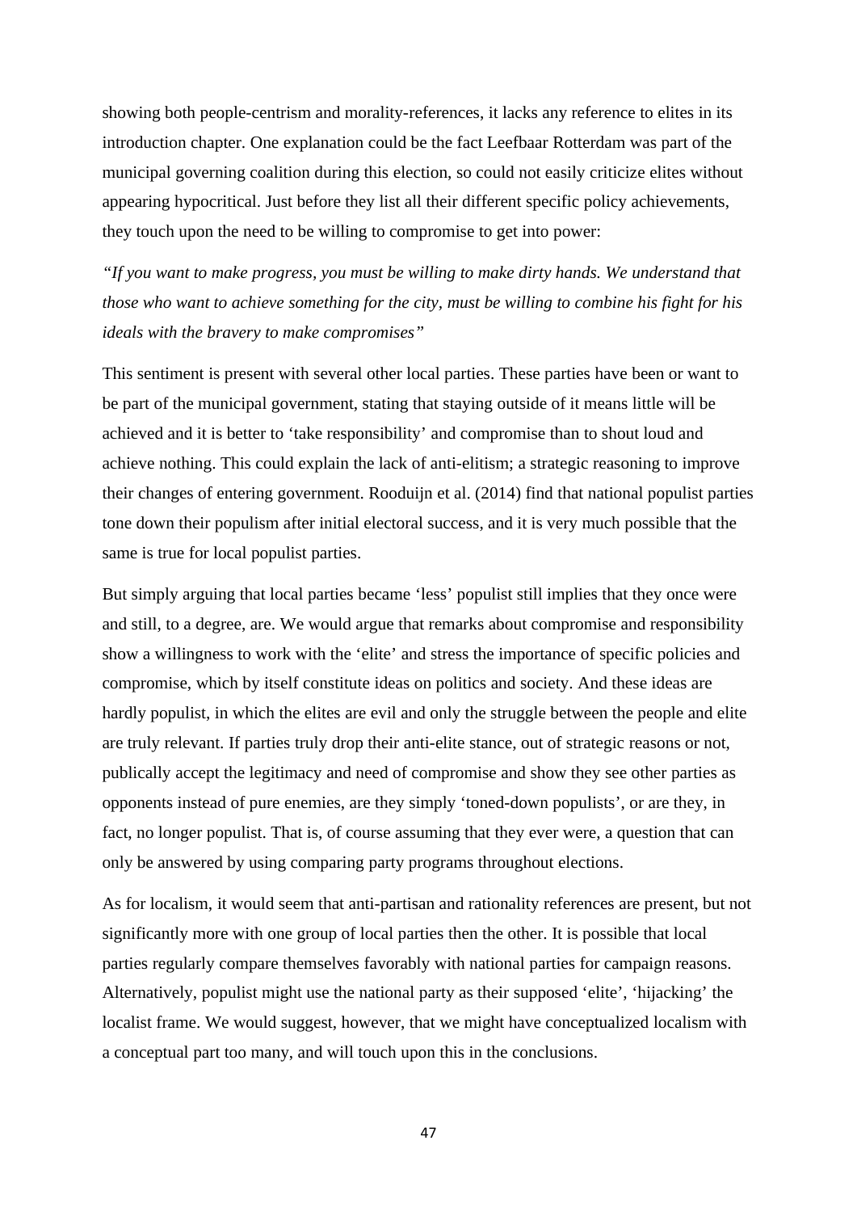showing both people-centrism and morality-references, it lacks any reference to elites in its introduction chapter. One explanation could be the fact Leefbaar Rotterdam was part of the municipal governing coalition during this election, so could not easily criticize elites without appearing hypocritical. Just before they list all their different specific policy achievements, they touch upon the need to be willing to compromise to get into power:

*"If you want to make progress, you must be willing to make dirty hands. We understand that those who want to achieve something for the city, must be willing to combine his fight for his ideals with the bravery to make compromises"*

This sentiment is present with several other local parties. These parties have been or want to be part of the municipal government, stating that staying outside of it means little will be achieved and it is better to 'take responsibility' and compromise than to shout loud and achieve nothing. This could explain the lack of anti-elitism; a strategic reasoning to improve their changes of entering government. Rooduijn et al. (2014) find that national populist parties tone down their populism after initial electoral success, and it is very much possible that the same is true for local populist parties.

But simply arguing that local parties became 'less' populist still implies that they once were and still, to a degree, are. We would argue that remarks about compromise and responsibility show a willingness to work with the 'elite' and stress the importance of specific policies and compromise, which by itself constitute ideas on politics and society. And these ideas are hardly populist, in which the elites are evil and only the struggle between the people and elite are truly relevant. If parties truly drop their anti-elite stance, out of strategic reasons or not, publically accept the legitimacy and need of compromise and show they see other parties as opponents instead of pure enemies, are they simply 'toned-down populists', or are they, in fact, no longer populist. That is, of course assuming that they ever were, a question that can only be answered by using comparing party programs throughout elections.

As for localism, it would seem that anti-partisan and rationality references are present, but not significantly more with one group of local parties then the other. It is possible that local parties regularly compare themselves favorably with national parties for campaign reasons. Alternatively, populist might use the national party as their supposed 'elite', 'hijacking' the localist frame. We would suggest, however, that we might have conceptualized localism with a conceptual part too many, and will touch upon this in the conclusions.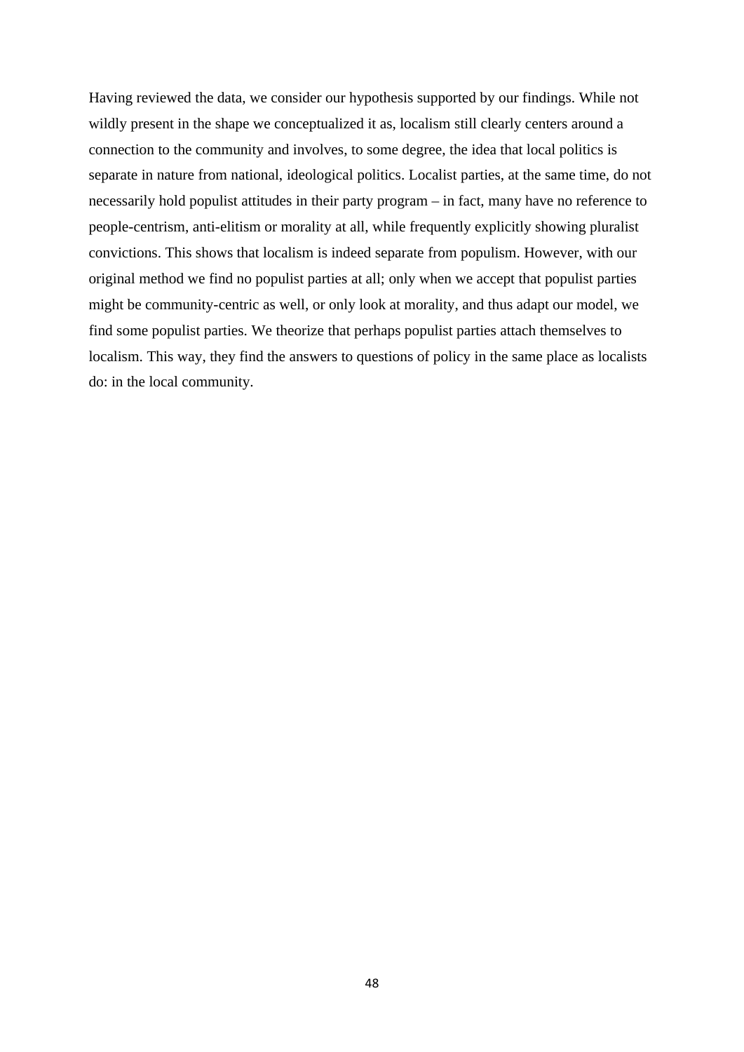Having reviewed the data, we consider our hypothesis supported by our findings. While not wildly present in the shape we conceptualized it as, localism still clearly centers around a connection to the community and involves, to some degree, the idea that local politics is separate in nature from national, ideological politics. Localist parties, at the same time, do not necessarily hold populist attitudes in their party program – in fact, many have no reference to people-centrism, anti-elitism or morality at all, while frequently explicitly showing pluralist convictions. This shows that localism is indeed separate from populism. However, with our original method we find no populist parties at all; only when we accept that populist parties might be community-centric as well, or only look at morality, and thus adapt our model, we find some populist parties. We theorize that perhaps populist parties attach themselves to localism. This way, they find the answers to questions of policy in the same place as localists do: in the local community.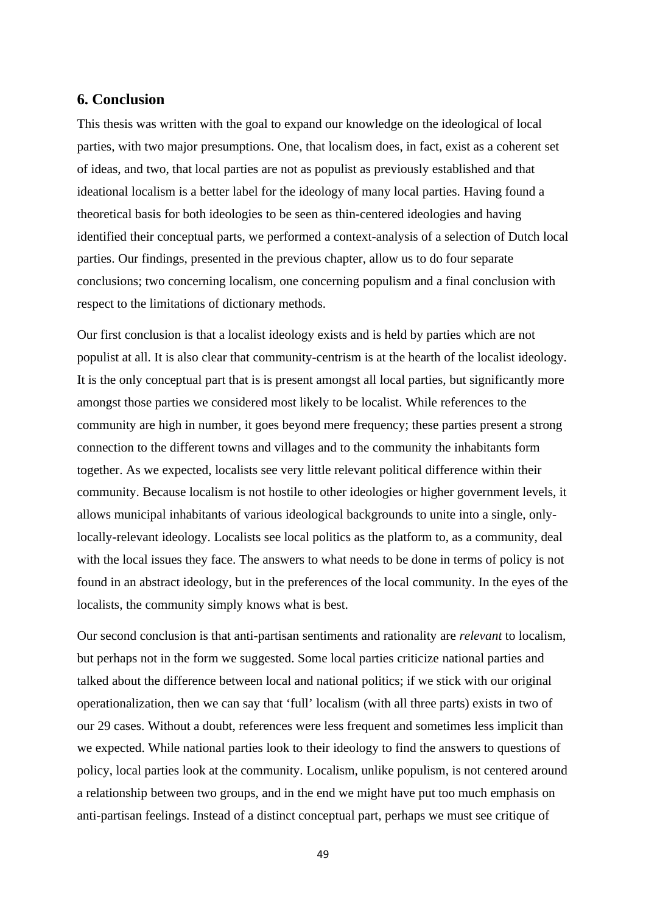## 6. Conclusion

This thesis was written with the goal to expand our knowledge on the ideological of local parties, with two major presumptions. One, that localism does, in fact, exist as a coherent set of ideas, and two, that local parties are not as populist as previously established and that ideational localism is a better label for the ideology of many local parties. Having found a theoretical basis for both ideologies to be seen as thin-centered ideologies and having identified their conceptual parts, we performed a context-analysis of a selection of Dutch local parties. Our findings, presented in the previous chapter, allow us to do four separate conclusions; two concerning localism, one concerning populism and a final conclusion with respect to the limitations of dictionary methods.

Our first conclusion is that a localist ideology exists and is held by parties which are not populist at all. It is also clear that community-centrism is at the hearth of the localist ideology. It is the only conceptual part that is is present amongst all local parties, but significantly more amongst those parties we considered most likely to be localist. While references to the community are high in number, it goes beyond mere frequency; these parties present a strong connection to the different towns and villages and to the community the inhabitants form together. As we expected, localists see very little relevant political difference within their community. Because localism is not hostile to other ideologies or higher government levels, it allows municipal inhabitants of various ideological backgrounds to unite into a single, only-locally-relevant ideology. Localists see local politics as the platform to, as a community, deal with the local issues they face. The answers to what needs to be done in terms of policy is not found in an abstract ideology, but in the preferences of the local community. In the eyes of the localists, the community simply knows what is best.

Our second conclusion is that anti-partisan sentiments and rationality are *relevant* to localism, but perhaps not in the form we suggested. Some local parties criticize national parties and talked about the difference between local and national politics; if we stick with our original operationalization, then we can say that 'full' localism (with all three parts) exists in two of our 29 cases. Without a doubt, references were less frequent and sometimes less implicit than we expected. While national parties look to their ideology to find the answers to questions of policy, local parties look at the community. Localism, unlike populism, is not centered around a relationship between two groups, and in the end we might have put too much emphasis on anti-partisan feelings. Instead of a distinct conceptual part, perhaps we must see critique of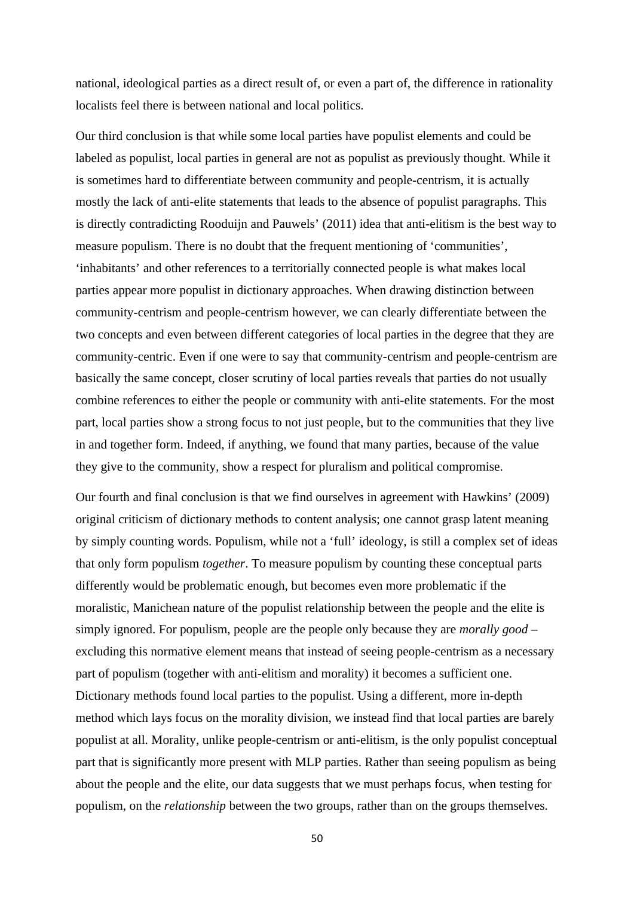national, ideological parties as a direct result of, or even a part of, the difference in rationality localists feel there is between national and local politics.

Our third conclusion is that while some local parties have populist elements and could be labeled as populist, local parties in general are not as populist as previously thought. While it is sometimes hard to differentiate between community and people-centrism, it is actually mostly the lack of anti-elite statements that leads to the absence of populist paragraphs. This is directly contradicting Rooduijn and Pauwels' (2011) idea that anti-elitism is the best way to measure populism. There is no doubt that the frequent mentioning of 'communities', 'inhabitants' and other references to a territorially connected people is what makes local parties appear more populist in dictionary approaches. When drawing distinction between community-centrism and people-centrism however, we can clearly differentiate between the two concepts and even between different categories of local parties in the degree that they are community-centric. Even if one were to say that community-centrism and people-centrism are basically the same concept, closer scrutiny of local parties reveals that parties do not usually combine references to either the people or community with anti-elite statements. For the most part, local parties show a strong focus to not just people, but to the communities that they live in and together form. Indeed, if anything, we found that many parties, because of the value they give to the community, show a respect for pluralism and political compromise.

Our fourth and final conclusion is that we find ourselves in agreement with Hawkins' (2009) original criticism of dictionary methods to content analysis; one cannot grasp latent meaning by simply counting words. Populism, while not a 'full' ideology, is still a complex set of ideas that only form populism *together*. To measure populism by counting these conceptual parts differently would be problematic enough, but becomes even more problematic if the moralistic, Manichean nature of the populist relationship between the people and the elite is simply ignored. For populism, people are the people only because they are *morally good* – excluding this normative element means that instead of seeing people-centrism as a necessary part of populism (together with anti-elitism and morality) it becomes a sufficient one. Dictionary methods found local parties to the populist. Using a different, more in-depth method which lays focus on the morality division, we instead find that local parties are barely populist at all. Morality, unlike people-centrism or anti-elitism, is the only populist conceptual part that is significantly more present with MLP parties. Rather than seeing populism as being about the people and the elite, our data suggests that we must perhaps focus, when testing for populism, on the *relationship* between the two groups, rather than on the groups themselves.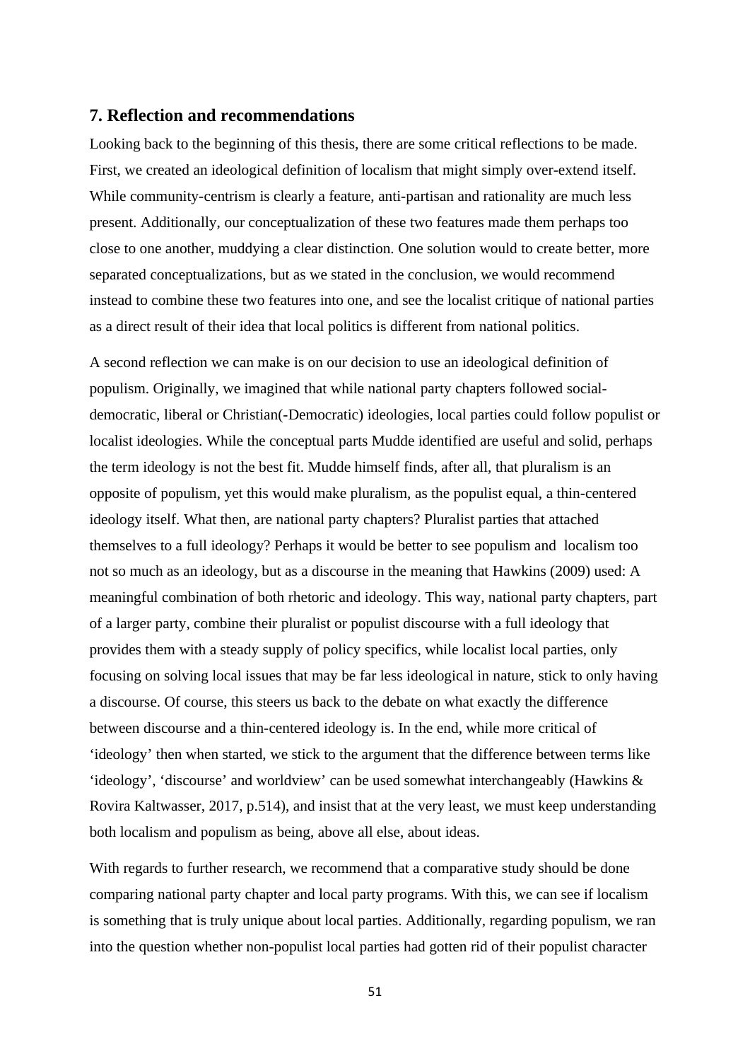## 7. Reflection and recommendations

Looking back to the beginning of this thesis, there are some critical reflections to be made. First, we created an ideological definition of localism that might simply over-extend itself. While community-centrism is clearly a feature, anti-partisan and rationality are much less present. Additionally, our conceptualization of these two features made them perhaps too close to one another, muddying a clear distinction. One solution would to create better, more separated conceptualizations, but as we stated in the conclusion, we would recommend instead to combine these two features into one, and see the localist critique of national parties as a direct result of their idea that local politics is different from national politics.

A second reflection we can make is on our decision to use an ideological definition of populism. Originally, we imagined that while national party chapters followed social-democratic, liberal or Christian(-Democratic) ideologies, local parties could follow populist or localist ideologies. While the conceptual parts Mudde identified are useful and solid, perhaps the term ideology is not the best fit. Mudde himself finds, after all, that pluralism is an opposite of populism, yet this would make pluralism, as the populist equal, a thin-centered ideology itself. What then, are national party chapters? Pluralist parties that attached themselves to a full ideology? Perhaps it would be better to see populism and  localism too not so much as an ideology, but as a discourse in the meaning that Hawkins (2009) used: A meaningful combination of both rhetoric and ideology. This way, national party chapters, part of a larger party, combine their pluralist or populist discourse with a full ideology that provides them with a steady supply of policy specifics, while localist local parties, only focusing on solving local issues that may be far less ideological in nature, stick to only having a discourse. Of course, this steers us back to the debate on what exactly the difference between discourse and a thin-centered ideology is. In the end, while more critical of 'ideology' then when started, we stick to the argument that the difference between terms like 'ideology', 'discourse' and worldview' can be used somewhat interchangeably (Hawkins & Rovira Kaltwasser, 2017, p.514), and insist that at the very least, we must keep understanding both localism and populism as being, above all else, about ideas.

With regards to further research, we recommend that a comparative study should be done comparing national party chapter and local party programs. With this, we can see if localism is something that is truly unique about local parties. Additionally, regarding populism, we ran into the question whether non-populist local parties had gotten rid of their populist character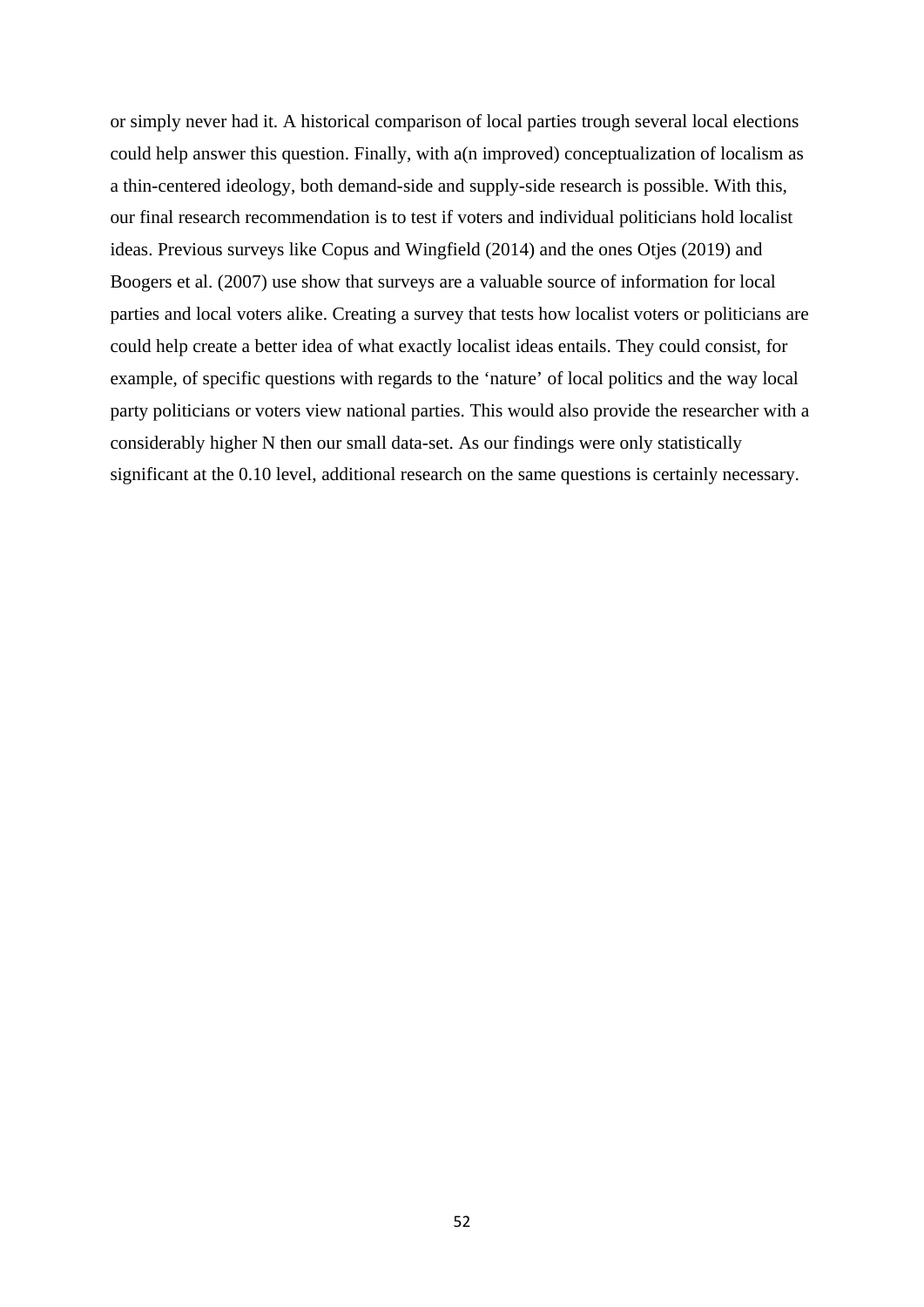or simply never had it. A historical comparison of local parties trough several local elections could help answer this question. Finally, with a(n improved) conceptualization of localism as a thin-centered ideology, both demand-side and supply-side research is possible. With this, our final research recommendation is to test if voters and individual politicians hold localist ideas. Previous surveys like Copus and Wingfield (2014) and the ones Otjes (2019) and Boogers et al. (2007) use show that surveys are a valuable source of information for local parties and local voters alike. Creating a survey that tests how localist voters or politicians are could help create a better idea of what exactly localist ideas entails. They could consist, for example, of specific questions with regards to the 'nature' of local politics and the way local party politicians or voters view national parties. This would also provide the researcher with a considerably higher N then our small data-set. As our findings were only statistically significant at the 0.10 level, additional research on the same questions is certainly necessary.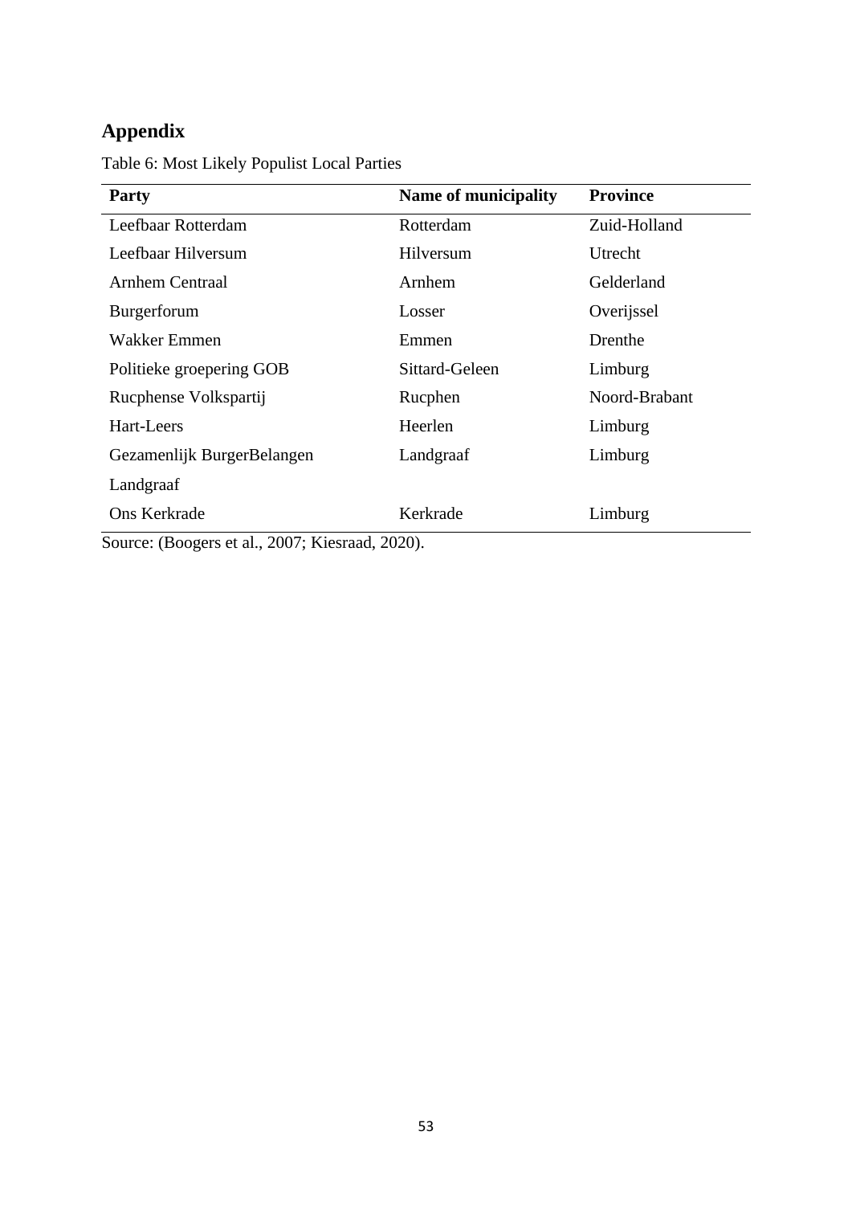# Appendix

Table 6: Most Likely Populist Local Parties

| Party | Name of municipality | Province |
|---|---|---|
| Leefbaar Rotterdam | Rotterdam | Zuid-Holland |
| Leefbaar Hilversum | Hilversum | Utrecht |
| Arnhem Centraal | Arnhem | Gelderland |
| Burgerforum | Losser | Overijssel |
| Wakker Emmen | Emmen | Drenthe |
| Politieke groepering GOB | Sittard-Geleen | Limburg |
| Rucphense Volkspartij | Rucphen | Noord-Brabant |
| Hart-Leers | Heerlen | Limburg |
| Gezamenlijk BurgerBelangen Landgraaf | Landgraaf | Limburg |
| Ons Kerkrade | Kerkrade | Limburg |

Source: (Boogers et al., 2007; Kiesraad, 2020).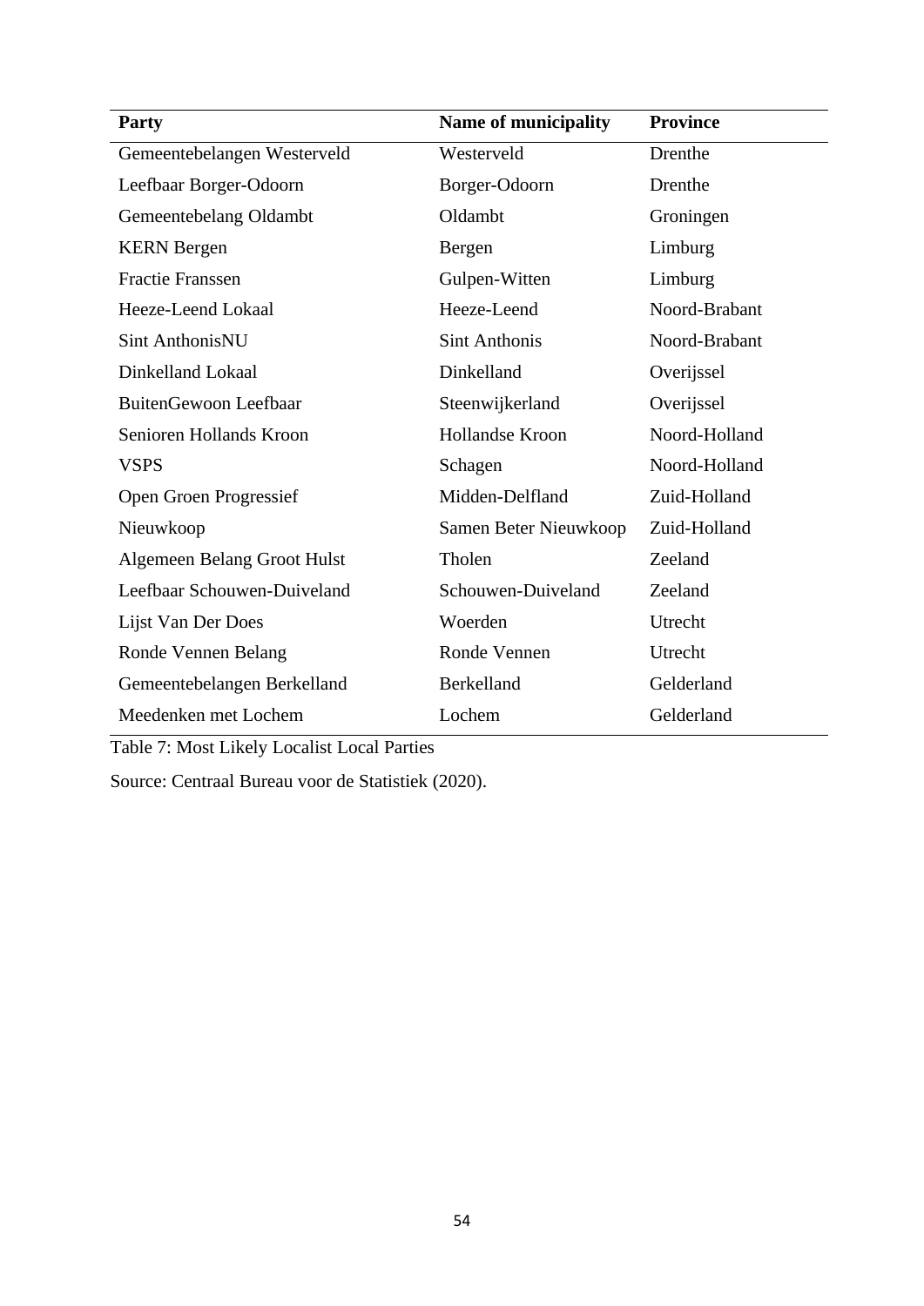| Party | Name of municipality | Province |
|---|---|---|
| Gemeentebelangen Westerveld | Westerveld | Drenthe |
| Leefbaar Borger-Odoorn | Borger-Odoorn | Drenthe |
| Gemeentebelang Oldambt | Oldambt | Groningen |
| KERN Bergen | Bergen | Limburg |
| Fractie Franssen | Gulpen-Witten | Limburg |
| Heeze-Leend Lokaal | Heeze-Leend | Noord-Brabant |
| Sint AnthonisNU | Sint Anthonis | Noord-Brabant |
| Dinkelland Lokaal | Dinkelland | Overijssel |
| BuitenGewoon Leefbaar | Steenwijkerland | Overijssel |
| Senioren Hollands Kroon | Hollandse Kroon | Noord-Holland |
| VSPS | Schagen | Noord-Holland |
| Open Groen Progressief | Midden-Delfland | Zuid-Holland |
| Nieuwkoop | Samen Beter Nieuwkoop | Zuid-Holland |
| Algemeen Belang Groot Hulst | Tholen | Zeeland |
| Leefbaar Schouwen-Duiveland | Schouwen-Duiveland | Zeeland |
| Lijst Van Der Does | Woerden | Utrecht |
| Ronde Vennen Belang | Ronde Vennen | Utrecht |
| Gemeentebelangen Berkelland | Berkelland | Gelderland |
| Meedenken met Lochem | Lochem | Gelderland |

Table 7: Most Likely Localist Local Parties

Source: Centraal Bureau voor de Statistiek (2020).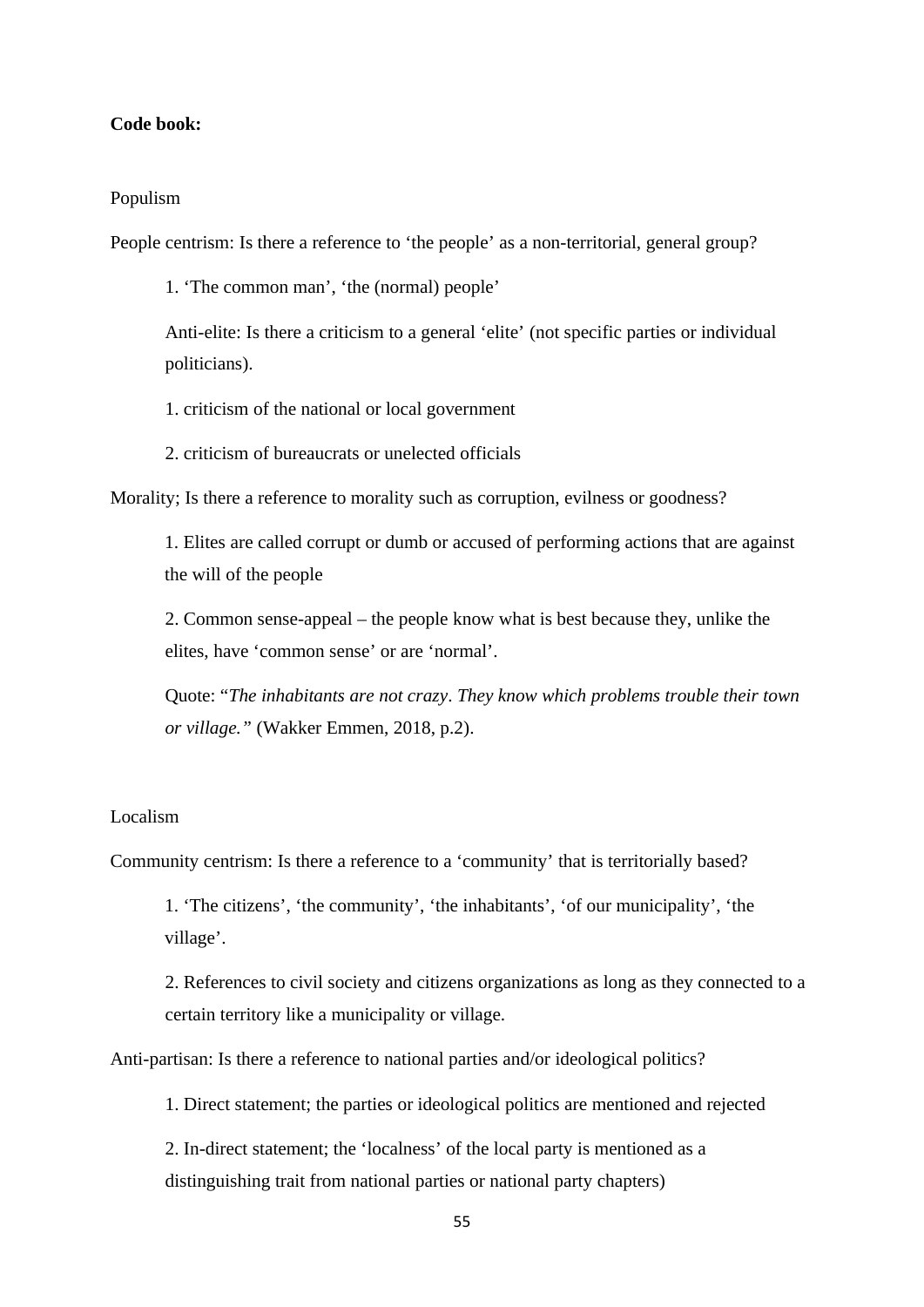**Code book:**

Populism

People centrism: Is there a reference to ‘the people’ as a non-territorial, general group?

> 1. ‘The common man’, ‘the (normal) people’
>
> Anti-elite: Is there a criticism to a general ‘elite’ (not specific parties or individual politicians).
>
> 1. criticism of the national or local government
>
> 2. criticism of bureaucrats or unelected officials

Morality; Is there a reference to morality such as corruption, evilness or goodness?

> 1. Elites are called corrupt or dumb or accused of performing actions that are against the will of the people
>
> 2. Common sense-appeal – the people know what is best because they, unlike the elites, have ‘common sense’ or are ‘normal’.
>
> Quote: “*The inhabitants are not crazy*. *They know which problems trouble their town or village.”* (Wakker Emmen, 2018, p.2).

Localism

Community centrism: Is there a reference to a ‘community’ that is territorially based?

> 1. ‘The citizens’, ‘the community’, ‘the inhabitants’, ‘of our municipality’, ‘the village’.
>
> 2. References to civil society and citizens organizations as long as they connected to a certain territory like a municipality or village.

Anti-partisan: Is there a reference to national parties and/or ideological politics?

> 1. Direct statement; the parties or ideological politics are mentioned and rejected
>
> 2. In-direct statement; the ‘localness’ of the local party is mentioned as a distinguishing trait from national parties or national party chapters)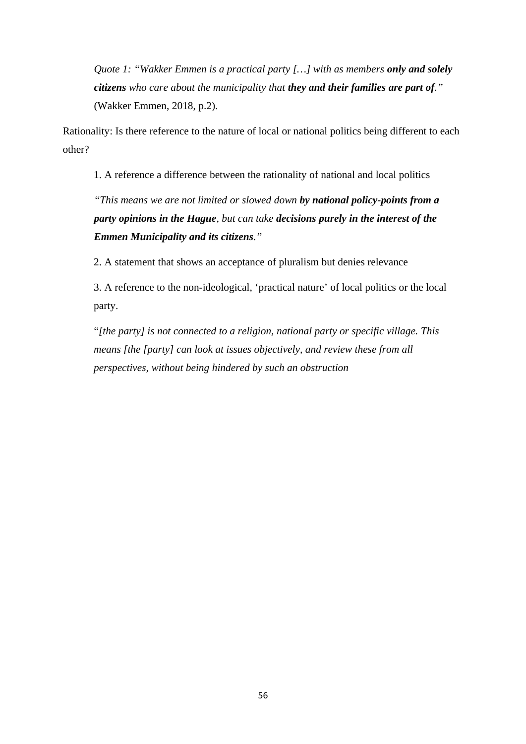*Quote 1: "Wakker Emmen is a practical party […] with as members **only and solely citizens** who care about the municipality that **they and their families are part of**."* (Wakker Emmen, 2018, p.2).

Rationality: Is there reference to the nature of local or national politics being different to each other?

1. A reference a difference between the rationality of national and local politics

*"This means we are not limited or slowed down **by national policy-points from a party opinions in the Hague**, but can take **decisions purely in the interest of the Emmen Municipality and its citizens**."*

2. A statement that shows an acceptance of pluralism but denies relevance

3. A reference to the non-ideological, 'practical nature' of local politics or the local party.

"*[the party] is not connected to a religion, national party or specific village. This means [the [party] can look at issues objectively, and review these from all perspectives, without being hindered by such an obstruction*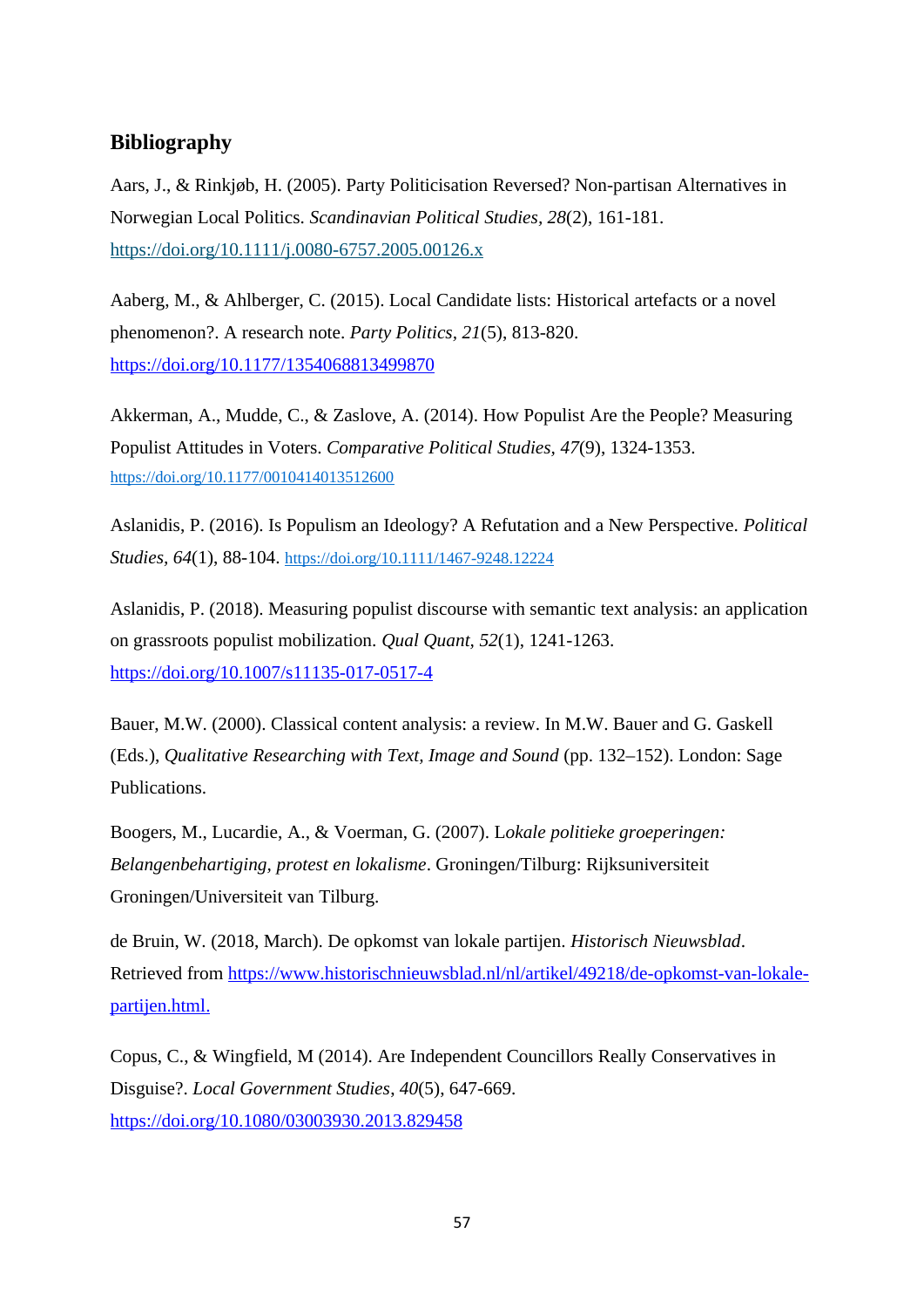## Bibliography

Aars, J., & Rinkjøb, H. (2005). Party Politicisation Reversed? Non-partisan Alternatives in Norwegian Local Politics. *Scandinavian Political Studies, 28*(2), 161-181. https://doi.org/10.1111/j.0080-6757.2005.00126.x

Aaberg, M., & Ahlberger, C. (2015). Local Candidate lists: Historical artefacts or a novel phenomenon?. A research note. *Party Politics, 21*(5), 813-820. https://doi.org/10.1177/1354068813499870

Akkerman, A., Mudde, C., & Zaslove, A. (2014). How Populist Are the People? Measuring Populist Attitudes in Voters. *Comparative Political Studies, 47*(9), 1324-1353. https://doi.org/10.1177/0010414013512600

Aslanidis, P. (2016). Is Populism an Ideology? A Refutation and a New Perspective. *Political Studies, 64*(1), 88-104. https://doi.org/10.1111/1467-9248.12224

Aslanidis, P. (2018). Measuring populist discourse with semantic text analysis: an application on grassroots populist mobilization. *Qual Quant, 52*(1), 1241-1263. https://doi.org/10.1007/s11135-017-0517-4

Bauer, M.W. (2000). Classical content analysis: a review. In M.W. Bauer and G. Gaskell (Eds.), *Qualitative Researching with Text, Image and Sound* (pp. 132–152). London: Sage Publications.

Boogers, M., Lucardie, A., & Voerman, G. (2007). *Lokale politieke groeperingen: Belangenbehartiging, protest en lokalisme*. Groningen/Tilburg: Rijksuniversiteit Groningen/Universiteit van Tilburg.

de Bruin, W. (2018, March). De opkomst van lokale partijen. *Historisch Nieuwsblad*. Retrieved from https://www.historischnieuwsblad.nl/nl/artikel/49218/de-opkomst-van-lokale-partijen.html.

Copus, C., & Wingfield, M (2014). Are Independent Councillors Really Conservatives in Disguise?. *Local Government Studies, 40*(5), 647-669. https://doi.org/10.1080/03003930.2013.829458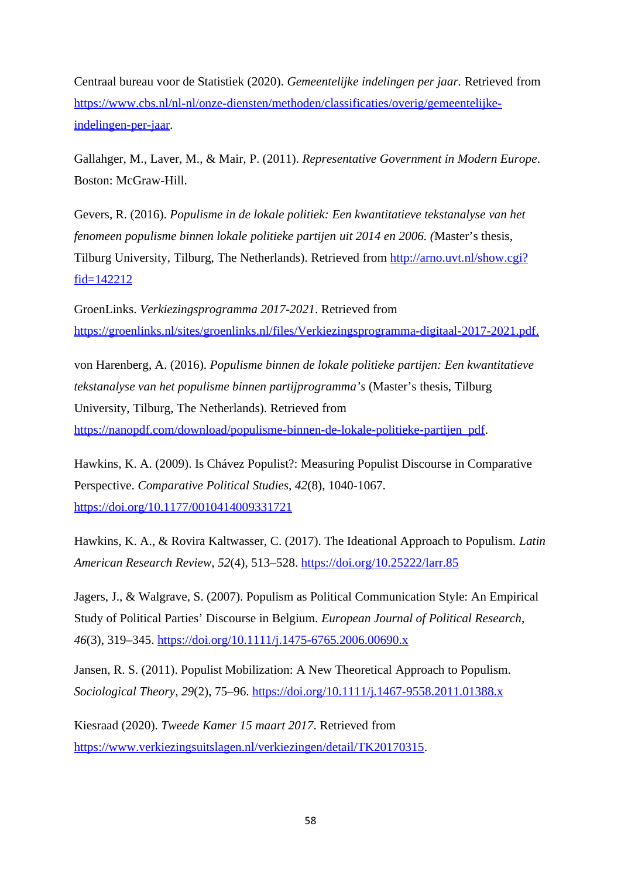Centraal bureau voor de Statistiek (2020). *Gemeentelijke indelingen per jaar.* Retrieved from https://www.cbs.nl/nl-nl/onze-diensten/methoden/classificaties/overig/gemeentelijke-indelingen-per-jaar.

Gallahger, M., Laver, M., & Mair, P. (2011). *Representative Government in Modern Europe*. Boston: McGraw-Hill.

Gevers, R. (2016). *Populisme in de lokale politiek: Een kwantitatieve tekstanalyse van het fenomeen populisme binnen lokale politieke partijen uit 2014 en 2006. (*Master's thesis, Tilburg University, Tilburg, The Netherlands). Retrieved from http://arno.uvt.nl/show.cgi?fid=142212

GroenLinks. *Verkiezingsprogramma 2017-2021*. Retrieved from https://groenlinks.nl/sites/groenlinks.nl/files/Verkiezingsprogramma-digitaal-2017-2021.pdf.

von Harenberg, A. (2016). *Populisme binnen de lokale politieke partijen: Een kwantitatieve tekstanalyse van het populisme binnen partijprogramma's* (Master's thesis, Tilburg University, Tilburg, The Netherlands). Retrieved from https://nanopdf.com/download/populisme-binnen-de-lokale-politieke-partijen_pdf.

Hawkins, K. A. (2009). Is Chávez Populist?: Measuring Populist Discourse in Comparative Perspective. *Comparative Political Studies*, *42*(8), 1040-1067. https://doi.org/10.1177/0010414009331721

Hawkins, K. A., & Rovira Kaltwasser, C. (2017). The Ideational Approach to Populism. *Latin American Research Review*, *52*(4), 513–528. https://doi.org/10.25222/larr.85

Jagers, J., & Walgrave, S. (2007). Populism as Political Communication Style: An Empirical Study of Political Parties' Discourse in Belgium. *European Journal of Political Research*, *46*(3), 319–345. https://doi.org/10.1111/j.1475-6765.2006.00690.x

Jansen, R. S. (2011). Populist Mobilization: A New Theoretical Approach to Populism. *Sociological Theory*, *29*(2), 75–96. https://doi.org/10.1111/j.1467-9558.2011.01388.x

Kiesraad (2020). *Tweede Kamer 15 maart 2017*. Retrieved from https://www.verkiezingsuitslagen.nl/verkiezingen/detail/TK20170315.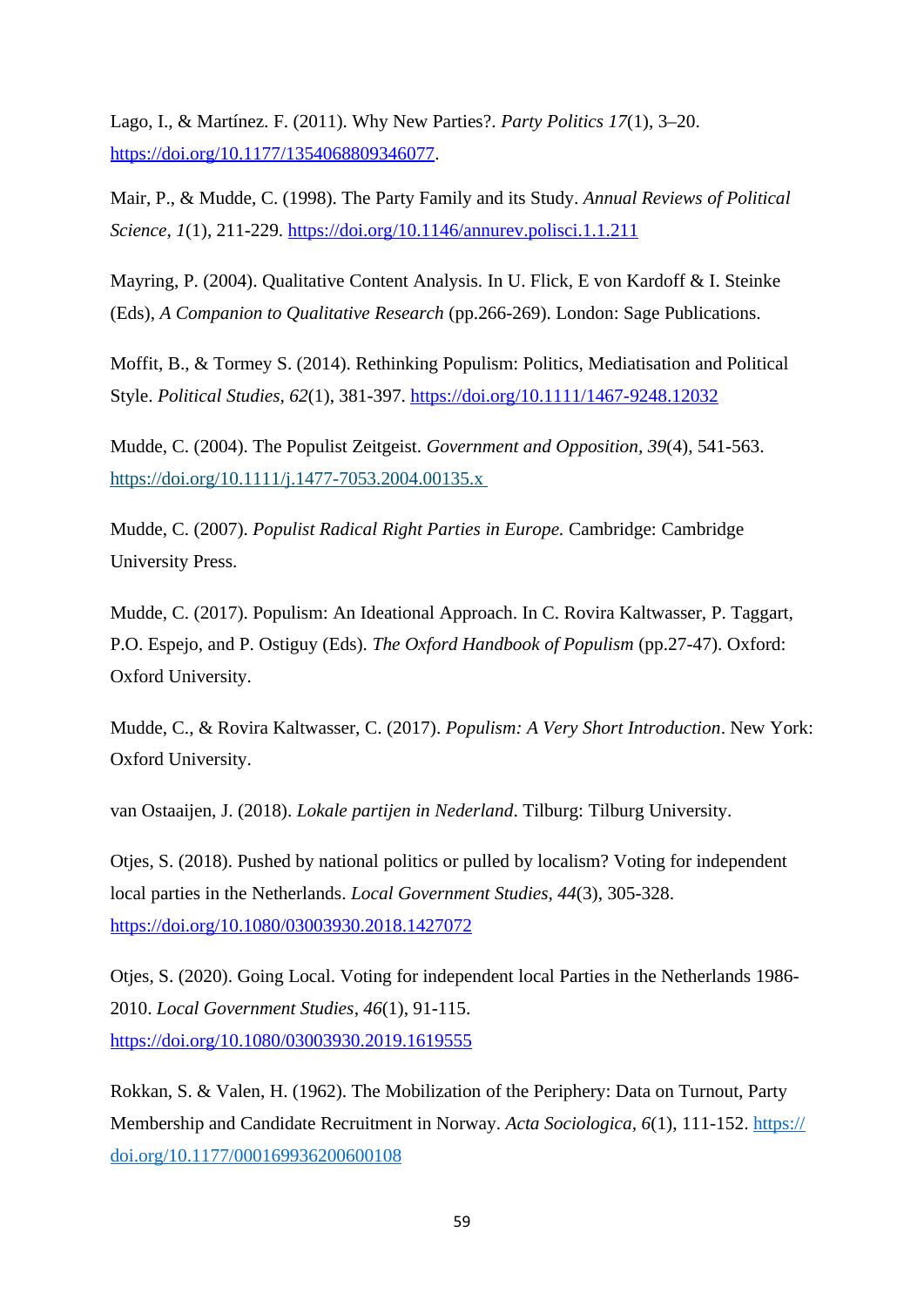Lago, I., & Martínez. F. (2011). Why New Parties?. *Party Politics 17*(1), 3–20. https://doi.org/10.1177/1354068809346077.

Mair, P., & Mudde, C. (1998). The Party Family and its Study. *Annual Reviews of Political Science, 1*(1), 211-229. https://doi.org/10.1146/annurev.polisci.1.1.211

Mayring, P. (2004). Qualitative Content Analysis. In U. Flick, E von Kardoff & I. Steinke (Eds), *A Companion to Qualitative Research* (pp.266-269). London: Sage Publications.

Moffit, B., & Tormey S. (2014). Rethinking Populism: Politics, Mediatisation and Political Style. *Political Studies, 62*(1), 381-397. https://doi.org/10.1111/1467-9248.12032

Mudde, C. (2004). The Populist Zeitgeist. *Government and Opposition, 39*(4), 541-563. https://doi.org/10.1111/j.1477-7053.2004.00135.x

Mudde, C. (2007). *Populist Radical Right Parties in Europe.* Cambridge: Cambridge University Press.

Mudde, C. (2017). Populism: An Ideational Approach. In C. Rovira Kaltwasser, P. Taggart, P.O. Espejo, and P. Ostiguy (Eds). *The Oxford Handbook of Populism* (pp.27-47). Oxford: Oxford University.

Mudde, C., & Rovira Kaltwasser, C. (2017). *Populism: A Very Short Introduction*. New York: Oxford University.

van Ostaaijen, J. (2018). *Lokale partijen in Nederland*. Tilburg: Tilburg University.

Otjes, S. (2018). Pushed by national politics or pulled by localism? Voting for independent local parties in the Netherlands. *Local Government Studies, 44*(3), 305-328. https://doi.org/10.1080/03003930.2018.1427072

Otjes, S. (2020). Going Local. Voting for independent local Parties in the Netherlands 1986-2010. *Local Government Studies*, *46*(1), 91-115. https://doi.org/10.1080/03003930.2019.1619555

Rokkan, S. & Valen, H. (1962). The Mobilization of the Periphery: Data on Turnout, Party Membership and Candidate Recruitment in Norway. *Acta Sociologica, 6*(1), 111-152. https://doi.org/10.1177/000169936200600108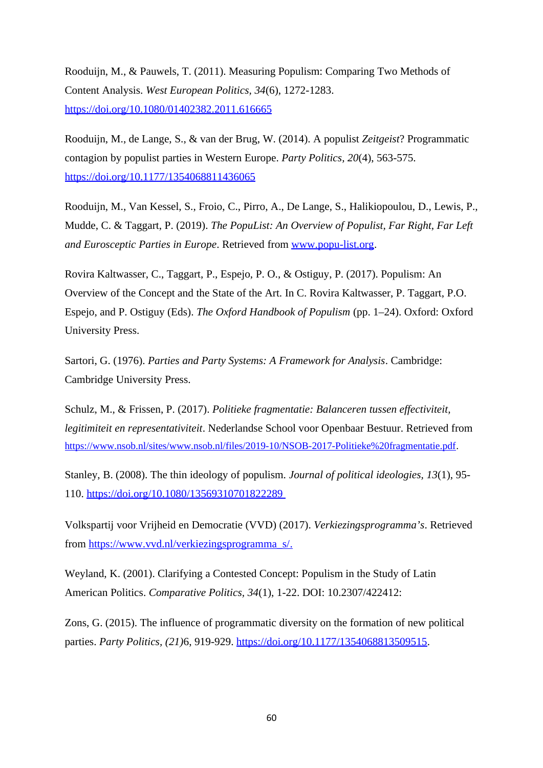Rooduijn, M., & Pauwels, T. (2011). Measuring Populism: Comparing Two Methods of Content Analysis. *West European Politics*, *34*(6), 1272-1283. https://doi.org/10.1080/01402382.2011.616665

Rooduijn, M., de Lange, S., & van der Brug, W. (2014). A populist *Zeitgeist*? Programmatic contagion by populist parties in Western Europe. *Party Politics*, *20*(4), 563-575. https://doi.org/10.1177/1354068811436065

Rooduijn, M., Van Kessel, S., Froio, C., Pirro, A., De Lange, S., Halikiopoulou, D., Lewis, P., Mudde, C. & Taggart, P. (2019). *The PopuList: An Overview of Populist, Far Right, Far Left and Eurosceptic Parties in Europe*. Retrieved from www.popu-list.org.

Rovira Kaltwasser, C., Taggart, P., Espejo, P. O., & Ostiguy, P. (2017). Populism: An Overview of the Concept and the State of the Art. In C. Rovira Kaltwasser, P. Taggart, P.O. Espejo, and P. Ostiguy (Eds). *The Oxford Handbook of Populism* (pp. 1–24). Oxford: Oxford University Press.

Sartori, G. (1976). *Parties and Party Systems: A Framework for Analysis*. Cambridge: Cambridge University Press.

Schulz, M., & Frissen, P. (2017). *Politieke fragmentatie: Balanceren tussen effectiviteit, legitimiteit en representativiteit*. Nederlandse School voor Openbaar Bestuur. Retrieved from https://www.nsob.nl/sites/www.nsob.nl/files/2019-10/NSOB-2017-Politieke%20fragmentatie.pdf.

Stanley, B. (2008). The thin ideology of populism. *Journal of political ideologies*, *13*(1), 95-110. https://doi.org/10.1080/13569310701822289

Volkspartij voor Vrijheid en Democratie (VVD) (2017). *Verkiezingsprogramma's*. Retrieved from https://www.vvd.nl/verkiezingsprogramma_s/.

Weyland, K. (2001). Clarifying a Contested Concept: Populism in the Study of Latin American Politics. *Comparative Politics*, *34*(1), 1-22. DOI: 10.2307/422412:

Zons, G. (2015). The influence of programmatic diversity on the formation of new political parties. *Party Politics*, *(21)*6, 919-929. https://doi.org/10.1177/1354068813509515.